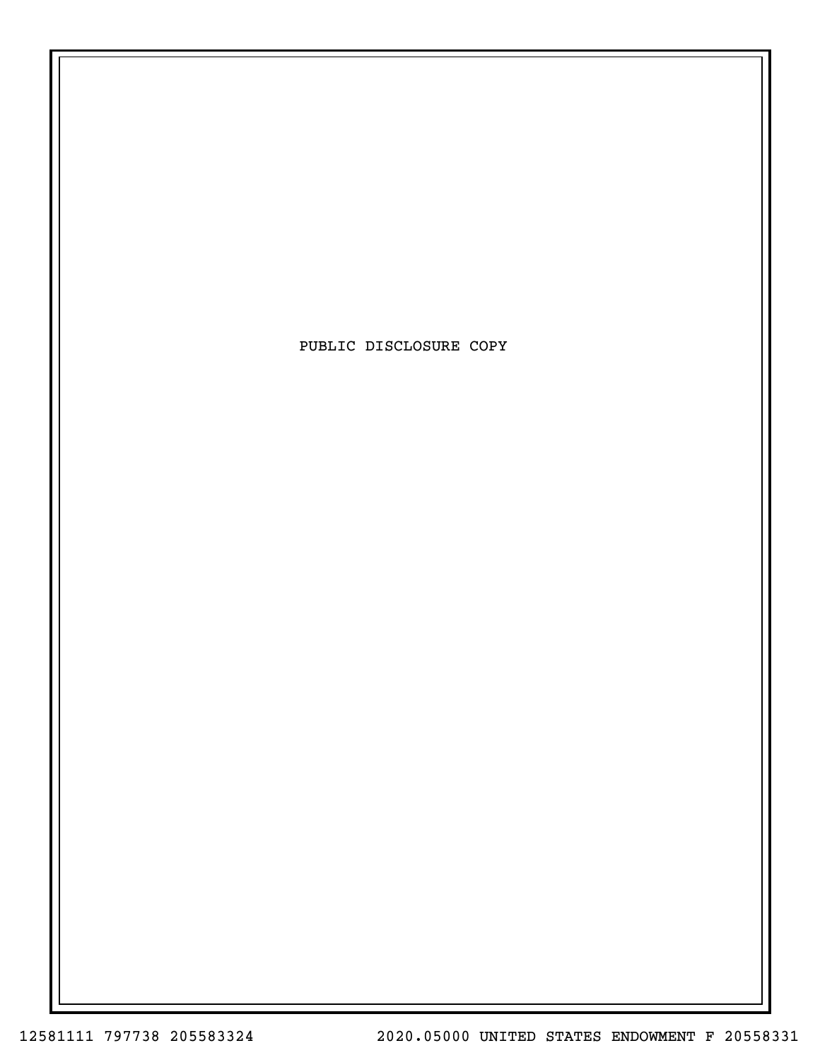PUBLIC DISCLOSURE COPY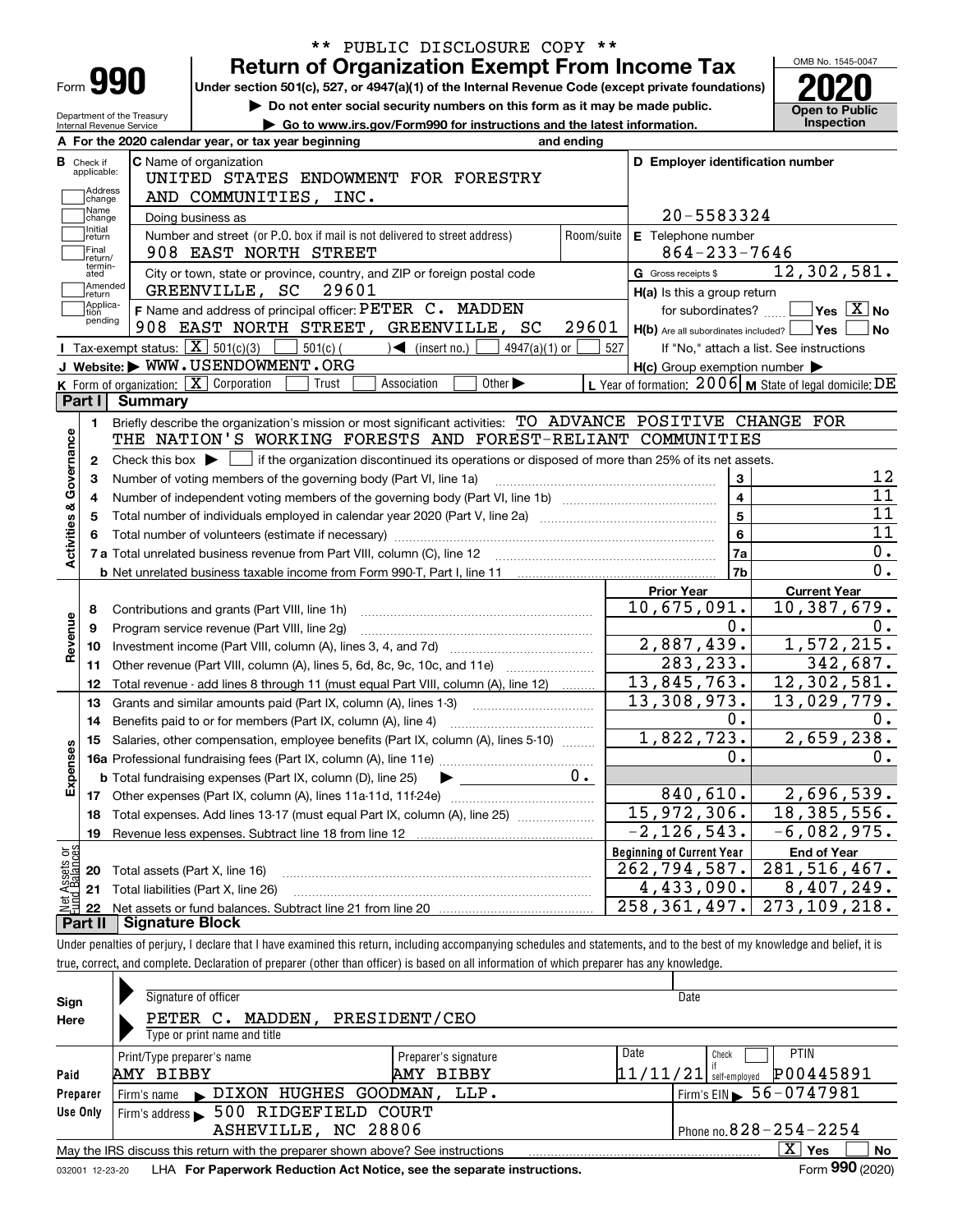\*\* PUBLIC DISCLOSURE COPY \*\*

# Form 990 — Return of Organization Exempt From Income Tax (2020)

Under section 501(c), 527, or 4947(a)(1) of the Internal Revenue Code (except private foundations)

▶ Do not enter social security numbers on this form as it may be made public.

▶ Go to www.irs.gov/Form990 for instructions and the latest information.

OMB No. 1545-0047 — Open to Public Inspection

Department of the Treasury, Internal Revenue Service

**A** For the 2020 calendar year, or tax year beginning and ending

**B** Check if applicable: Address change, Name change, Initial return, Final return/terminated, Amended return, Application pending

**C** Name of organization: UNITED STATES ENDOWMENT FOR FORESTRY AND COMMUNITIES, INC.

Doing business as

Number and street (or P.O. box if mail is not delivered to street address): 908 EAST NORTH STREET — Room/suite

City or town, state or province, country, and ZIP or foreign postal code: GREENVILLE, SC 29601

**D** Employer identification number: 20-5583324

**E** Telephone number: 864-233-7646

**G** Gross receipts $ 12,302,581.

**F** Name and address of principal officer: PETER C. MADDEN, 908 EAST NORTH STREET, GREENVILLE, SC 29601

**H(a)** Is this a group return for subordinates? Yes [ ] No [X]

**H(b)** Are all subordinates included? Yes [ ] No [ ] If "No," attach a list. See instructions

**H(c)** Group exemption number ▶

**I** Tax-exempt status: [X] 501(c)(3) [ ] 501(c) ( ) ◀ (insert no.) [ ] 4947(a)(1) or [ ] 527

**J** Website: ▶ WWW.USENDOWMENT.ORG

**K** Form of organization: [X] Corporation [ ] Trust [ ] Association [ ] Other ▶

**L** Year of formation: 2006 **M** State of legal domicile: DE

## Part I Summary

**Activities & Governance**

1 Briefly describe the organization's mission or most significant activities: TO ADVANCE POSITIVE CHANGE FOR THE NATION'S WORKING FORESTS AND FOREST-RELIANT COMMUNITIES

2 Check this box ▶ [ ] if the organization discontinued its operations or disposed of more than 25% of its net assets.

| | | | |
|---|---|---|---|
| 3 | Number of voting members of the governing body (Part VI, line 1a) | 3 | 12 |
| 4 | Number of independent voting members of the governing body (Part VI, line 1b) | 4 | 11 |
| 5 | Total number of individuals employed in calendar year 2020 (Part V, line 2a) | 5 | 11 |
| 6 | Total number of volunteers (estimate if necessary) | 6 | 11 |
| 7a | Total unrelated business revenue from Part VIII, column (C), line 12 | 7a | 0. |
| b | Net unrelated business taxable income from Form 990-T, Part I, line 11 | 7b | 0. |

| | | Prior Year | Current Year |
|---|---|---|---|
| **Revenue** | | | |
| 8 | Contributions and grants (Part VIII, line 1h) | 10,675,091. | 10,387,679. |
| 9 | Program service revenue (Part VIII, line 2g) | 0. | 0. |
| 10 | Investment income (Part VIII, column (A), lines 3, 4, and 7d) | 2,887,439. | 1,572,215. |
| 11 | Other revenue (Part VIII, column (A), lines 5, 6d, 8c, 9c, 10c, and 11e) | 283,233. | 342,687. |
| 12 | Total revenue - add lines 8 through 11 (must equal Part VIII, column (A), line 12) | 13,845,763. | 12,302,581. |
| **Expenses** | | | |
| 13 | Grants and similar amounts paid (Part IX, column (A), lines 1-3) | 13,308,973. | 13,029,779. |
| 14 | Benefits paid to or for members (Part IX, column (A), line 4) | 0. | 0. |
| 15 | Salaries, other compensation, employee benefits (Part IX, column (A), lines 5-10) | 1,822,723. | 2,659,238. |
| 16a | Professional fundraising fees (Part IX, column (A), line 11e) | 0. | 0. |
| b | Total fundraising expenses (Part IX, column (D), line 25) ▶ 0. | | |
| 17 | Other expenses (Part IX, column (A), lines 11a-11d, 11f-24e) | 840,610. | 2,696,539. |
| 18 | Total expenses. Add lines 13-17 (must equal Part IX, column (A), line 25) | 15,972,306. | 18,385,556. |
| 19 | Revenue less expenses. Subtract line 18 from line 12 | -2,126,543. | -6,082,975. |

| **Net Assets or Fund Balances** | | Beginning of Current Year | End of Year |
|---|---|---|---|
| 20 | Total assets (Part X, line 16) | 262,794,587. | 281,516,467. |
| 21 | Total liabilities (Part X, line 26) | 4,433,090. | 8,407,249. |
| 22 | Net assets or fund balances. Subtract line 21 from line 20 | 258,361,497. | 273,109,218. |

## Part II Signature Block

Under penalties of perjury, I declare that I have examined this return, including accompanying schedules and statements, and to the best of my knowledge and belief, it is true, correct, and complete. Declaration of preparer (other than officer) is based on all information of which preparer has any knowledge.

**Sign Here**

Signature of officer — Date

PETER C. MADDEN, PRESIDENT/CEO

Type or print name and title

**Paid Preparer Use Only**

| Print/Type preparer's name | Preparer's signature | Date | Check if self-employed | PTIN |
|---|---|---|---|---|
| AMY BIBBY | AMY BIBBY | 11/11/21 | [ ] | P00445891 |

Firm's name ▶ DIXON HUGHES GOODMAN, LLP. — Firm's EIN ▶ 56-0747981

Firm's address ▶ 500 RIDGEFIELD COURT, ASHEVILLE, NC 28806 — Phone no. 828-254-2254

May the IRS discuss this return with the preparer shown above? See instructions [X] Yes [ ] No

032001 12-23-20 LHA For Paperwork Reduction Act Notice, see the separate instructions. Form **990** (2020)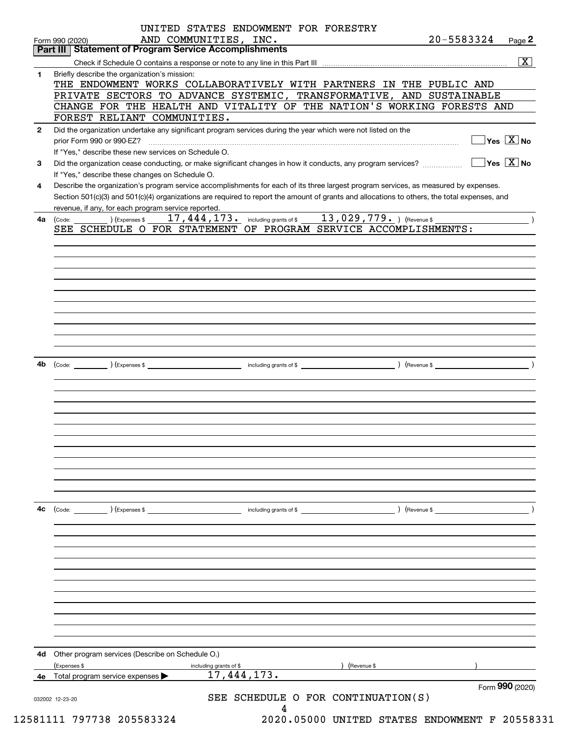UNITED STATES ENDOWMENT FOR FORESTRY AND COMMUNITIES, INC. 20-5583324

Form 990 (2020) Page 2

## Part III Statement of Program Service Accomplishments

Check if Schedule O contains a response or note to any line in this Part III ... [X]

**1** Briefly describe the organization's mission:

THE ENDOWMENT WORKS COLLABORATIVELY WITH PARTNERS IN THE PUBLIC AND PRIVATE SECTORS TO ADVANCE SYSTEMIC, TRANSFORMATIVE, AND SUSTAINABLE CHANGE FOR THE HEALTH AND VITALITY OF THE NATION'S WORKING FORESTS AND FOREST RELIANT COMMUNITIES.

**2** Did the organization undertake any significant program services during the year which were not listed on the prior Form 990 or 990-EZ? ... [ ] Yes [X] No

If "Yes," describe these new services on Schedule O.

**3** Did the organization cease conducting, or make significant changes in how it conducts, any program services? ... [ ] Yes [X] No

If "Yes," describe these changes on Schedule O.

**4** Describe the organization's program service accomplishments for each of its three largest program services, as measured by expenses. Section 501(c)(3) and 501(c)(4) organizations are required to report the amount of grants and allocations to others, the total expenses, and revenue, if any, for each program service reported.

**4a** (Code: ) (Expenses $ 17,444,173. including grants of $ 13,029,779. ) (Revenue $ )

SEE SCHEDULE O FOR STATEMENT OF PROGRAM SERVICE ACCOMPLISHMENTS:

**4b** (Code: ) (Expenses $ including grants of $ ) (Revenue $ )

**4c** (Code: ) (Expenses $ including grants of $ ) (Revenue $ )

**4d** Other program services (Describe on Schedule O.)

(Expenses $ including grants of $ ) (Revenue $ )

**4e** Total program service expenses ▶ 17,444,173.

Form **990** (2020)

SEE SCHEDULE O FOR CONTINUATION(S)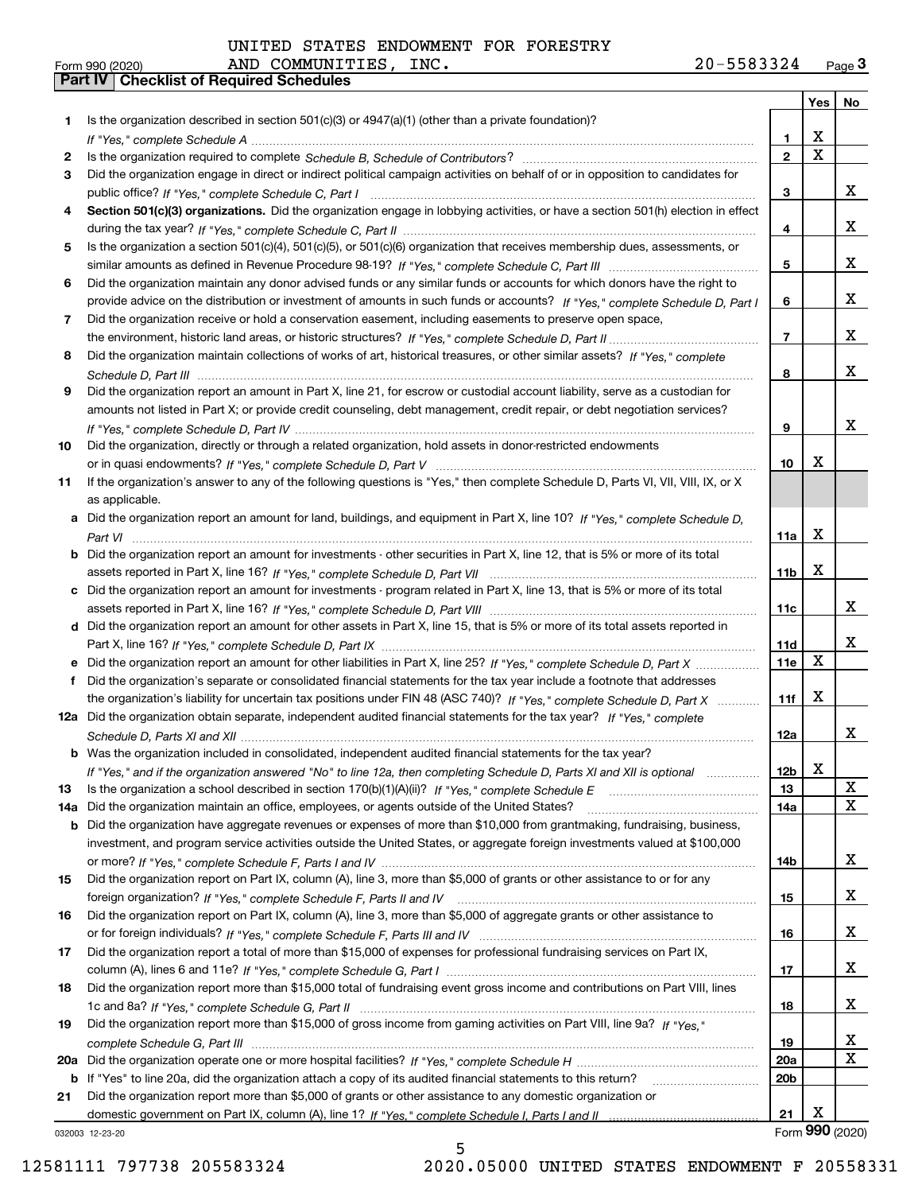UNITED STATES ENDOWMENT FOR FORESTRY AND COMMUNITIES, INC. 20-5583324

Form 990 (2020) Page **3**

**Part IV Checklist of Required Schedules**

| | | | Yes | No |
|---|---|---|---|---|
| **1** | Is the organization described in section 501(c)(3) or 4947(a)(1) (other than a private foundation)? *If "Yes," complete Schedule A* | **1** | X | |
| **2** | Is the organization required to complete *Schedule B, Schedule of Contributors*? | **2** | X | |
| **3** | Did the organization engage in direct or indirect political campaign activities on behalf of or in opposition to candidates for public office? *If "Yes," complete Schedule C, Part I* | **3** | | X |
| **4** | **Section 501(c)(3) organizations.** Did the organization engage in lobbying activities, or have a section 501(h) election in effect during the tax year? *If "Yes," complete Schedule C, Part II* | **4** | | X |
| **5** | Is the organization a section 501(c)(4), 501(c)(5), or 501(c)(6) organization that receives membership dues, assessments, or similar amounts as defined in Revenue Procedure 98-19? *If "Yes," complete Schedule C, Part III* | **5** | | X |
| **6** | Did the organization maintain any donor advised funds or any similar funds or accounts for which donors have the right to provide advice on the distribution or investment of amounts in such funds or accounts? *If "Yes," complete Schedule D, Part I* | **6** | | X |
| **7** | Did the organization receive or hold a conservation easement, including easements to preserve open space, the environment, historic land areas, or historic structures? *If "Yes," complete Schedule D, Part II* | **7** | | X |
| **8** | Did the organization maintain collections of works of art, historical treasures, or other similar assets? *If "Yes," complete Schedule D, Part III* | **8** | | X |
| **9** | Did the organization report an amount in Part X, line 21, for escrow or custodial account liability, serve as a custodian for amounts not listed in Part X; or provide credit counseling, debt management, credit repair, or debt negotiation services? *If "Yes," complete Schedule D, Part IV* | **9** | | X |
| **10** | Did the organization, directly or through a related organization, hold assets in donor-restricted endowments or in quasi endowments? *If "Yes," complete Schedule D, Part V* | **10** | X | |
| **11** | If the organization's answer to any of the following questions is "Yes," then complete Schedule D, Parts VI, VII, VIII, IX, or X as applicable. | | | |
| **a** | Did the organization report an amount for land, buildings, and equipment in Part X, line 10? *If "Yes," complete Schedule D, Part VI* | **11a** | X | |
| **b** | Did the organization report an amount for investments - other securities in Part X, line 12, that is 5% or more of its total assets reported in Part X, line 16? *If "Yes," complete Schedule D, Part VII* | **11b** | X | |
| **c** | Did the organization report an amount for investments - program related in Part X, line 13, that is 5% or more of its total assets reported in Part X, line 16? *If "Yes," complete Schedule D, Part VIII* | **11c** | | X |
| **d** | Did the organization report an amount for other assets in Part X, line 15, that is 5% or more of its total assets reported in Part X, line 16? *If "Yes," complete Schedule D, Part IX* | **11d** | | X |
| **e** | Did the organization report an amount for other liabilities in Part X, line 25? *If "Yes," complete Schedule D, Part X* | **11e** | X | |
| **f** | Did the organization's separate or consolidated financial statements for the tax year include a footnote that addresses the organization's liability for uncertain tax positions under FIN 48 (ASC 740)? *If "Yes," complete Schedule D, Part X* | **11f** | X | |
| **12a** | Did the organization obtain separate, independent audited financial statements for the tax year? *If "Yes," complete Schedule D, Parts XI and XII* | **12a** | | X |
| **b** | Was the organization included in consolidated, independent audited financial statements for the tax year? *If "Yes," and if the organization answered "No" to line 12a, then completing Schedule D, Parts XI and XII is optional* | **12b** | X | |
| **13** | Is the organization a school described in section 170(b)(1)(A)(ii)? *If "Yes," complete Schedule E* | **13** | | X |
| **14a** | Did the organization maintain an office, employees, or agents outside of the United States? | **14a** | | X |
| **b** | Did the organization have aggregate revenues or expenses of more than $10,000 from grantmaking, fundraising, business, investment, and program service activities outside the United States, or aggregate foreign investments valued at $100,000 or more? *If "Yes," complete Schedule F, Parts I and IV* | **14b** | | X |
| **15** | Did the organization report on Part IX, column (A), line 3, more than $5,000 of grants or other assistance to or for any foreign organization? *If "Yes," complete Schedule F, Parts II and IV* | **15** | | X |
| **16** | Did the organization report on Part IX, column (A), line 3, more than $5,000 of aggregate grants or other assistance to or for foreign individuals? *If "Yes," complete Schedule F, Parts III and IV* | **16** | | X |
| **17** | Did the organization report a total of more than $15,000 of expenses for professional fundraising services on Part IX, column (A), lines 6 and 11e? *If "Yes," complete Schedule G, Part I* | **17** | | X |
| **18** | Did the organization report more than $15,000 total of fundraising event gross income and contributions on Part VIII, lines 1c and 8a? *If "Yes," complete Schedule G, Part II* | **18** | | X |
| **19** | Did the organization report more than $15,000 of gross income from gaming activities on Part VIII, line 9a? *If "Yes," complete Schedule G, Part III* | **19** | | X |
| **20a** | Did the organization operate one or more hospital facilities? *If "Yes," complete Schedule H* | **20a** | | X |
| **b** | If "Yes" to line 20a, did the organization attach a copy of its audited financial statements to this return? | **20b** | | |
| **21** | Did the organization report more than $5,000 of grants or other assistance to any domestic organization or domestic government on Part IX, column (A), line 1? *If "Yes," complete Schedule I, Parts I and II* | **21** | X | |

032003 12-23-20 Form **990** (2020)

12581111 797738 205583324 2020.05000 UNITED STATES ENDOWMENT F 20558331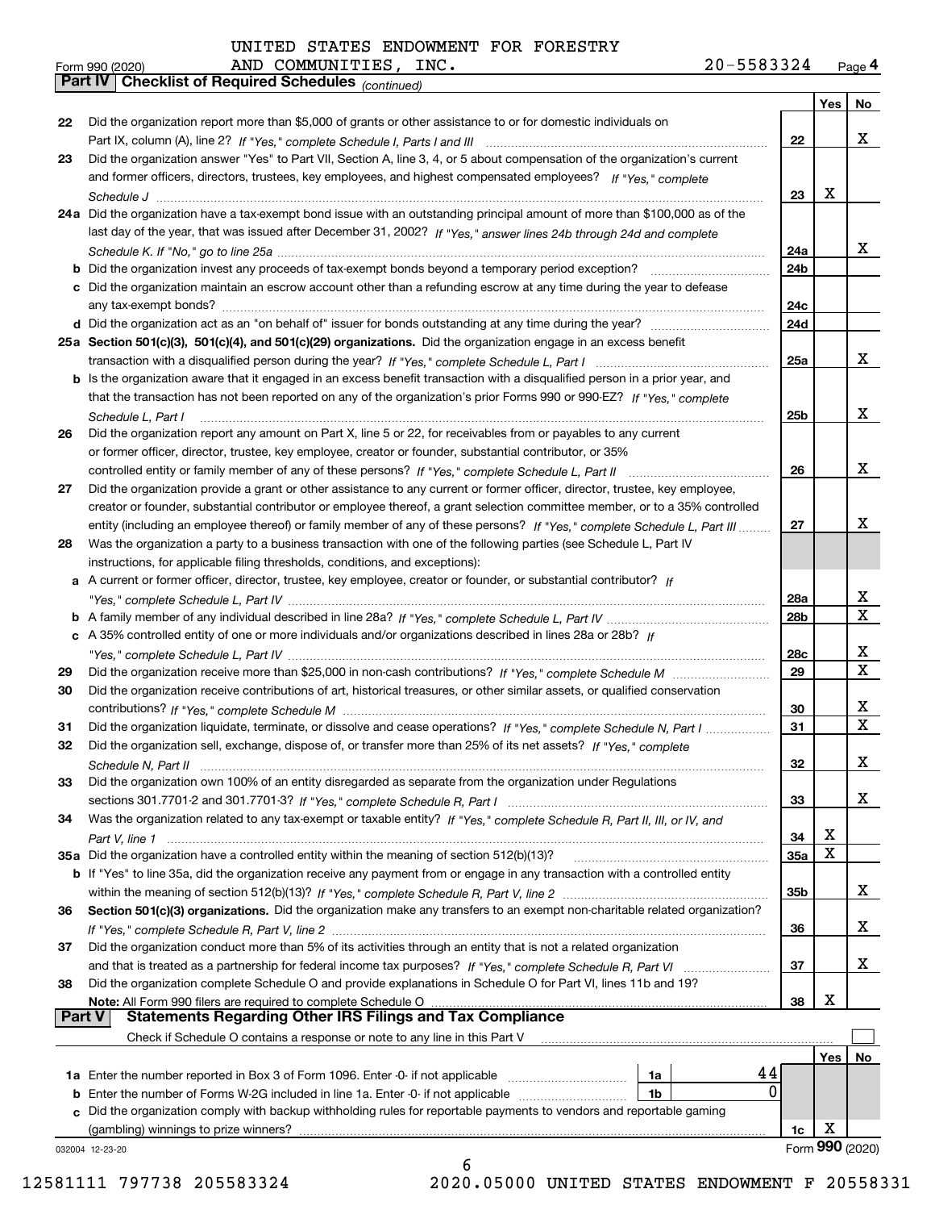UNITED STATES ENDOWMENT FOR FORESTRY AND COMMUNITIES, INC.

Form 990 (2020) 20-5583324 Page 4

**Part IV Checklist of Required Schedules** *(continued)*

| | | | Yes | No |
|---|---|---|---|---|
| 22 | Did the organization report more than $5,000 of grants or other assistance to or for domestic individuals on Part IX, column (A), line 2? *If "Yes," complete Schedule I, Parts I and III* | 22 | | X |
| 23 | Did the organization answer "Yes" to Part VII, Section A, line 3, 4, or 5 about compensation of the organization's current and former officers, directors, trustees, key employees, and highest compensated employees? *If "Yes," complete Schedule J* | 23 | X | |
| 24a | Did the organization have a tax-exempt bond issue with an outstanding principal amount of more than $100,000 as of the last day of the year, that was issued after December 31, 2002? *If "Yes," answer lines 24b through 24d and complete Schedule K. If "No," go to line 25a* | 24a | | X |
| b | Did the organization invest any proceeds of tax-exempt bonds beyond a temporary period exception? | 24b | | |
| c | Did the organization maintain an escrow account other than a refunding escrow at any time during the year to defease any tax-exempt bonds? | 24c | | |
| d | Did the organization act as an "on behalf of" issuer for bonds outstanding at any time during the year? | 24d | | |
| 25a | **Section 501(c)(3), 501(c)(4), and 501(c)(29) organizations.** Did the organization engage in an excess benefit transaction with a disqualified person during the year? *If "Yes," complete Schedule L, Part I* | 25a | | X |
| b | Is the organization aware that it engaged in an excess benefit transaction with a disqualified person in a prior year, and that the transaction has not been reported on any of the organization's prior Forms 990 or 990-EZ? *If "Yes," complete Schedule L, Part I* | 25b | | X |
| 26 | Did the organization report any amount on Part X, line 5 or 22, for receivables from or payables to any current or former officer, director, trustee, key employee, creator or founder, substantial contributor, or 35% controlled entity or family member of any of these persons? *If "Yes," complete Schedule L, Part II* | 26 | | X |
| 27 | Did the organization provide a grant or other assistance to any current or former officer, director, trustee, key employee, creator or founder, substantial contributor or employee thereof, a grant selection committee member, or to a 35% controlled entity (including an employee thereof) or family member of any of these persons? *If "Yes," complete Schedule L, Part III* | 27 | | X |
| 28 | Was the organization a party to a business transaction with one of the following parties (see Schedule L, Part IV instructions, for applicable filing thresholds, conditions, and exceptions): | | | |
| a | A current or former officer, director, trustee, key employee, creator or founder, or substantial contributor? *If "Yes," complete Schedule L, Part IV* | 28a | | X |
| b | A family member of any individual described in line 28a? *If "Yes," complete Schedule L, Part IV* | 28b | | X |
| c | A 35% controlled entity of one or more individuals and/or organizations described in lines 28a or 28b? *If "Yes," complete Schedule L, Part IV* | 28c | | X |
| 29 | Did the organization receive more than $25,000 in non-cash contributions? *If "Yes," complete Schedule M* | 29 | | X |
| 30 | Did the organization receive contributions of art, historical treasures, or other similar assets, or qualified conservation contributions? *If "Yes," complete Schedule M* | 30 | | X |
| 31 | Did the organization liquidate, terminate, or dissolve and cease operations? *If "Yes," complete Schedule N, Part I* | 31 | | X |
| 32 | Did the organization sell, exchange, dispose of, or transfer more than 25% of its net assets? *If "Yes," complete Schedule N, Part II* | 32 | | X |
| 33 | Did the organization own 100% of an entity disregarded as separate from the organization under Regulations sections 301.7701-2 and 301.7701-3? *If "Yes," complete Schedule R, Part I* | 33 | | X |
| 34 | Was the organization related to any tax-exempt or taxable entity? *If "Yes," complete Schedule R, Part II, III, or IV, and Part V, line 1* | 34 | X | |
| 35a | Did the organization have a controlled entity within the meaning of section 512(b)(13)? | 35a | X | |
| b | If "Yes" to line 35a, did the organization receive any payment from or engage in any transaction with a controlled entity within the meaning of section 512(b)(13)? *If "Yes," complete Schedule R, Part V, line 2* | 35b | | X |
| 36 | **Section 501(c)(3) organizations.** Did the organization make any transfers to an exempt non-charitable related organization? *If "Yes," complete Schedule R, Part V, line 2* | 36 | | X |
| 37 | Did the organization conduct more than 5% of its activities through an entity that is not a related organization and that is treated as a partnership for federal income tax purposes? *If "Yes," complete Schedule R, Part VI* | 37 | | X |
| 38 | Did the organization complete Schedule O and provide explanations in Schedule O for Part VI, lines 11b and 19? **Note:** All Form 990 filers are required to complete Schedule O | 38 | X | |

**Part V Statements Regarding Other IRS Filings and Tax Compliance**

Check if Schedule O contains a response or note to any line in this Part V ☐

| | | | | | Yes | No |
|---|---|---|---|---|---|---|
| 1a | Enter the number reported in Box 3 of Form 1096. Enter -0- if not applicable | 1a | 44 | | | |
| b | Enter the number of Forms W-2G included in line 1a. Enter -0- if not applicable | 1b | 0 | | | |
| c | Did the organization comply with backup withholding rules for reportable payments to vendors and reportable gaming (gambling) winnings to prize winners? | | | 1c | X | |

032004 12-23-20

Form 990 (2020)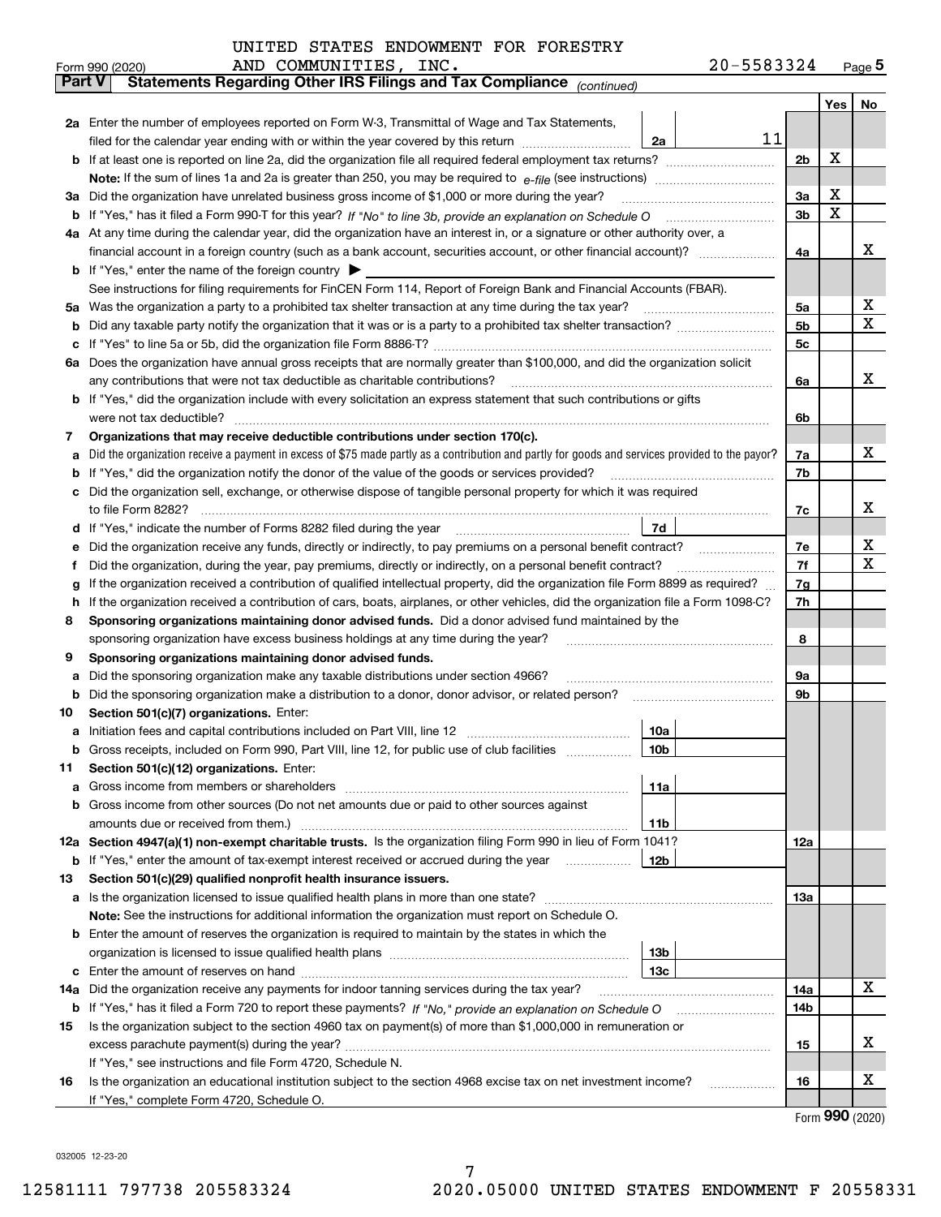UNITED STATES ENDOWMENT FOR FORESTRY AND COMMUNITIES, INC. 20-5583324

Form 990 (2020) Page 5

**Part V Statements Regarding Other IRS Filings and Tax Compliance** *(continued)*

| | | | | | Yes | No |
|---|---|---|---|---|---|---|
| **2a** | Enter the number of employees reported on Form W-3, Transmittal of Wage and Tax Statements, filed for the calendar year ending with or within the year covered by this return | 2a | 11 | | | |
| **b** | If at least one is reported on line 2a, did the organization file all required federal employment tax returns? | | | 2b | X | |
| | **Note:** If the sum of lines 1a and 2a is greater than 250, you may be required to *e-file* (see instructions) | | | | | |
| **3a** | Did the organization have unrelated business gross income of $1,000 or more during the year? | | | 3a | X | |
| **b** | If "Yes," has it filed a Form 990-T for this year? *If "No" to line 3b, provide an explanation on Schedule O* | | | 3b | X | |
| **4a** | At any time during the calendar year, did the organization have an interest in, or a signature or other authority over, a financial account in a foreign country (such as a bank account, securities account, or other financial account)? | | | 4a | | X |
| **b** | If "Yes," enter the name of the foreign country ▶ | | | | | |
| | See instructions for filing requirements for FinCEN Form 114, Report of Foreign Bank and Financial Accounts (FBAR). | | | | | |
| **5a** | Was the organization a party to a prohibited tax shelter transaction at any time during the tax year? | | | 5a | | X |
| **b** | Did any taxable party notify the organization that it was or is a party to a prohibited tax shelter transaction? | | | 5b | | X |
| **c** | If "Yes" to line 5a or 5b, did the organization file Form 8886-T? | | | 5c | | |
| **6a** | Does the organization have annual gross receipts that are normally greater than $100,000, and did the organization solicit any contributions that were not tax deductible as charitable contributions? | | | 6a | | X |
| **b** | If "Yes," did the organization include with every solicitation an express statement that such contributions or gifts were not tax deductible? | | | 6b | | |
| **7** | **Organizations that may receive deductible contributions under section 170(c).** | | | | | |
| **a** | Did the organization receive a payment in excess of $75 made partly as a contribution and partly for goods and services provided to the payor? | | | 7a | | X |
| **b** | If "Yes," did the organization notify the donor of the value of the goods or services provided? | | | 7b | | |
| **c** | Did the organization sell, exchange, or otherwise dispose of tangible personal property for which it was required to file Form 8282? | | | 7c | | X |
| **d** | If "Yes," indicate the number of Forms 8282 filed during the year | 7d | | | | |
| **e** | Did the organization receive any funds, directly or indirectly, to pay premiums on a personal benefit contract? | | | 7e | | X |
| **f** | Did the organization, during the year, pay premiums, directly or indirectly, on a personal benefit contract? | | | 7f | | X |
| **g** | If the organization received a contribution of qualified intellectual property, did the organization file Form 8899 as required? | | | 7g | | |
| **h** | If the organization received a contribution of cars, boats, airplanes, or other vehicles, did the organization file a Form 1098-C? | | | 7h | | |
| **8** | **Sponsoring organizations maintaining donor advised funds.** Did a donor advised fund maintained by the sponsoring organization have excess business holdings at any time during the year? | | | 8 | | |
| **9** | **Sponsoring organizations maintaining donor advised funds.** | | | | | |
| **a** | Did the sponsoring organization make any taxable distributions under section 4966? | | | 9a | | |
| **b** | Did the sponsoring organization make a distribution to a donor, donor advisor, or related person? | | | 9b | | |
| **10** | **Section 501(c)(7) organizations.** Enter: | | | | | |
| **a** | Initiation fees and capital contributions included on Part VIII, line 12 | 10a | | | | |
| **b** | Gross receipts, included on Form 990, Part VIII, line 12, for public use of club facilities | 10b | | | | |
| **11** | **Section 501(c)(12) organizations.** Enter: | | | | | |
| **a** | Gross income from members or shareholders | 11a | | | | |
| **b** | Gross income from other sources (Do not net amounts due or paid to other sources against amounts due or received from them.) | 11b | | | | |
| **12a** | **Section 4947(a)(1) non-exempt charitable trusts.** Is the organization filing Form 990 in lieu of Form 1041? | | | 12a | | |
| **b** | If "Yes," enter the amount of tax-exempt interest received or accrued during the year | 12b | | | | |
| **13** | **Section 501(c)(29) qualified nonprofit health insurance issuers.** | | | | | |
| **a** | Is the organization licensed to issue qualified health plans in more than one state? | | | 13a | | |
| | **Note:** See the instructions for additional information the organization must report on Schedule O. | | | | | |
| **b** | Enter the amount of reserves the organization is required to maintain by the states in which the organization is licensed to issue qualified health plans | 13b | | | | |
| **c** | Enter the amount of reserves on hand | 13c | | | | |
| **14a** | Did the organization receive any payments for indoor tanning services during the tax year? | | | 14a | | X |
| **b** | If "Yes," has it filed a Form 720 to report these payments? *If "No," provide an explanation on Schedule O* | | | 14b | | |
| **15** | Is the organization subject to the section 4960 tax on payment(s) of more than $1,000,000 in remuneration or excess parachute payment(s) during the year? | | | 15 | | X |
| | If "Yes," see instructions and file Form 4720, Schedule N. | | | | | |
| **16** | Is the organization an educational institution subject to the section 4968 excise tax on net investment income? | | | 16 | | X |
| | If "Yes," complete Form 4720, Schedule O. | | | | | |

Form **990** (2020)

032005 12-23-20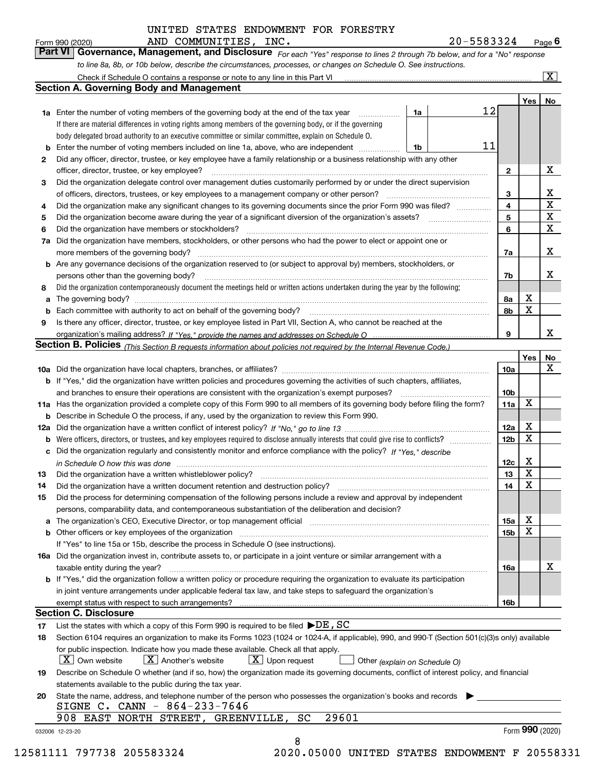UNITED STATES ENDOWMENT FOR FORESTRY AND COMMUNITIES, INC. 20-5583324

Form 990 (2020) Page 6

**Part VI Governance, Management, and Disclosure** *For each "Yes" response to lines 2 through 7b below, and for a "No" response to line 8a, 8b, or 10b below, describe the circumstances, processes, or changes on Schedule O. See instructions.*

Check if Schedule O contains a response or note to any line in this Part VI [X]

## Section A. Governing Body and Management

| | | | | Yes | No |
|---|---|---|---|---|---|
| 1a | Enter the number of voting members of the governing body at the end of the tax year. If there are material differences in voting rights among members of the governing body, or if the governing body delegated broad authority to an executive committee or similar committee, explain on Schedule O. | 1a | 12 | | |
| b | Enter the number of voting members included on line 1a, above, who are independent | 1b | 11 | | |
| 2 | Did any officer, director, trustee, or key employee have a family relationship or a business relationship with any other officer, director, trustee, or key employee? | | 2 | | X |
| 3 | Did the organization delegate control over management duties customarily performed by or under the direct supervision of officers, directors, trustees, or key employees to a management company or other person? | | 3 | | X |
| 4 | Did the organization make any significant changes to its governing documents since the prior Form 990 was filed? | | 4 | | X |
| 5 | Did the organization become aware during the year of a significant diversion of the organization's assets? | | 5 | | X |
| 6 | Did the organization have members or stockholders? | | 6 | | X |
| 7a | Did the organization have members, stockholders, or other persons who had the power to elect or appoint one or more members of the governing body? | | 7a | | X |
| b | Are any governance decisions of the organization reserved to (or subject to approval by) members, stockholders, or persons other than the governing body? | | 7b | | X |
| 8 | Did the organization contemporaneously document the meetings held or written actions undertaken during the year by the following: | | | | |
| a | The governing body? | | 8a | X | |
| b | Each committee with authority to act on behalf of the governing body? | | 8b | X | |
| 9 | Is there any officer, director, trustee, or key employee listed in Part VII, Section A, who cannot be reached at the organization's mailing address? *If "Yes," provide the names and addresses on Schedule O* | | 9 | | X |

## Section B. Policies *(This Section B requests information about policies not required by the Internal Revenue Code.)*

| | | | Yes | No |
|---|---|---|---|---|
| 10a | Did the organization have local chapters, branches, or affiliates? | 10a | | X |
| b | If "Yes," did the organization have written policies and procedures governing the activities of such chapters, affiliates, and branches to ensure their operations are consistent with the organization's exempt purposes? | 10b | | |
| 11a | Has the organization provided a complete copy of this Form 990 to all members of its governing body before filing the form? | 11a | X | |
| b | Describe in Schedule O the process, if any, used by the organization to review this Form 990. | | | |
| 12a | Did the organization have a written conflict of interest policy? *If "No," go to line 13* | 12a | X | |
| b | Were officers, directors, or trustees, and key employees required to disclose annually interests that could give rise to conflicts? | 12b | X | |
| c | Did the organization regularly and consistently monitor and enforce compliance with the policy? *If "Yes," describe in Schedule O how this was done* | 12c | X | |
| 13 | Did the organization have a written whistleblower policy? | 13 | X | |
| 14 | Did the organization have a written document retention and destruction policy? | 14 | X | |
| 15 | Did the process for determining compensation of the following persons include a review and approval by independent persons, comparability data, and contemporaneous substantiation of the deliberation and decision? | | | |
| a | The organization's CEO, Executive Director, or top management official | 15a | X | |
| b | Other officers or key employees of the organization | 15b | X | |
| | If "Yes" to line 15a or 15b, describe the process in Schedule O (see instructions). | | | |
| 16a | Did the organization invest in, contribute assets to, or participate in a joint venture or similar arrangement with a taxable entity during the year? | 16a | | X |
| b | If "Yes," did the organization follow a written policy or procedure requiring the organization to evaluate its participation in joint venture arrangements under applicable federal tax law, and take steps to safeguard the organization's exempt status with respect to such arrangements? | 16b | | |

## Section C. Disclosure

17 List the states with which a copy of this Form 990 is required to be filed ▶ DE, SC

18 Section 6104 requires an organization to make its Forms 1023 (1024 or 1024-A, if applicable), 990, and 990-T (Section 501(c)(3)s only) available for public inspection. Indicate how you made these available. Check all that apply.

[X] Own website [X] Another's website [X] Upon request [ ] Other *(explain on Schedule O)*

19 Describe on Schedule O whether (and if so, how) the organization made its governing documents, conflict of interest policy, and financial statements available to the public during the tax year.

20 State the name, address, and telephone number of the person who possesses the organization's books and records ▶

SIGNE C. CANN - 864-233-7646

908 EAST NORTH STREET, GREENVILLE, SC 29601

032006 12-23-20 Form 990 (2020)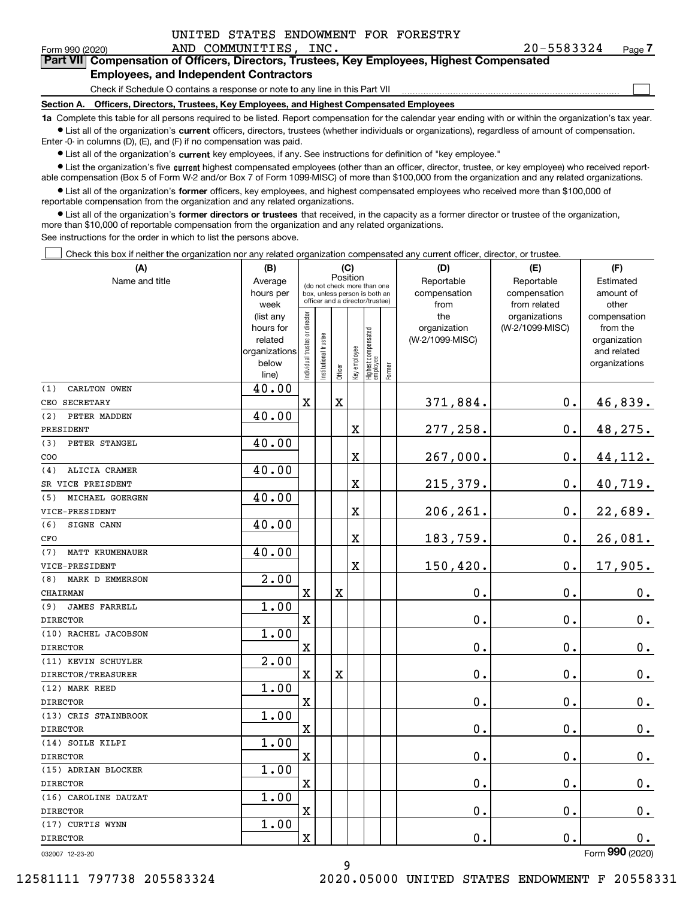UNITED STATES ENDOWMENT FOR FORESTRY AND COMMUNITIES, INC. 20-5583324

Form 990 (2020) Page **7**

## Part VII Compensation of Officers, Directors, Trustees, Key Employees, Highest Compensated Employees, and Independent Contractors

Check if Schedule O contains a response or note to any line in this Part VII ☐

**Section A. Officers, Directors, Trustees, Key Employees, and Highest Compensated Employees**

**1a** Complete this table for all persons required to be listed. Report compensation for the calendar year ending with or within the organization's tax year.

- List all of the organization's **current** officers, directors, trustees (whether individuals or organizations), regardless of amount of compensation. Enter -0- in columns (D), (E), and (F) if no compensation was paid.
- List all of the organization's **current** key employees, if any. See instructions for definition of "key employee."
- List the organization's five **current** highest compensated employees (other than an officer, director, trustee, or key employee) who received reportable compensation (Box 5 of Form W-2 and/or Box 7 of Form 1099-MISC) of more than $100,000 from the organization and any related organizations.
- List all of the organization's **former** officers, key employees, and highest compensated employees who received more than $100,000 of reportable compensation from the organization and any related organizations.
- List all of the organization's **former directors or trustees** that received, in the capacity as a former director or trustee of the organization, more than $10,000 of reportable compensation from the organization and any related organizations.

See instructions for the order in which to list the persons above.

☐ Check this box if neither the organization nor any related organization compensated any current officer, director, or trustee.

| (A) Name and title | (B) Average hours per week (list any hours for related organizations below line) | (C) Position: Individual trustee or director | Institutional trustee | Officer | Key employee | Highest compensated employee | Former | (D) Reportable compensation from the organization (W-2/1099-MISC) | (E) Reportable compensation from related organizations (W-2/1099-MISC) | (F) Estimated amount of other compensation from the organization and related organizations |
|---|---|---|---|---|---|---|---|---|---|---|
| (1) CARLTON OWEN<br>CEO SECRETARY | 40.00 | X | | X | | | | 371,884. | 0. | 46,839. |
| (2) PETER MADDEN<br>PRESIDENT | 40.00 | | | | X | | | 277,258. | 0. | 48,275. |
| (3) PETER STANGEL<br>COO | 40.00 | | | | X | | | 267,000. | 0. | 44,112. |
| (4) ALICIA CRAMER<br>SR VICE PREISDENT | 40.00 | | | | X | | | 215,379. | 0. | 40,719. |
| (5) MICHAEL GOERGEN<br>VICE-PRESIDENT | 40.00 | | | | X | | | 206,261. | 0. | 22,689. |
| (6) SIGNE CANN<br>CFO | 40.00 | | | | X | | | 183,759. | 0. | 26,081. |
| (7) MATT KRUMENAUER<br>VICE-PRESIDENT | 40.00 | | | | X | | | 150,420. | 0. | 17,905. |
| (8) MARK D EMMERSON<br>CHAIRMAN | 2.00 | X | | X | | | | 0. | 0. | 0. |
| (9) JAMES FARRELL<br>DIRECTOR | 1.00 | X | | | | | | 0. | 0. | 0. |
| (10) RACHEL JACOBSON<br>DIRECTOR | 1.00 | X | | | | | | 0. | 0. | 0. |
| (11) KEVIN SCHUYLER<br>DIRECTOR/TREASURER | 2.00 | X | | X | | | | 0. | 0. | 0. |
| (12) MARK REED<br>DIRECTOR | 1.00 | X | | | | | | 0. | 0. | 0. |
| (13) CRIS STAINBROOK<br>DIRECTOR | 1.00 | X | | | | | | 0. | 0. | 0. |
| (14) SOILE KILPI<br>DIRECTOR | 1.00 | X | | | | | | 0. | 0. | 0. |
| (15) ADRIAN BLOCKER<br>DIRECTOR | 1.00 | X | | | | | | 0. | 0. | 0. |
| (16) CAROLINE DAUZAT<br>DIRECTOR | 1.00 | X | | | | | | 0. | 0. | 0. |
| (17) CURTIS WYNN<br>DIRECTOR | 1.00 | X | | | | | | 0. | 0. | 0. |

032007 12-23-20

Form **990** (2020)

12581111 797738 205583324 2020.05000 UNITED STATES ENDOWMENT F 20558331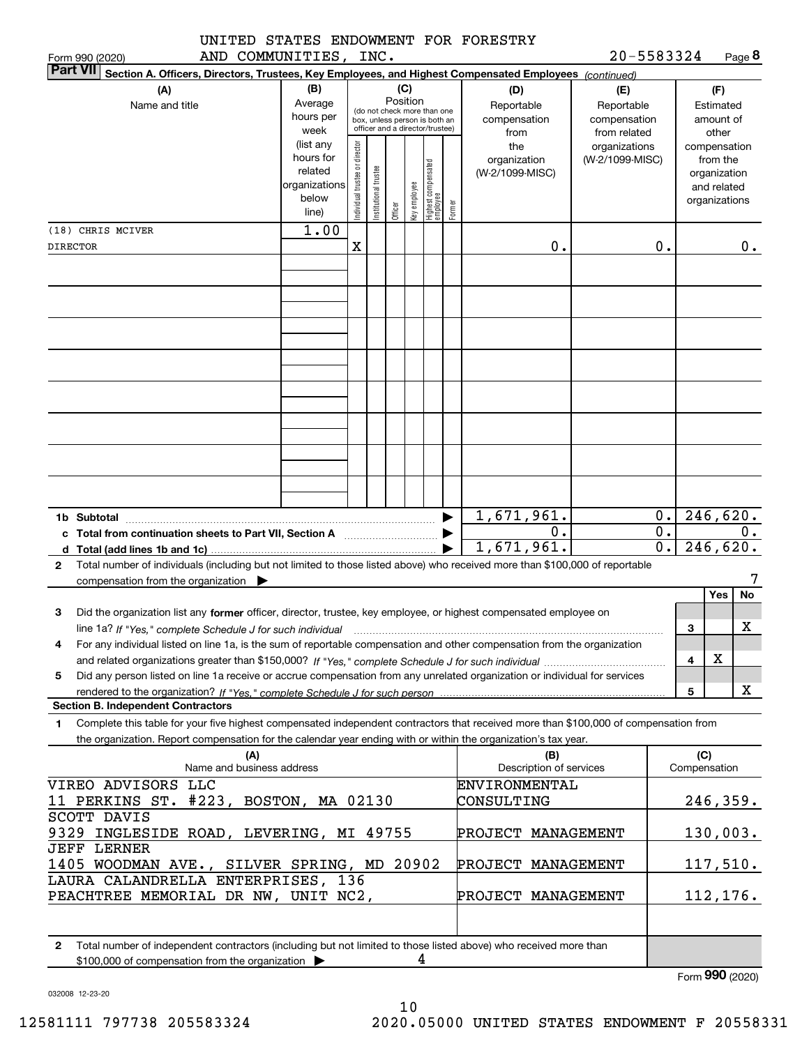UNITED STATES ENDOWMENT FOR FORESTRY AND COMMUNITIES, INC. 20-5583324

Form 990 (2020) Page **8**

**Part VII** **Section A. Officers, Directors, Trustees, Key Employees, and Highest Compensated Employees** *(continued)*

| (A) Name and title | (B) Average hours per week (list any hours for related organizations below line) | (C) Position: Individual trustee or director | Institutional trustee | Officer | Key employee | Highest compensated employee | Former | (D) Reportable compensation from the organization (W-2/1099-MISC) | (E) Reportable compensation from related organizations (W-2/1099-MISC) | (F) Estimated amount of other compensation from the organization and related organizations |
|---|---|---|---|---|---|---|---|---|---|---|
| (18) CHRIS MCIVER<br>DIRECTOR | 1.00 | X | | | | | | 0. | 0. | 0. |

| | (D) | (E) | (F) |
|---|---|---|---|
| **1b Subtotal** | 1,671,961. | 0. | 246,620. |
| **c Total from continuation sheets to Part VII, Section A** | 0. | 0. | 0. |
| **d Total (add lines 1b and 1c)** | 1,671,961. | 0. | 246,620. |

**2** Total number of individuals (including but not limited to those listed above) who received more than $100,000 of reportable compensation from the organization ▶ 7

| | | Yes | No |
|---|---|---|---|
| **3** Did the organization list any **former** officer, director, trustee, key employee, or highest compensated employee on line 1a? *If "Yes," complete Schedule J for such individual* | 3 | | X |
| **4** For any individual listed on line 1a, is the sum of reportable compensation and other compensation from the organization and related organizations greater than $150,000? *If "Yes," complete Schedule J for such individual* | 4 | X | |
| **5** Did any person listed on line 1a receive or accrue compensation from any unrelated organization or individual for services rendered to the organization? *If "Yes," complete Schedule J for such person* | 5 | | X |

**Section B. Independent Contractors**

**1** Complete this table for your five highest compensated independent contractors that received more than $100,000 of compensation from the organization. Report compensation for the calendar year ending with or within the organization's tax year.

| (A) Name and business address | (B) Description of services | (C) Compensation |
|---|---|---|
| VIREO ADVISORS LLC<br>11 PERKINS ST. #223, BOSTON, MA 02130 | ENVIRONMENTAL CONSULTING | 246,359. |
| SCOTT DAVIS<br>9329 INGLESIDE ROAD, LEVERING, MI 49755 | PROJECT MANAGEMENT | 130,003. |
| JEFF LERNER<br>1405 WOODMAN AVE., SILVER SPRING, MD 20902 | PROJECT MANAGEMENT | 117,510. |
| LAURA CALANDRELLA ENTERPRISES, 136<br>PEACHTREE MEMORIAL DR NW, UNIT NC2, | PROJECT MANAGEMENT | 112,176. |
| | | |

**2** Total number of independent contractors (including but not limited to those listed above) who received more than $100,000 of compensation from the organization ▶ 4

Form **990** (2020)

032008 12-23-20

12581111 797738 205583324 2020.05000 UNITED STATES ENDOWMENT F 20558331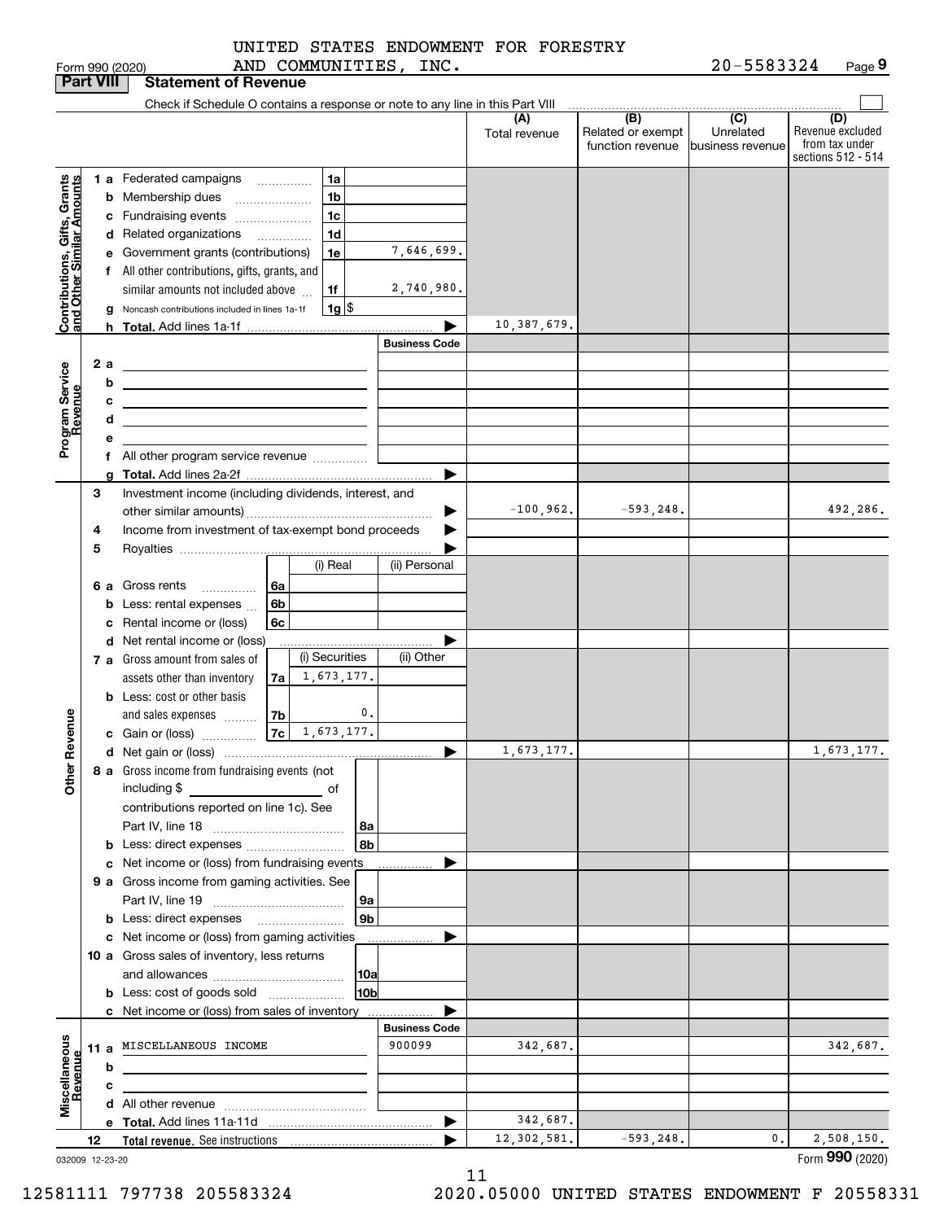UNITED STATES ENDOWMENT FOR FORESTRY AND COMMUNITIES, INC. 20-5583324

Form 990 (2020) Page 9

**Part VIII Statement of Revenue**

Check if Schedule O contains a response or note to any line in this Part VIII

| | | | (A) Total revenue | (B) Related or exempt function revenue | (C) Unrelated business revenue | (D) Revenue excluded from tax under sections 512 - 514 |
|---|---|---|---|---|---|---|
| **Contributions, Gifts, Grants and Other Similar Amounts** | 1a Federated campaigns | 1a | | | | |
| | b Membership dues | 1b | | | | |
| | c Fundraising events | 1c | | | | |
| | d Related organizations | 1d | | | | |
| | e Government grants (contributions) | 1e 7,646,699. | | | | |
| | f All other contributions, gifts, grants, and similar amounts not included above | 1f 2,740,980. | | | | |
| | g Noncash contributions included in lines 1a-1f | 1g $ | | | | |
| | h Total. Add lines 1a-1f | | 10,387,679. | | | |
| **Program Service Revenue** | | Business Code | | | | |
| | 2a | | | | | |
| | b | | | | | |
| | c | | | | | |
| | d | | | | | |
| | e | | | | | |
| | f All other program service revenue | | | | | |
| | g Total. Add lines 2a-2f | | | | | |
| **Other Revenue** | 3 Investment income (including dividends, interest, and other similar amounts) | | -100,962. | -593,248. | | 492,286. |
| | 4 Income from investment of tax-exempt bond proceeds | | | | | |
| | 5 Royalties | | | | | |
| | 6a Gross rents — 6a — (i) Real / (ii) Personal | | | | | |
| | b Less: rental expenses — 6b | | | | | |
| | c Rental income or (loss) — 6c | | | | | |
| | d Net rental income or (loss) | | | | | |
| | 7a Gross amount from sales of assets other than inventory — 7a — (i) Securities 1,673,177. / (ii) Other | | | | | |
| | b Less: cost or other basis and sales expenses — 7b — (i) 0. | | | | | |
| | c Gain or (loss) — 7c — (i) 1,673,177. | | | | | |
| | d Net gain or (loss) | | 1,673,177. | | | 1,673,177. |
| | 8a Gross income from fundraising events (not including $ of contributions reported on line 1c). See Part IV, line 18 | 8a | | | | |
| | b Less: direct expenses | 8b | | | | |
| | c Net income or (loss) from fundraising events | | | | | |
| | 9a Gross income from gaming activities. See Part IV, line 19 | 9a | | | | |
| | b Less: direct expenses | 9b | | | | |
| | c Net income or (loss) from gaming activities | | | | | |
| | 10a Gross sales of inventory, less returns and allowances | 10a | | | | |
| | b Less: cost of goods sold | 10b | | | | |
| | c Net income or (loss) from sales of inventory | | | | | |
| **Miscellaneous Revenue** | | Business Code | | | | |
| | 11a MISCELLANEOUS INCOME | 900099 | 342,687. | | | 342,687. |
| | b | | | | | |
| | c | | | | | |
| | d All other revenue | | | | | |
| | e Total. Add lines 11a-11d | | 342,687. | | | |
| | 12 Total revenue. See instructions | | 12,302,581. | -593,248. | 0. | 2,508,150. |

032009 12-23-20 Form 990 (2020)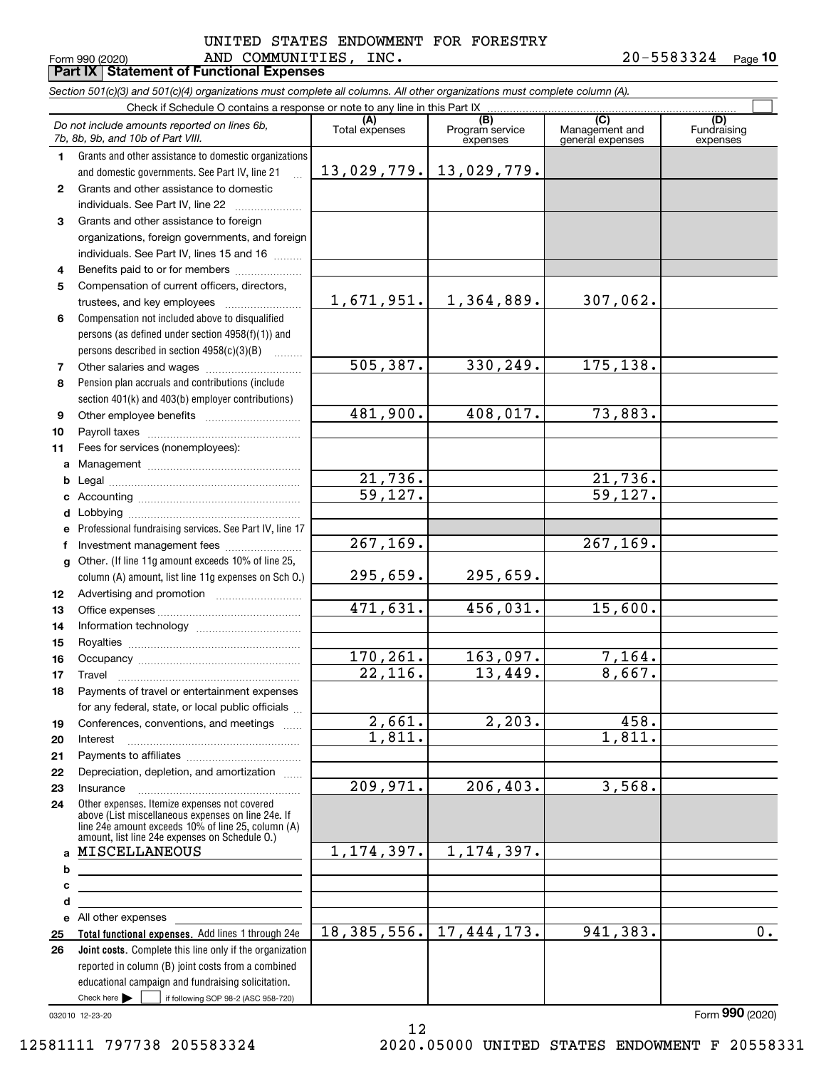UNITED STATES ENDOWMENT FOR FORESTRY AND COMMUNITIES, INC. 20-5583324

Form 990 (2020) Page **10**

## Part IX Statement of Functional Expenses

*Section 501(c)(3) and 501(c)(4) organizations must complete all columns. All other organizations must complete column (A).*

Check if Schedule O contains a response or note to any line in this Part IX ☐

| | *Do not include amounts reported on lines 6b, 7b, 8b, 9b, and 10b of Part VIII.* | (A) Total expenses | (B) Program service expenses | (C) Management and general expenses | (D) Fundraising expenses |
|---|---|---|---|---|---|
| 1 | Grants and other assistance to domestic organizations and domestic governments. See Part IV, line 21 | 13,029,779. | 13,029,779. | | |
| 2 | Grants and other assistance to domestic individuals. See Part IV, line 22 | | | | |
| 3 | Grants and other assistance to foreign organizations, foreign governments, and foreign individuals. See Part IV, lines 15 and 16 | | | | |
| 4 | Benefits paid to or for members | | | | |
| 5 | Compensation of current officers, directors, trustees, and key employees | 1,671,951. | 1,364,889. | 307,062. | |
| 6 | Compensation not included above to disqualified persons (as defined under section 4958(f)(1)) and persons described in section 4958(c)(3)(B) | | | | |
| 7 | Other salaries and wages | 505,387. | 330,249. | 175,138. | |
| 8 | Pension plan accruals and contributions (include section 401(k) and 403(b) employer contributions) | | | | |
| 9 | Other employee benefits | 481,900. | 408,017. | 73,883. | |
| 10 | Payroll taxes | | | | |
| 11 | Fees for services (nonemployees): | | | | |
| a | Management | | | | |
| b | Legal | 21,736. | | 21,736. | |
| c | Accounting | 59,127. | | 59,127. | |
| d | Lobbying | | | | |
| e | Professional fundraising services. See Part IV, line 17 | | | | |
| f | Investment management fees | 267,169. | | 267,169. | |
| g | Other. (If line 11g amount exceeds 10% of line 25, column (A) amount, list line 11g expenses on Sch O.) | 295,659. | 295,659. | | |
| 12 | Advertising and promotion | | | | |
| 13 | Office expenses | 471,631. | 456,031. | 15,600. | |
| 14 | Information technology | | | | |
| 15 | Royalties | | | | |
| 16 | Occupancy | 170,261. | 163,097. | 7,164. | |
| 17 | Travel | 22,116. | 13,449. | 8,667. | |
| 18 | Payments of travel or entertainment expenses for any federal, state, or local public officials | | | | |
| 19 | Conferences, conventions, and meetings | 2,661. | 2,203. | 458. | |
| 20 | Interest | 1,811. | | 1,811. | |
| 21 | Payments to affiliates | | | | |
| 22 | Depreciation, depletion, and amortization | | | | |
| 23 | Insurance | 209,971. | 206,403. | 3,568. | |
| 24 | Other expenses. Itemize expenses not covered above (List miscellaneous expenses on line 24e. If line 24e amount exceeds 10% of line 25, column (A) amount, list line 24e expenses on Schedule O.) | | | | |
| a | MISCELLANEOUS | 1,174,397. | 1,174,397. | | |
| b | | | | | |
| c | | | | | |
| d | | | | | |
| e | All other expenses | | | | |
| 25 | **Total functional expenses.** Add lines 1 through 24e | 18,385,556. | 17,444,173. | 941,383. | 0. |
| 26 | **Joint costs.** Complete this line only if the organization reported in column (B) joint costs from a combined educational campaign and fundraising solicitation. Check here ☐ if following SOP 98-2 (ASC 958-720) | | | | |

032010 12-23-20

Form **990** (2020)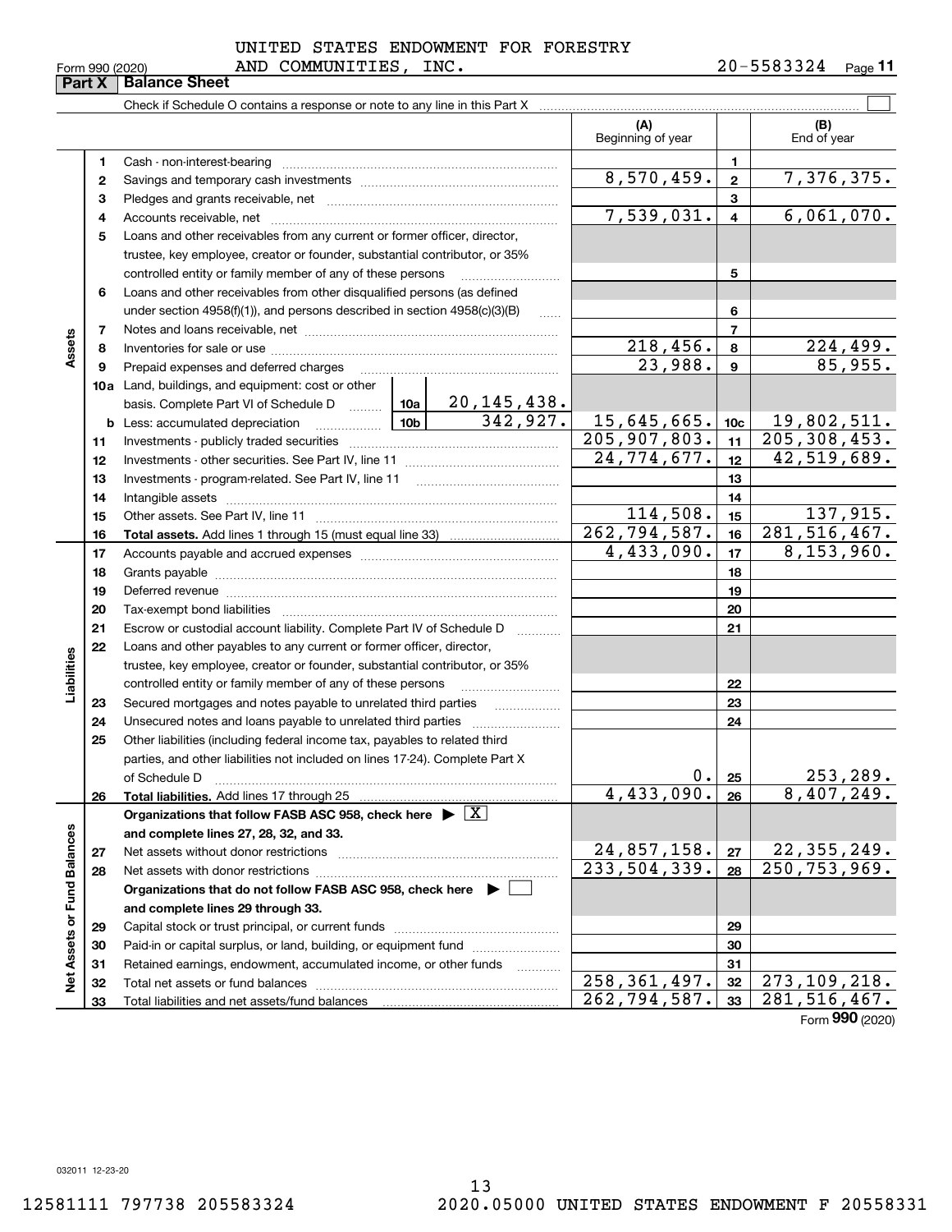UNITED STATES ENDOWMENT FOR FORESTRY AND COMMUNITIES, INC. 20-5583324

Form 990 (2020)

## Part X Balance Sheet

Check if Schedule O contains a response or note to any line in this Part X ☐

| | | | | (A) Beginning of year | | (B) End of year |
|---|---|---|---|---|---|---|
| **Assets** | 1 | Cash - non-interest-bearing | | | 1 | |
| | 2 | Savings and temporary cash investments | | 8,570,459. | 2 | 7,376,375. |
| | 3 | Pledges and grants receivable, net | | | 3 | |
| | 4 | Accounts receivable, net | | 7,539,031. | 4 | 6,061,070. |
| | 5 | Loans and other receivables from any current or former officer, director, trustee, key employee, creator or founder, substantial contributor, or 35% controlled entity or family member of any of these persons | | | 5 | |
| | 6 | Loans and other receivables from other disqualified persons (as defined under section 4958(f)(1)), and persons described in section 4958(c)(3)(B) | | | 6 | |
| | 7 | Notes and loans receivable, net | | | 7 | |
| | 8 | Inventories for sale or use | | 218,456. | 8 | 224,499. |
| | 9 | Prepaid expenses and deferred charges | | 23,988. | 9 | 85,955. |
| | 10a | Land, buildings, and equipment: cost or other basis. Complete Part VI of Schedule D | 10a 20,145,438. | | | |
| | b | Less: accumulated depreciation | 10b 342,927. | 15,645,665. | 10c | 19,802,511. |
| | 11 | Investments - publicly traded securities | | 205,907,803. | 11 | 205,308,453. |
| | 12 | Investments - other securities. See Part IV, line 11 | | 24,774,677. | 12 | 42,519,689. |
| | 13 | Investments - program-related. See Part IV, line 11 | | | 13 | |
| | 14 | Intangible assets | | | 14 | |
| | 15 | Other assets. See Part IV, line 11 | | 114,508. | 15 | 137,915. |
| | 16 | **Total assets.** Add lines 1 through 15 (must equal line 33) | | 262,794,587. | 16 | 281,516,467. |
| **Liabilities** | 17 | Accounts payable and accrued expenses | | 4,433,090. | 17 | 8,153,960. |
| | 18 | Grants payable | | | 18 | |
| | 19 | Deferred revenue | | | 19 | |
| | 20 | Tax-exempt bond liabilities | | | 20 | |
| | 21 | Escrow or custodial account liability. Complete Part IV of Schedule D | | | 21 | |
| | 22 | Loans and other payables to any current or former officer, director, trustee, key employee, creator or founder, substantial contributor, or 35% controlled entity or family member of any of these persons | | | 22 | |
| | 23 | Secured mortgages and notes payable to unrelated third parties | | | 23 | |
| | 24 | Unsecured notes and loans payable to unrelated third parties | | | 24 | |
| | 25 | Other liabilities (including federal income tax, payables to related third parties, and other liabilities not included on lines 17-24). Complete Part X of Schedule D | | 0. | 25 | 253,289. |
| | 26 | **Total liabilities.** Add lines 17 through 25 | | 4,433,090. | 26 | 8,407,249. |
| **Net Assets or Fund Balances** | | **Organizations that follow FASB ASC 958, check here ▶ ☒ and complete lines 27, 28, 32, and 33.** | | | | |
| | 27 | Net assets without donor restrictions | | 24,857,158. | 27 | 22,355,249. |
| | 28 | Net assets with donor restrictions | | 233,504,339. | 28 | 250,753,969. |
| | | **Organizations that do not follow FASB ASC 958, check here ▶ ☐ and complete lines 29 through 33.** | | | | |
| | 29 | Capital stock or trust principal, or current funds | | | 29 | |
| | 30 | Paid-in or capital surplus, or land, building, or equipment fund | | | 30 | |
| | 31 | Retained earnings, endowment, accumulated income, or other funds | | | 31 | |
| | 32 | Total net assets or fund balances | | 258,361,497. | 32 | 273,109,218. |
| | 33 | Total liabilities and net assets/fund balances | | 262,794,587. | 33 | 281,516,467. |

Form **990** (2020)

032011 12-23-20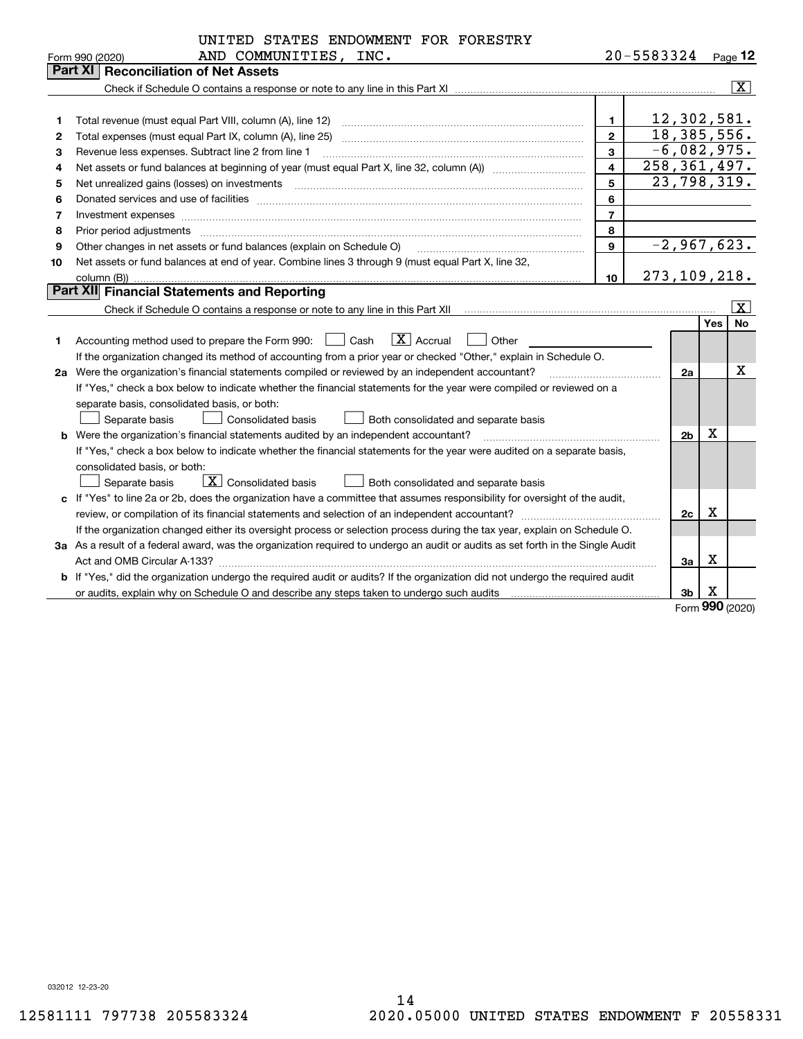UNITED STATES ENDOWMENT FOR FORESTRY AND COMMUNITIES, INC. 20-5583324

Form 990 (2020) Page **12**

## Part XI Reconciliation of Net Assets

Check if Schedule O contains a response or note to any line in this Part XI ..... [X]

| | | | |
|---|---|---|---|
| 1 | Total revenue (must equal Part VIII, column (A), line 12) | 1 | 12,302,581. |
| 2 | Total expenses (must equal Part IX, column (A), line 25) | 2 | 18,385,556. |
| 3 | Revenue less expenses. Subtract line 2 from line 1 | 3 | -6,082,975. |
| 4 | Net assets or fund balances at beginning of year (must equal Part X, line 32, column (A)) | 4 | 258,361,497. |
| 5 | Net unrealized gains (losses) on investments | 5 | 23,798,319. |
| 6 | Donated services and use of facilities | 6 | |
| 7 | Investment expenses | 7 | |
| 8 | Prior period adjustments | 8 | |
| 9 | Other changes in net assets or fund balances (explain on Schedule O) | 9 | -2,967,623. |
| 10 | Net assets or fund balances at end of year. Combine lines 3 through 9 (must equal Part X, line 32, column (B)) | 10 | 273,109,218. |

## Part XII Financial Statements and Reporting

Check if Schedule O contains a response or note to any line in this Part XII ..... [X]

| | | | Yes | No |
|---|---|---|---|---|
| 1 | Accounting method used to prepare the Form 990: [ ] Cash [X] Accrual [ ] Other<br>If the organization changed its method of accounting from a prior year or checked "Other," explain in Schedule O. | | | |
| 2a | Were the organization's financial statements compiled or reviewed by an independent accountant?<br>If "Yes," check a box below to indicate whether the financial statements for the year were compiled or reviewed on a separate basis, consolidated basis, or both:<br>[ ] Separate basis [ ] Consolidated basis [ ] Both consolidated and separate basis | 2a | | X |
| b | Were the organization's financial statements audited by an independent accountant?<br>If "Yes," check a box below to indicate whether the financial statements for the year were audited on a separate basis, consolidated basis, or both:<br>[ ] Separate basis [X] Consolidated basis [ ] Both consolidated and separate basis | 2b | X | |
| c | If "Yes" to line 2a or 2b, does the organization have a committee that assumes responsibility for oversight of the audit, review, or compilation of its financial statements and selection of an independent accountant?<br>If the organization changed either its oversight process or selection process during the tax year, explain on Schedule O. | 2c | X | |
| 3a | As a result of a federal award, was the organization required to undergo an audit or audits as set forth in the Single Audit Act and OMB Circular A-133? | 3a | X | |
| b | If "Yes," did the organization undergo the required audit or audits? If the organization did not undergo the required audit or audits, explain why on Schedule O and describe any steps taken to undergo such audits | 3b | X | |

Form **990** (2020)

032012 12-23-20

12581111 797738 205583324 2020.05000 UNITED STATES ENDOWMENT F 20558331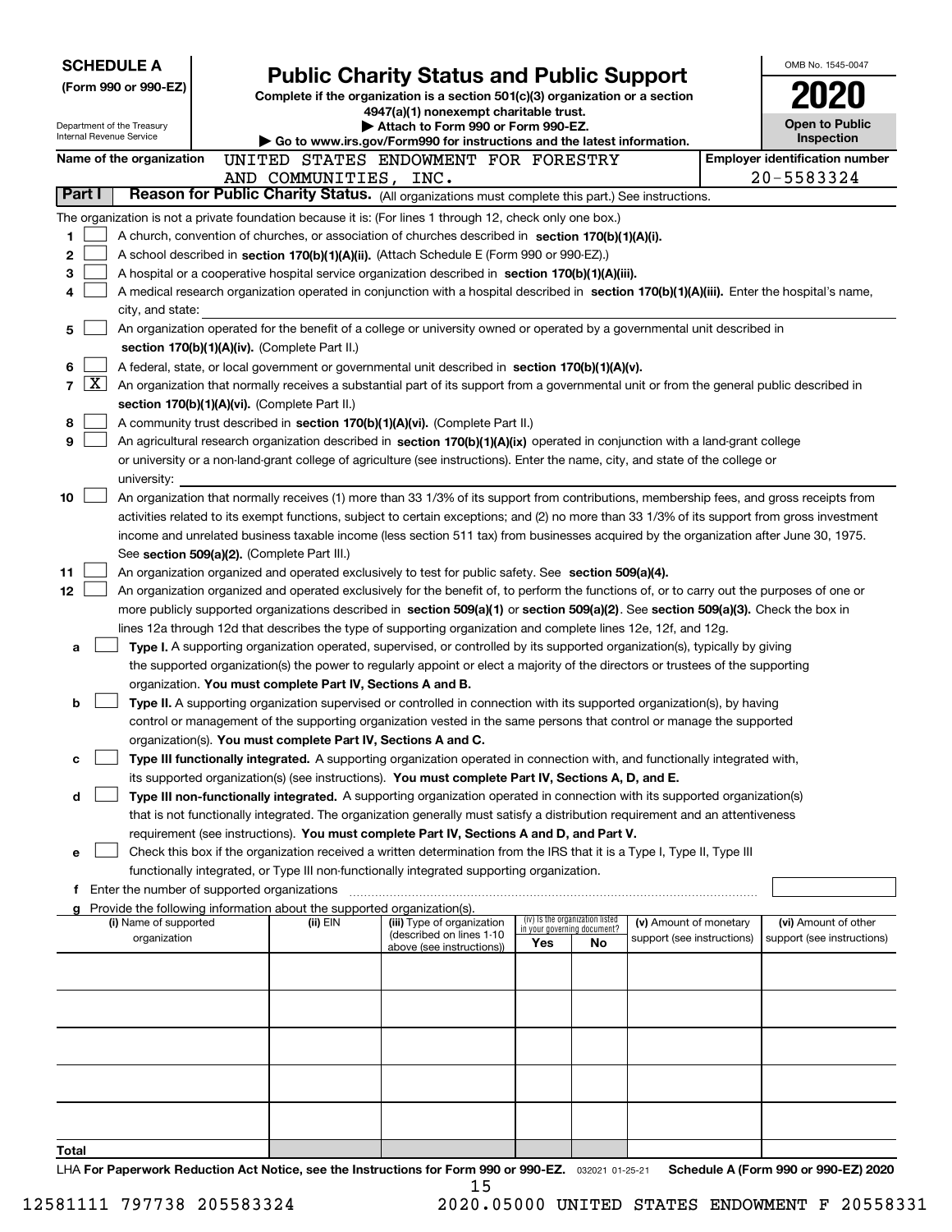**SCHEDULE A**
**(Form 990 or 990-EZ)**

Department of the Treasury
Internal Revenue Service

# Public Charity Status and Public Support

**Complete if the organization is a section 501(c)(3) organization or a section 4947(a)(1) nonexempt charitable trust.**
**▶ Attach to Form 990 or Form 990-EZ.**
**▶ Go to www.irs.gov/Form990 for instructions and the latest information.**

OMB No. 1545-0047
**2020**
**Open to Public Inspection**

**Name of the organization** UNITED STATES ENDOWMENT FOR FORESTRY AND COMMUNITIES, INC.

**Employer identification number** 20-5583324

**Part I** **Reason for Public Charity Status.** (All organizations must complete this part.) See instructions.

The organization is not a private foundation because it is: (For lines 1 through 12, check only one box.)

1 [ ] A church, convention of churches, or association of churches described in **section 170(b)(1)(A)(i).**

2 [ ] A school described in **section 170(b)(1)(A)(ii).** (Attach Schedule E (Form 990 or 990-EZ).)

3 [ ] A hospital or a cooperative hospital service organization described in **section 170(b)(1)(A)(iii).**

4 [ ] A medical research organization operated in conjunction with a hospital described in **section 170(b)(1)(A)(iii).** Enter the hospital's name, city, and state:

5 [ ] An organization operated for the benefit of a college or university owned or operated by a governmental unit described in **section 170(b)(1)(A)(iv).** (Complete Part II.)

6 [ ] A federal, state, or local government or governmental unit described in **section 170(b)(1)(A)(v).**

7 [X] An organization that normally receives a substantial part of its support from a governmental unit or from the general public described in **section 170(b)(1)(A)(vi).** (Complete Part II.)

8 [ ] A community trust described in **section 170(b)(1)(A)(vi).** (Complete Part II.)

9 [ ] An agricultural research organization described in **section 170(b)(1)(A)(ix)** operated in conjunction with a land-grant college or university or a non-land-grant college of agriculture (see instructions). Enter the name, city, and state of the college or university:

10 [ ] An organization that normally receives (1) more than 33 1/3% of its support from contributions, membership fees, and gross receipts from activities related to its exempt functions, subject to certain exceptions; and (2) no more than 33 1/3% of its support from gross investment income and unrelated business taxable income (less section 511 tax) from businesses acquired by the organization after June 30, 1975. See **section 509(a)(2).** (Complete Part III.)

11 [ ] An organization organized and operated exclusively to test for public safety. See **section 509(a)(4).**

12 [ ] An organization organized and operated exclusively for the benefit of, to perform the functions of, or to carry out the purposes of one or more publicly supported organizations described in **section 509(a)(1)** or **section 509(a)(2)**. See **section 509(a)(3).** Check the box in lines 12a through 12d that describes the type of supporting organization and complete lines 12e, 12f, and 12g.

a [ ] **Type I.** A supporting organization operated, supervised, or controlled by its supported organization(s), typically by giving the supported organization(s) the power to regularly appoint or elect a majority of the directors or trustees of the supporting organization. **You must complete Part IV, Sections A and B.**

b [ ] **Type II.** A supporting organization supervised or controlled in connection with its supported organization(s), by having control or management of the supporting organization vested in the same persons that control or manage the supported organization(s). **You must complete Part IV, Sections A and C.**

c [ ] **Type III functionally integrated.** A supporting organization operated in connection with, and functionally integrated with, its supported organization(s) (see instructions). **You must complete Part IV, Sections A, D, and E.**

d [ ] **Type III non-functionally integrated.** A supporting organization operated in connection with its supported organization(s) that is not functionally integrated. The organization generally must satisfy a distribution requirement and an attentiveness requirement (see instructions). **You must complete Part IV, Sections A and D, and Part V.**

e [ ] Check this box if the organization received a written determination from the IRS that it is a Type I, Type II, Type III functionally integrated, or Type III non-functionally integrated supporting organization.

f Enter the number of supported organizations

g Provide the following information about the supported organization(s).

| (i) Name of supported organization | (ii) EIN | (iii) Type of organization (described on lines 1-10 above (see instructions)) | (iv) Is the organization listed in your governing document? Yes | No | (v) Amount of monetary support (see instructions) | (vi) Amount of other support (see instructions) |
|---|---|---|---|---|---|---|
| | | | | | | |
| | | | | | | |
| | | | | | | |
| | | | | | | |
| | | | | | | |
| **Total** | | | | | | |

LHA **For Paperwork Reduction Act Notice, see the Instructions for Form 990 or 990-EZ.** 032021 01-25-21 **Schedule A (Form 990 or 990-EZ) 2020**

12581111 797738 205583324 2020.05000 UNITED STATES ENDOWMENT F 20558331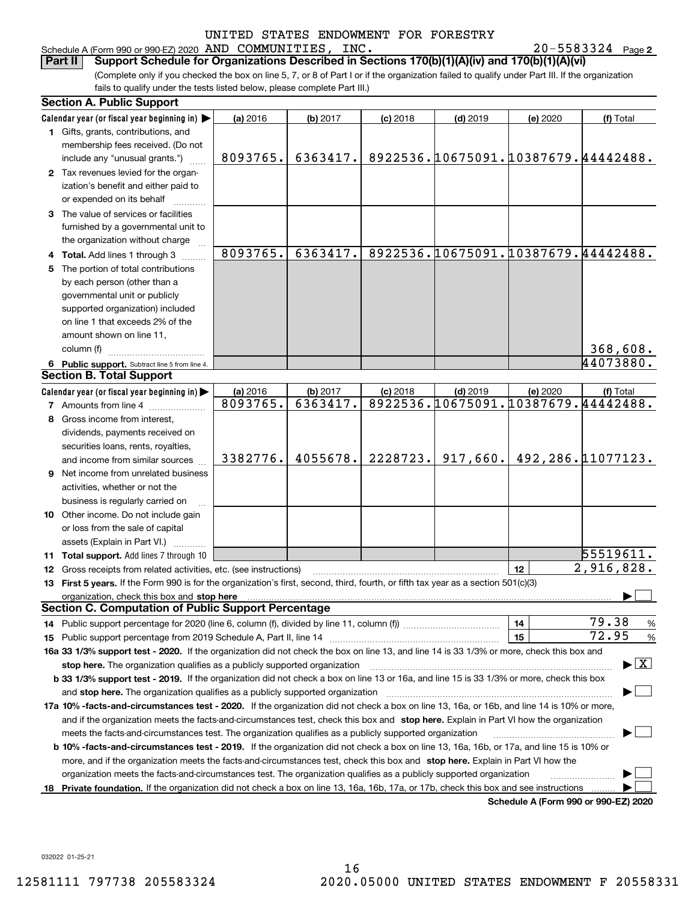UNITED STATES ENDOWMENT FOR FORESTRY

Schedule A (Form 990 or 990-EZ) 2020 AND COMMUNITIES, INC. 20-5583324 Page **2**

**Part II** **Support Schedule for Organizations Described in Sections 170(b)(1)(A)(iv) and 170(b)(1)(A)(vi)**

(Complete only if you checked the box on line 5, 7, or 8 of Part I or if the organization failed to qualify under Part III. If the organization fails to qualify under the tests listed below, please complete Part III.)

**Section A. Public Support**

| Calendar year (or fiscal year beginning in) ▶ | (a) 2016 | (b) 2017 | (c) 2018 | (d) 2019 | (e) 2020 | (f) Total |
|---|---|---|---|---|---|---|
| **1** Gifts, grants, contributions, and membership fees received. (Do not include any "unusual grants.") | 8093765. | 6363417. | 8922536. | 10675091. | 10387679. | 44442488. |
| **2** Tax revenues levied for the organization's benefit and either paid to or expended on its behalf | | | | | | |
| **3** The value of services or facilities furnished by a governmental unit to the organization without charge | | | | | | |
| **4 Total.** Add lines 1 through 3 | 8093765. | 6363417. | 8922536. | 10675091. | 10387679. | 44442488. |
| **5** The portion of total contributions by each person (other than a governmental unit or publicly supported organization) included on line 1 that exceeds 2% of the amount shown on line 11, column (f) | | | | | | 368,608. |
| **6 Public support.** Subtract line 5 from line 4. | | | | | | 44073880. |

**Section B. Total Support**

| Calendar year (or fiscal year beginning in) ▶ | (a) 2016 | (b) 2017 | (c) 2018 | (d) 2019 | (e) 2020 | (f) Total |
|---|---|---|---|---|---|---|
| **7** Amounts from line 4 | 8093765. | 6363417. | 8922536. | 10675091. | 10387679. | 44442488. |
| **8** Gross income from interest, dividends, payments received on securities loans, rents, royalties, and income from similar sources | 3382776. | 4055678. | 2228723. | 917,660. | 492,286. | 11077123. |
| **9** Net income from unrelated business activities, whether or not the business is regularly carried on | | | | | | |
| **10** Other income. Do not include gain or loss from the sale of capital assets (Explain in Part VI.) | | | | | | |
| **11 Total support.** Add lines 7 through 10 | | | | | | 55519611. |

**12** Gross receipts from related activities, etc. (see instructions) **12** 2,916,828.

**13 First 5 years.** If the Form 990 is for the organization's first, second, third, fourth, or fifth tax year as a section 501(c)(3) organization, check this box and **stop here** ▶ ☐

**Section C. Computation of Public Support Percentage**

**14** Public support percentage for 2020 (line 6, column (f), divided by line 11, column (f)) **14** 79.38 %

**15** Public support percentage from 2019 Schedule A, Part II, line 14 **15** 72.95 %

**16a 33 1/3% support test - 2020.** If the organization did not check the box on line 13, and line 14 is 33 1/3% or more, check this box and **stop here.** The organization qualifies as a publicly supported organization ▶ ☒

**b 33 1/3% support test - 2019.** If the organization did not check a box on line 13 or 16a, and line 15 is 33 1/3% or more, check this box and **stop here.** The organization qualifies as a publicly supported organization ▶ ☐

**17a 10% -facts-and-circumstances test - 2020.** If the organization did not check a box on line 13, 16a, or 16b, and line 14 is 10% or more, and if the organization meets the facts-and-circumstances test, check this box and **stop here.** Explain in Part VI how the organization meets the facts-and-circumstances test. The organization qualifies as a publicly supported organization ▶ ☐

**b 10% -facts-and-circumstances test - 2019.** If the organization did not check a box on line 13, 16a, 16b, or 17a, and line 15 is 10% or more, and if the organization meets the facts-and-circumstances test, check this box and **stop here.** Explain in Part VI how the organization meets the facts-and-circumstances test. The organization qualifies as a publicly supported organization ▶ ☐

**18 Private foundation.** If the organization did not check a box on line 13, 16a, 16b, 17a, or 17b, check this box and see instructions ▶ ☐

**Schedule A (Form 990 or 990-EZ) 2020**

032022 01-25-21

12581111 797738 205583324 2020.05000 UNITED STATES ENDOWMENT F 20558331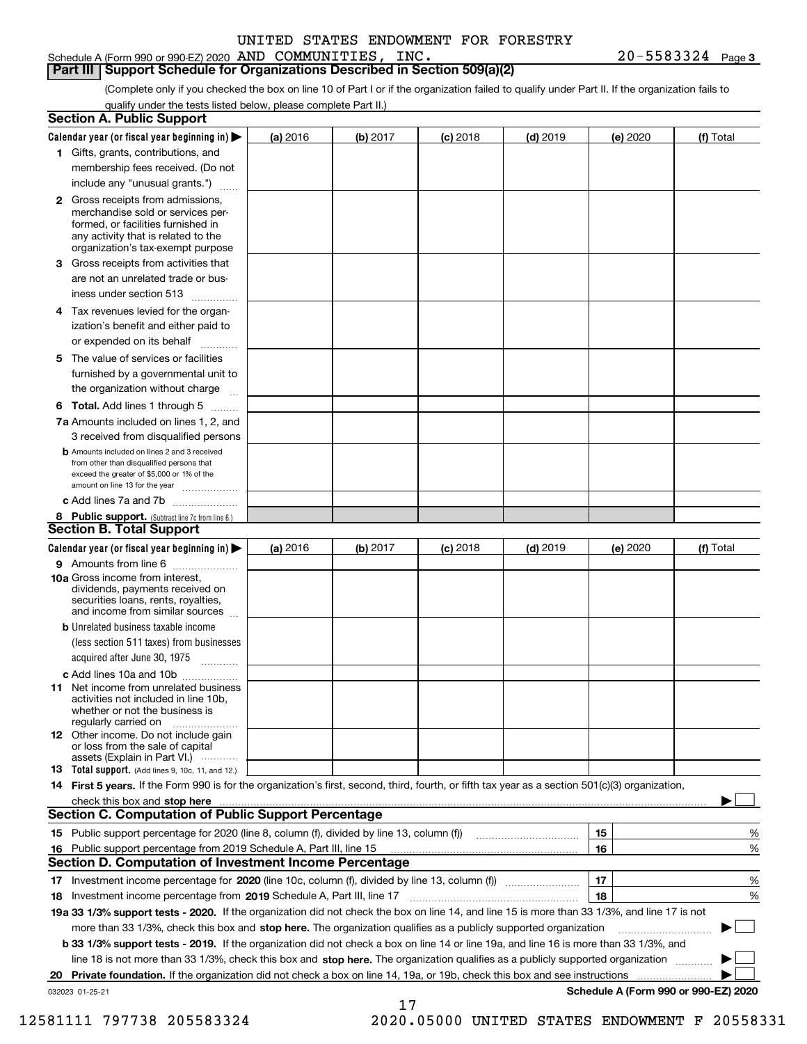UNITED STATES ENDOWMENT FOR FORESTRY AND COMMUNITIES, INC. 20-5583324

Schedule A (Form 990 or 990-EZ) 2020 Page 3

## Part III Support Schedule for Organizations Described in Section 509(a)(2)

(Complete only if you checked the box on line 10 of Part I or if the organization failed to qualify under Part II. If the organization fails to qualify under the tests listed below, please complete Part II.)

### Section A. Public Support

| Calendar year (or fiscal year beginning in) ▶ | (a) 2016 | (b) 2017 | (c) 2018 | (d) 2019 | (e) 2020 | (f) Total |
|---|---|---|---|---|---|---|
| **1** Gifts, grants, contributions, and membership fees received. (Do not include any "unusual grants.") | | | | | | |
| **2** Gross receipts from admissions, merchandise sold or services performed, or facilities furnished in any activity that is related to the organization's tax-exempt purpose | | | | | | |
| **3** Gross receipts from activities that are not an unrelated trade or business under section 513 | | | | | | |
| **4** Tax revenues levied for the organization's benefit and either paid to or expended on its behalf | | | | | | |
| **5** The value of services or facilities furnished by a governmental unit to the organization without charge | | | | | | |
| **6 Total.** Add lines 1 through 5 | | | | | | |
| **7a** Amounts included on lines 1, 2, and 3 received from disqualified persons | | | | | | |
| **b** Amounts included on lines 2 and 3 received from other than disqualified persons that exceed the greater of $5,000 or 1% of the amount on line 13 for the year | | | | | | |
| **c** Add lines 7a and 7b | | | | | | |
| **8 Public support.** (Subtract line 7c from line 6.) | | | | | | |

### Section B. Total Support

| Calendar year (or fiscal year beginning in) ▶ | (a) 2016 | (b) 2017 | (c) 2018 | (d) 2019 | (e) 2020 | (f) Total |
|---|---|---|---|---|---|---|
| **9** Amounts from line 6 | | | | | | |
| **10a** Gross income from interest, dividends, payments received on securities loans, rents, royalties, and income from similar sources | | | | | | |
| **b** Unrelated business taxable income (less section 511 taxes) from businesses acquired after June 30, 1975 | | | | | | |
| **c** Add lines 10a and 10b | | | | | | |
| **11** Net income from unrelated business activities not included in line 10b, whether or not the business is regularly carried on | | | | | | |
| **12** Other income. Do not include gain or loss from the sale of capital assets (Explain in Part VI.) | | | | | | |
| **13 Total support.** (Add lines 9, 10c, 11, and 12.) | | | | | | |

**14 First 5 years.** If the Form 990 is for the organization's first, second, third, fourth, or fifth tax year as a section 501(c)(3) organization, check this box and **stop here** ▶ ☐

### Section C. Computation of Public Support Percentage

| | | |
|---|---|---|
| **15** Public support percentage for 2020 (line 8, column (f), divided by line 13, column (f)) | 15 | % |
| **16** Public support percentage from 2019 Schedule A, Part III, line 15 | 16 | % |

### Section D. Computation of Investment Income Percentage

| | | |
|---|---|---|
| **17** Investment income percentage for **2020** (line 10c, column (f), divided by line 13, column (f)) | 17 | % |
| **18** Investment income percentage from **2019** Schedule A, Part III, line 17 | 18 | % |

**19a 33 1/3% support tests - 2020.** If the organization did not check the box on line 14, and line 15 is more than 33 1/3%, and line 17 is not more than 33 1/3%, check this box and **stop here.** The organization qualifies as a publicly supported organization ▶ ☐

**b 33 1/3% support tests - 2019.** If the organization did not check a box on line 14 or line 19a, and line 16 is more than 33 1/3%, and line 18 is not more than 33 1/3%, check this box and **stop here.** The organization qualifies as a publicly supported organization ▶ ☐

**20 Private foundation.** If the organization did not check a box on line 14, 19a, or 19b, check this box and see instructions ▶ ☐

032023 01-25-21

**Schedule A (Form 990 or 990-EZ) 2020**

12581111 797738 205583324 2020.05000 UNITED STATES ENDOWMENT F 20558331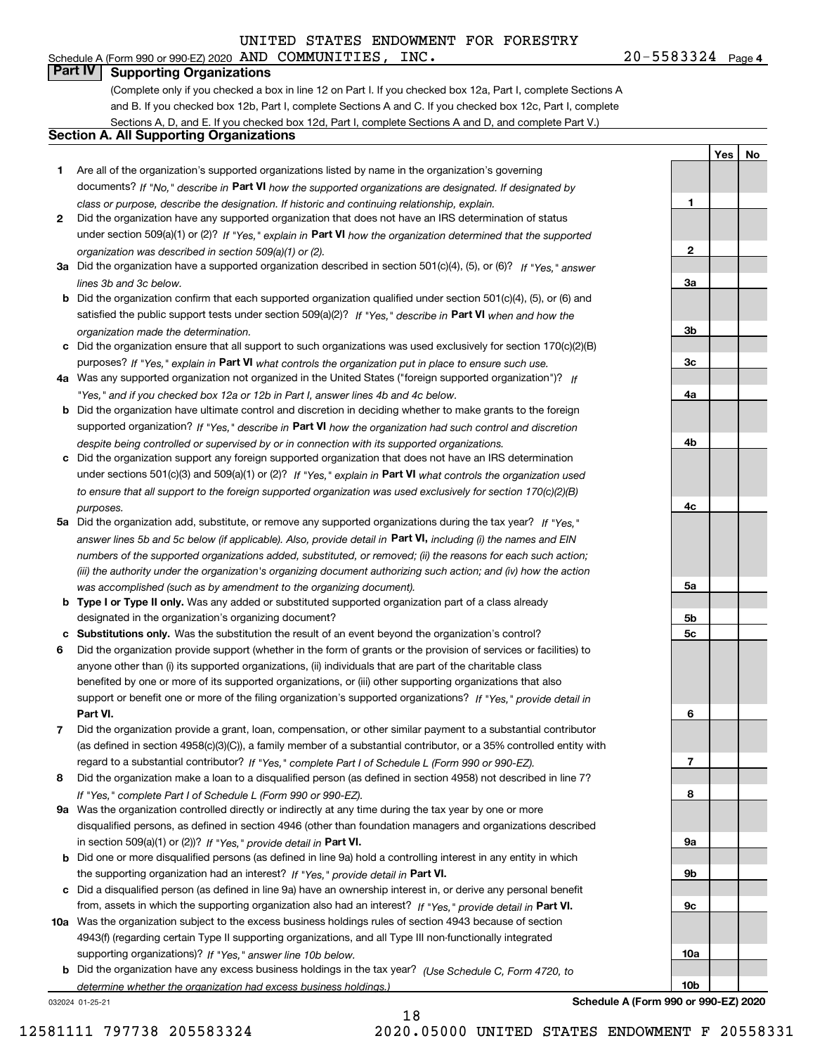UNITED STATES ENDOWMENT FOR FORESTRY
Schedule A (Form 990 or 990-EZ) 2020 AND COMMUNITIES, INC. 20-5583324 Page 4

## Part IV Supporting Organizations

(Complete only if you checked a box in line 12 on Part I. If you checked box 12a, Part I, complete Sections A and B. If you checked box 12b, Part I, complete Sections A and C. If you checked box 12c, Part I, complete Sections A, D, and E. If you checked box 12d, Part I, complete Sections A and D, and complete Part V.)

### Section A. All Supporting Organizations

| | | | Yes | No |
|---|---|---|---|---|
| 1 | Are all of the organization's supported organizations listed by name in the organization's governing documents? *If "No," describe in* **Part VI** *how the supported organizations are designated. If designated by class or purpose, describe the designation. If historic and continuing relationship, explain.* | 1 | | |
| 2 | Did the organization have any supported organization that does not have an IRS determination of status under section 509(a)(1) or (2)? *If "Yes," explain in* **Part VI** *how the organization determined that the supported organization was described in section 509(a)(1) or (2).* | 2 | | |
| 3a | Did the organization have a supported organization described in section 501(c)(4), (5), or (6)? *If "Yes," answer lines 3b and 3c below.* | 3a | | |
| b | Did the organization confirm that each supported organization qualified under section 501(c)(4), (5), or (6) and satisfied the public support tests under section 509(a)(2)? *If "Yes," describe in* **Part VI** *when and how the organization made the determination.* | 3b | | |
| c | Did the organization ensure that all support to such organizations was used exclusively for section 170(c)(2)(B) purposes? *If "Yes," explain in* **Part VI** *what controls the organization put in place to ensure such use.* | 3c | | |
| 4a | Was any supported organization not organized in the United States ("foreign supported organization")? *If "Yes," and if you checked box 12a or 12b in Part I, answer lines 4b and 4c below.* | 4a | | |
| b | Did the organization have ultimate control and discretion in deciding whether to make grants to the foreign supported organization? *If "Yes," describe in* **Part VI** *how the organization had such control and discretion despite being controlled or supervised by or in connection with its supported organizations.* | 4b | | |
| c | Did the organization support any foreign supported organization that does not have an IRS determination under sections 501(c)(3) and 509(a)(1) or (2)? *If "Yes," explain in* **Part VI** *what controls the organization used to ensure that all support to the foreign supported organization was used exclusively for section 170(c)(2)(B) purposes.* | 4c | | |
| 5a | Did the organization add, substitute, or remove any supported organizations during the tax year? *If "Yes," answer lines 5b and 5c below (if applicable). Also, provide detail in* **Part VI,** *including (i) the names and EIN numbers of the supported organizations added, substituted, or removed; (ii) the reasons for each such action; (iii) the authority under the organization's organizing document authorizing such action; and (iv) how the action was accomplished (such as by amendment to the organizing document).* | 5a | | |
| b | **Type I or Type II only.** Was any added or substituted supported organization part of a class already designated in the organization's organizing document? | 5b | | |
| c | **Substitutions only.** Was the substitution the result of an event beyond the organization's control? | 5c | | |
| 6 | Did the organization provide support (whether in the form of grants or the provision of services or facilities) to anyone other than (i) its supported organizations, (ii) individuals that are part of the charitable class benefited by one or more of its supported organizations, or (iii) other supporting organizations that also support or benefit one or more of the filing organization's supported organizations? *If "Yes," provide detail in* **Part VI.** | 6 | | |
| 7 | Did the organization provide a grant, loan, compensation, or other similar payment to a substantial contributor (as defined in section 4958(c)(3)(C)), a family member of a substantial contributor, or a 35% controlled entity with regard to a substantial contributor? *If "Yes," complete Part I of Schedule L (Form 990 or 990-EZ).* | 7 | | |
| 8 | Did the organization make a loan to a disqualified person (as defined in section 4958) not described in line 7? *If "Yes," complete Part I of Schedule L (Form 990 or 990-EZ).* | 8 | | |
| 9a | Was the organization controlled directly or indirectly at any time during the tax year by one or more disqualified persons, as defined in section 4946 (other than foundation managers and organizations described in section 509(a)(1) or (2))? *If "Yes," provide detail in* **Part VI.** | 9a | | |
| b | Did one or more disqualified persons (as defined in line 9a) hold a controlling interest in any entity in which the supporting organization had an interest? *If "Yes," provide detail in* **Part VI.** | 9b | | |
| c | Did a disqualified person (as defined in line 9a) have an ownership interest in, or derive any personal benefit from, assets in which the supporting organization also had an interest? *If "Yes," provide detail in* **Part VI.** | 9c | | |
| 10a | Was the organization subject to the excess business holdings rules of section 4943 because of section 4943(f) (regarding certain Type II supporting organizations, and all Type III non-functionally integrated supporting organizations)? *If "Yes," answer line 10b below.* | 10a | | |
| b | Did the organization have any excess business holdings in the tax year? *(Use Schedule C, Form 4720, to determine whether the organization had excess business holdings.)* | 10b | | |

032024 01-25-21 **Schedule A (Form 990 or 990-EZ) 2020**

12581111 797738 205583324 2020.05000 UNITED STATES ENDOWMENT F 20558331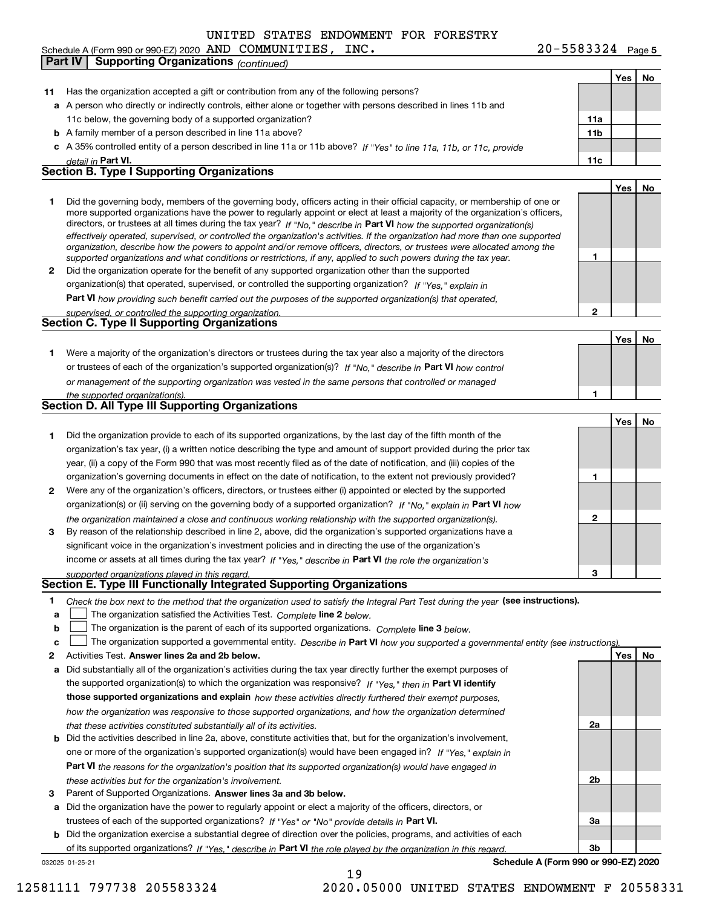UNITED STATES ENDOWMENT FOR FORESTRY

Schedule A (Form 990 or 990-EZ) 2020 AND COMMUNITIES, INC. 20-5583324 Page 5

**Part IV Supporting Organizations** *(continued)*

| | | | Yes | No |
|---|---|---|---|---|
| **11** | Has the organization accepted a gift or contribution from any of the following persons? | | | |
| **a** | A person who directly or indirectly controls, either alone or together with persons described in lines 11b and 11c below, the governing body of a supported organization? | **11a** | | |
| **b** | A family member of a person described in line 11a above? | **11b** | | |
| **c** | A 35% controlled entity of a person described in line 11a or 11b above? *If "Yes" to line 11a, 11b, or 11c, provide detail in* **Part VI.** | **11c** | | |

## Section B. Type I Supporting Organizations

| | | | Yes | No |
|---|---|---|---|---|
| **1** | Did the governing body, members of the governing body, officers acting in their official capacity, or membership of one or more supported organizations have the power to regularly appoint or elect at least a majority of the organization's officers, directors, or trustees at all times during the tax year? *If "No," describe in* **Part VI** *how the supported organization(s) effectively operated, supervised, or controlled the organization's activities. If the organization had more than one supported organization, describe how the powers to appoint and/or remove officers, directors, or trustees were allocated among the supported organizations and what conditions or restrictions, if any, applied to such powers during the tax year.* | **1** | | |
| **2** | Did the organization operate for the benefit of any supported organization other than the supported organization(s) that operated, supervised, or controlled the supporting organization? *If "Yes," explain in* **Part VI** *how providing such benefit carried out the purposes of the supported organization(s) that operated, supervised, or controlled the supporting organization.* | **2** | | |

## Section C. Type II Supporting Organizations

| | | | Yes | No |
|---|---|---|---|---|
| **1** | Were a majority of the organization's directors or trustees during the tax year also a majority of the directors or trustees of each of the organization's supported organization(s)? *If "No," describe in* **Part VI** *how control or management of the supporting organization was vested in the same persons that controlled or managed the supported organization(s).* | **1** | | |

## Section D. All Type III Supporting Organizations

| | | | Yes | No |
|---|---|---|---|---|
| **1** | Did the organization provide to each of its supported organizations, by the last day of the fifth month of the organization's tax year, (i) a written notice describing the type and amount of support provided during the prior tax year, (ii) a copy of the Form 990 that was most recently filed as of the date of notification, and (iii) copies of the organization's governing documents in effect on the date of notification, to the extent not previously provided? | **1** | | |
| **2** | Were any of the organization's officers, directors, or trustees either (i) appointed or elected by the supported organization(s) or (ii) serving on the governing body of a supported organization? *If "No," explain in* **Part VI** *how the organization maintained a close and continuous working relationship with the supported organization(s).* | **2** | | |
| **3** | By reason of the relationship described in line 2, above, did the organization's supported organizations have a significant voice in the organization's investment policies and in directing the use of the organization's income or assets at all times during the tax year? *If "Yes," describe in* **Part VI** *the role the organization's supported organizations played in this regard.* | **3** | | |

## Section E. Type III Functionally Integrated Supporting Organizations

**1** *Check the box next to the method that the organization used to satisfy the Integral Part Test during the year* **(see instructions).**

- **a** ☐ The organization satisfied the Activities Test. *Complete* **line 2** *below.*
- **b** ☐ The organization is the parent of each of its supported organizations. *Complete* **line 3** *below.*
- **c** ☐ The organization supported a governmental entity. *Describe in* **Part VI** *how you supported a governmental entity (see instructions).*

| | | | Yes | No |
|---|---|---|---|---|
| **2** | Activities Test. **Answer lines 2a and 2b below.** | | | |
| **a** | Did substantially all of the organization's activities during the tax year directly further the exempt purposes of the supported organization(s) to which the organization was responsive? *If "Yes," then in* **Part VI identify those supported organizations and explain** *how these activities directly furthered their exempt purposes, how the organization was responsive to those supported organizations, and how the organization determined that these activities constituted substantially all of its activities.* | **2a** | | |
| **b** | Did the activities described in line 2a, above, constitute activities that, but for the organization's involvement, one or more of the organization's supported organization(s) would have been engaged in? *If "Yes," explain in* **Part VI** *the reasons for the organization's position that its supported organization(s) would have engaged in these activities but for the organization's involvement.* | **2b** | | |
| **3** | Parent of Supported Organizations. **Answer lines 3a and 3b below.** | | | |
| **a** | Did the organization have the power to regularly appoint or elect a majority of the officers, directors, or trustees of each of the supported organizations? *If "Yes" or "No" provide details in* **Part VI.** | **3a** | | |
| **b** | Did the organization exercise a substantial degree of direction over the policies, programs, and activities of each of its supported organizations? *If "Yes," describe in* **Part VI** *the role played by the organization in this regard.* | **3b** | | |

032025 01-25-21 **Schedule A (Form 990 or 990-EZ) 2020**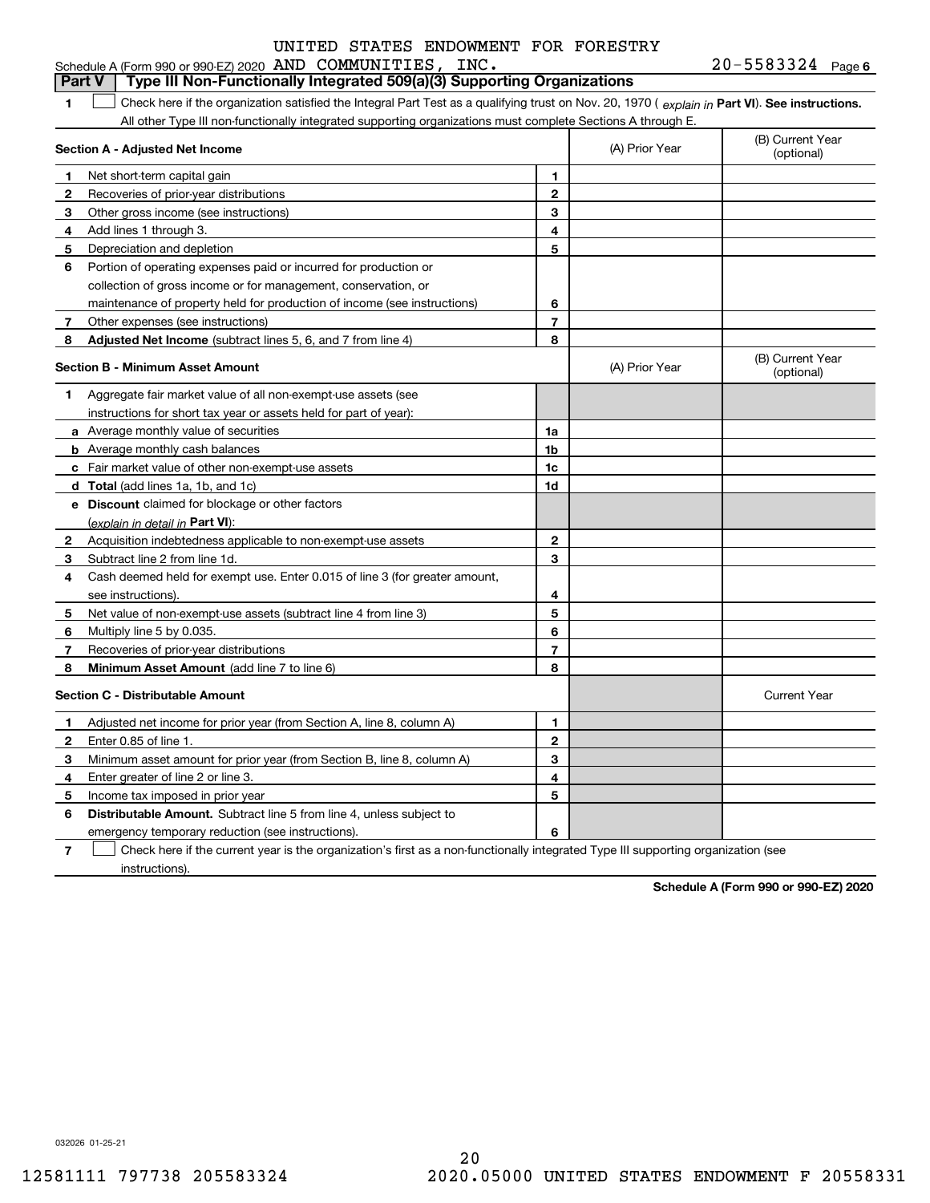UNITED STATES ENDOWMENT FOR FORESTRY

Schedule A (Form 990 or 990-EZ) 2020 AND COMMUNITIES, INC. 20-5583324 Page 6

## Part V Type III Non-Functionally Integrated 509(a)(3) Supporting Organizations

**1** ☐ Check here if the organization satisfied the Integral Part Test as a qualifying trust on Nov. 20, 1970 ( *explain in* **Part VI**). **See instructions.** All other Type III non-functionally integrated supporting organizations must complete Sections A through E.

| **Section A - Adjusted Net Income** | | | (A) Prior Year | (B) Current Year (optional) |
|---|---|---|---|---|
| **1** | Net short-term capital gain | **1** | | |
| **2** | Recoveries of prior-year distributions | **2** | | |
| **3** | Other gross income (see instructions) | **3** | | |
| **4** | Add lines 1 through 3. | **4** | | |
| **5** | Depreciation and depletion | **5** | | |
| **6** | Portion of operating expenses paid or incurred for production or collection of gross income or for management, conservation, or maintenance of property held for production of income (see instructions) | **6** | | |
| **7** | Other expenses (see instructions) | **7** | | |
| **8** | **Adjusted Net Income** (subtract lines 5, 6, and 7 from line 4) | **8** | | |

| **Section B - Minimum Asset Amount** | | | (A) Prior Year | (B) Current Year (optional) |
|---|---|---|---|---|
| **1** | Aggregate fair market value of all non-exempt-use assets (see instructions for short tax year or assets held for part of year): | | | |
| **a** | Average monthly value of securities | **1a** | | |
| **b** | Average monthly cash balances | **1b** | | |
| **c** | Fair market value of other non-exempt-use assets | **1c** | | |
| **d** | **Total** (add lines 1a, 1b, and 1c) | **1d** | | |
| **e** | **Discount** claimed for blockage or other factors (*explain in detail in* **Part VI**): | | | |
| **2** | Acquisition indebtedness applicable to non-exempt-use assets | **2** | | |
| **3** | Subtract line 2 from line 1d. | **3** | | |
| **4** | Cash deemed held for exempt use. Enter 0.015 of line 3 (for greater amount, see instructions). | **4** | | |
| **5** | Net value of non-exempt-use assets (subtract line 4 from line 3) | **5** | | |
| **6** | Multiply line 5 by 0.035. | **6** | | |
| **7** | Recoveries of prior-year distributions | **7** | | |
| **8** | **Minimum Asset Amount** (add line 7 to line 6) | **8** | | |

| **Section C - Distributable Amount** | | | | Current Year |
|---|---|---|---|---|
| **1** | Adjusted net income for prior year (from Section A, line 8, column A) | **1** | | |
| **2** | Enter 0.85 of line 1. | **2** | | |
| **3** | Minimum asset amount for prior year (from Section B, line 8, column A) | **3** | | |
| **4** | Enter greater of line 2 or line 3. | **4** | | |
| **5** | Income tax imposed in prior year | **5** | | |
| **6** | **Distributable Amount.** Subtract line 5 from line 4, unless subject to emergency temporary reduction (see instructions). | **6** | | |

**7** ☐ Check here if the current year is the organization's first as a non-functionally integrated Type III supporting organization (see instructions).

**Schedule A (Form 990 or 990-EZ) 2020**

032026 01-25-21

20

12581111 797738 205583324 2020.05000 UNITED STATES ENDOWMENT F 20558331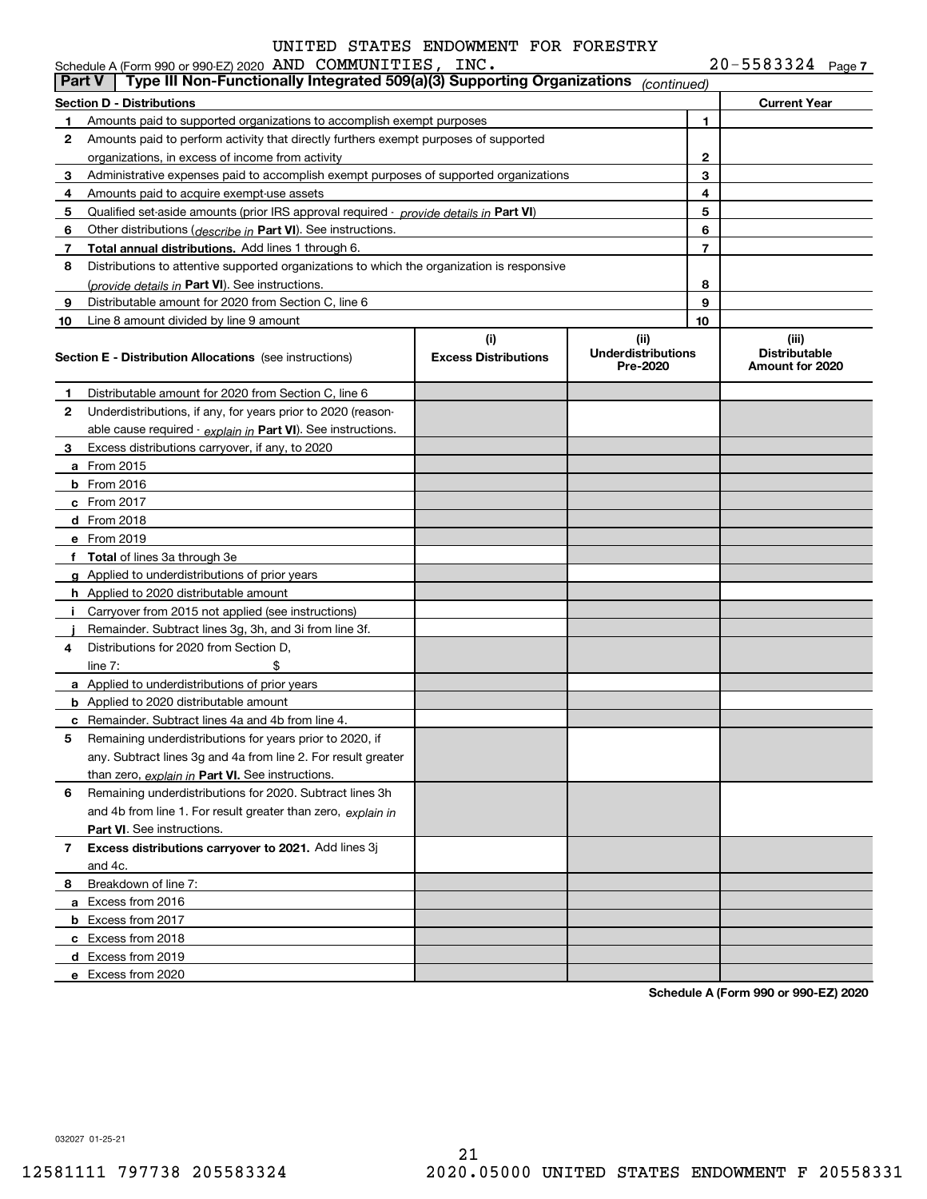UNITED STATES ENDOWMENT FOR FORESTRY AND COMMUNITIES, INC. 20-5583324

Schedule A (Form 990 or 990-EZ) 2020

## Part V | Type III Non-Functionally Integrated 509(a)(3) Supporting Organizations *(continued)*

| Section D - Distributions | | Current Year |
|---|---|---|
| **1** Amounts paid to supported organizations to accomplish exempt purposes | 1 | |
| **2** Amounts paid to perform activity that directly furthers exempt purposes of supported organizations, in excess of income from activity | 2 | |
| **3** Administrative expenses paid to accomplish exempt purposes of supported organizations | 3 | |
| **4** Amounts paid to acquire exempt-use assets | 4 | |
| **5** Qualified set-aside amounts (prior IRS approval required - *provide details in* **Part VI**) | 5 | |
| **6** Other distributions (*describe in* **Part VI**). See instructions. | 6 | |
| **7** **Total annual distributions.** Add lines 1 through 6. | 7 | |
| **8** Distributions to attentive supported organizations to which the organization is responsive (*provide details in* **Part VI**). See instructions. | 8 | |
| **9** Distributable amount for 2020 from Section C, line 6 | 9 | |
| **10** Line 8 amount divided by line 9 amount | 10 | |

| **Section E - Distribution Allocations** (see instructions) | (i) Excess Distributions | (ii) Underdistributions Pre-2020 | (iii) Distributable Amount for 2020 |
|---|---|---|---|
| **1** Distributable amount for 2020 from Section C, line 6 | | | |
| **2** Underdistributions, if any, for years prior to 2020 (reasonable cause required - *explain in* **Part VI**). See instructions. | | | |
| **3** Excess distributions carryover, if any, to 2020 | | | |
| **a** From 2015 | | | |
| **b** From 2016 | | | |
| **c** From 2017 | | | |
| **d** From 2018 | | | |
| **e** From 2019 | | | |
| **f** **Total** of lines 3a through 3e | | | |
| **g** Applied to underdistributions of prior years | | | |
| **h** Applied to 2020 distributable amount | | | |
| **i** Carryover from 2015 not applied (see instructions) | | | |
| **j** Remainder. Subtract lines 3g, 3h, and 3i from line 3f. | | | |
| **4** Distributions for 2020 from Section D, line 7: $ | | | |
| **a** Applied to underdistributions of prior years | | | |
| **b** Applied to 2020 distributable amount | | | |
| **c** Remainder. Subtract lines 4a and 4b from line 4. | | | |
| **5** Remaining underdistributions for years prior to 2020, if any. Subtract lines 3g and 4a from line 2. For result greater than zero, *explain in* **Part VI.** See instructions. | | | |
| **6** Remaining underdistributions for 2020. Subtract lines 3h and 4b from line 1. For result greater than zero, *explain in* **Part VI**. See instructions. | | | |
| **7** **Excess distributions carryover to 2021.** Add lines 3j and 4c. | | | |
| **8** Breakdown of line 7: | | | |
| **a** Excess from 2016 | | | |
| **b** Excess from 2017 | | | |
| **c** Excess from 2018 | | | |
| **d** Excess from 2019 | | | |
| **e** Excess from 2020 | | | |

**Schedule A (Form 990 or 990-EZ) 2020**

032027 01-25-21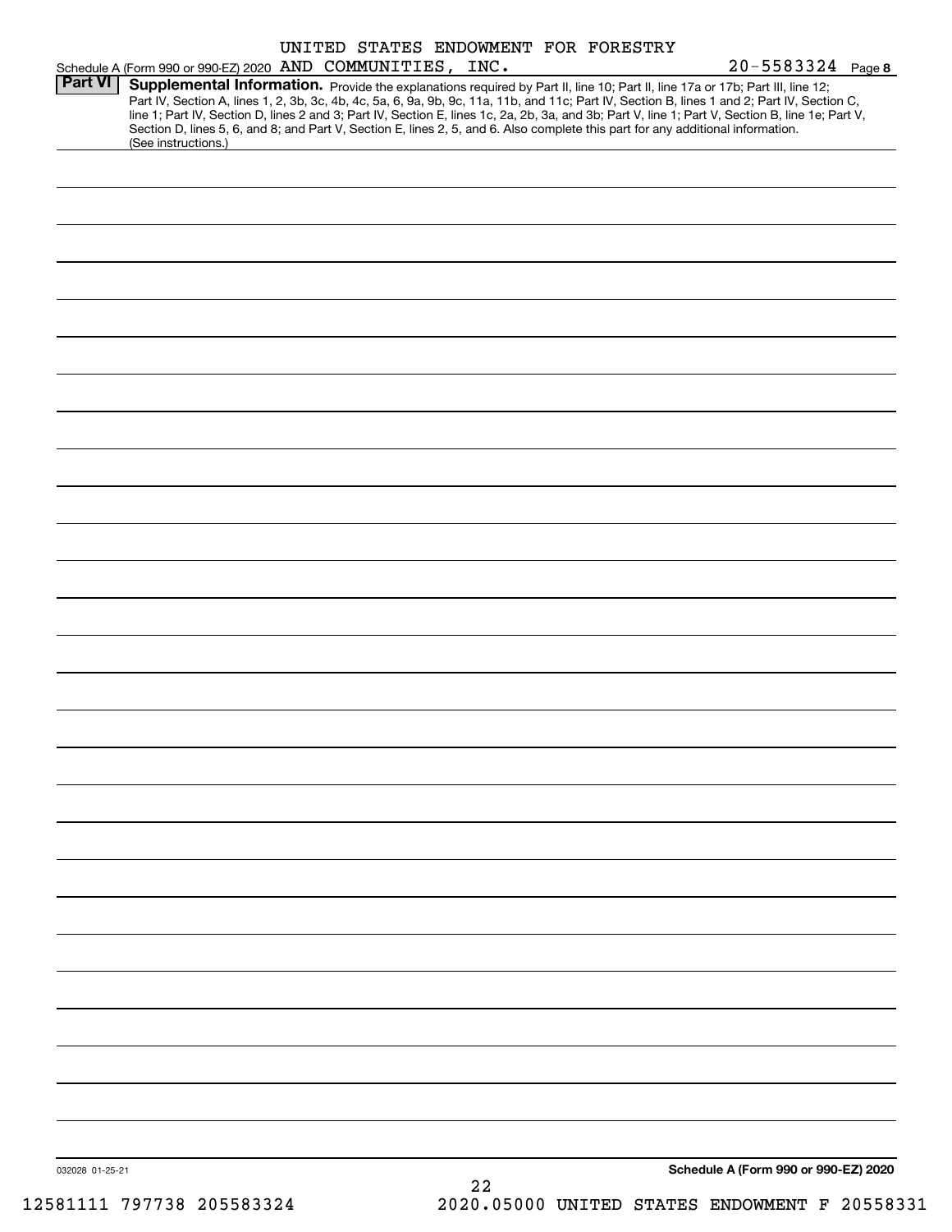UNITED STATES ENDOWMENT FOR FORESTRY AND COMMUNITIES, INC. 20-5583324

Schedule A (Form 990 or 990-EZ) 2020

**Part VI** **Supplemental Information.** Provide the explanations required by Part II, line 10; Part II, line 17a or 17b; Part III, line 12; Part IV, Section A, lines 1, 2, 3b, 3c, 4b, 4c, 5a, 6, 9a, 9b, 9c, 11a, 11b, and 11c; Part IV, Section B, lines 1 and 2; Part IV, Section C, line 1; Part IV, Section D, lines 2 and 3; Part IV, Section E, lines 1c, 2a, 2b, 3a, and 3b; Part V, line 1; Part V, Section B, line 1e; Part V, Section D, lines 5, 6, and 8; and Part V, Section E, lines 2, 5, and 6. Also complete this part for any additional information. (See instructions.)

**Schedule A (Form 990 or 990-EZ) 2020**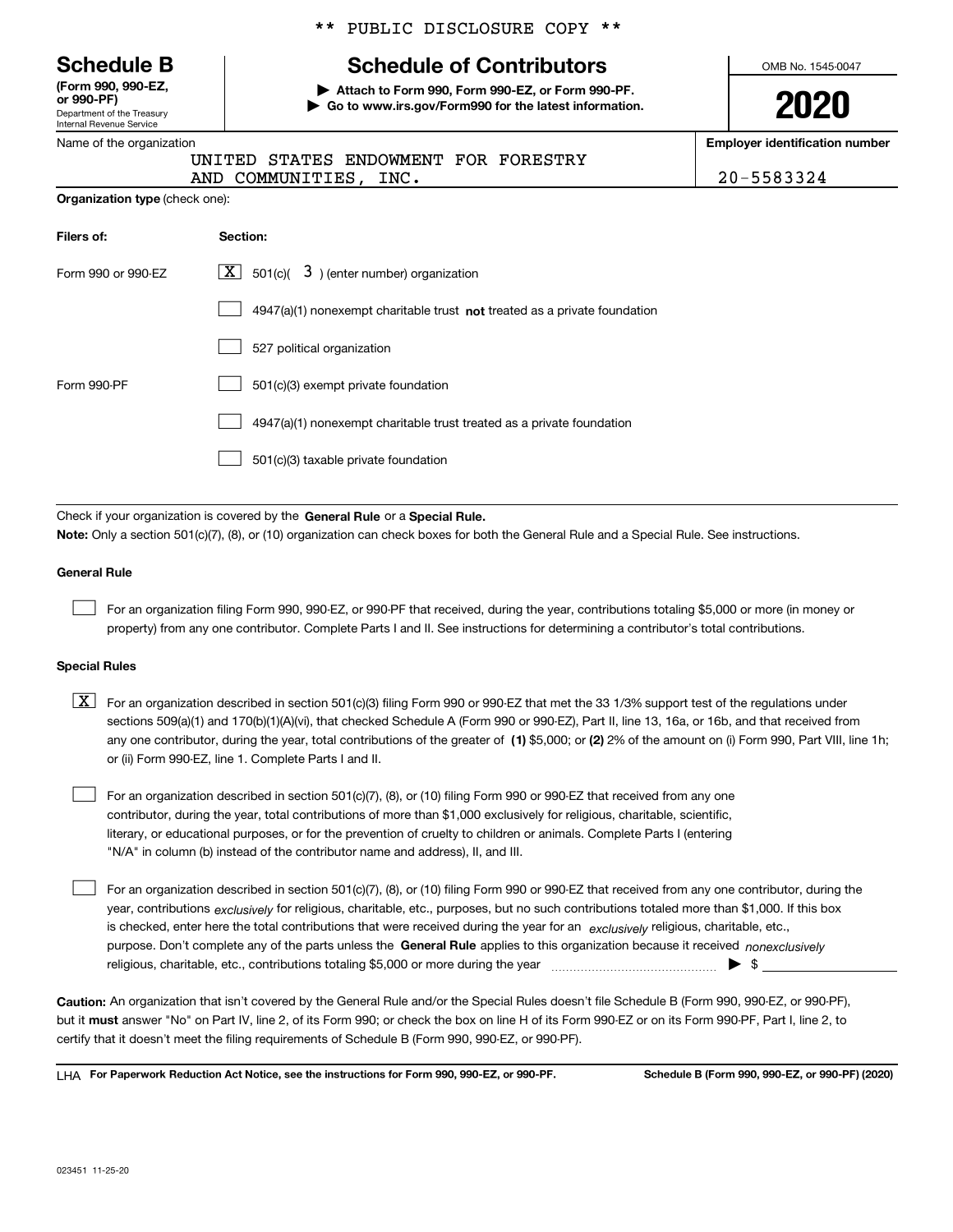\*\* PUBLIC DISCLOSURE COPY \*\*

# Schedule B

**(Form 990, 990-EZ, or 990-PF)**
Department of the Treasury
Internal Revenue Service

## Schedule of Contributors

▶ **Attach to Form 990, Form 990-EZ, or Form 990-PF.**
▶ **Go to www.irs.gov/Form990 for the latest information.**

OMB No. 1545-0047

**2020**

Name of the organization: UNITED STATES ENDOWMENT FOR FORESTRY AND COMMUNITIES, INC.

**Employer identification number:** 20-5583324

**Organization type** (check one):

| **Filers of:** | **Section:** |
|---|---|
| Form 990 or 990-EZ | [X] 501(c)( 3 ) (enter number) organization |
| | [ ] 4947(a)(1) nonexempt charitable trust **not** treated as a private foundation |
| | [ ] 527 political organization |
| Form 990-PF | [ ] 501(c)(3) exempt private foundation |
| | [ ] 4947(a)(1) nonexempt charitable trust treated as a private foundation |
| | [ ] 501(c)(3) taxable private foundation |

Check if your organization is covered by the **General Rule** or a **Special Rule.**

**Note:** Only a section 501(c)(7), (8), or (10) organization can check boxes for both the General Rule and a Special Rule. See instructions.

**General Rule**

[ ] For an organization filing Form 990, 990-EZ, or 990-PF that received, during the year, contributions totaling $5,000 or more (in money or property) from any one contributor. Complete Parts I and II. See instructions for determining a contributor's total contributions.

**Special Rules**

[X] For an organization described in section 501(c)(3) filing Form 990 or 990-EZ that met the 33 1/3% support test of the regulations under sections 509(a)(1) and 170(b)(1)(A)(vi), that checked Schedule A (Form 990 or 990-EZ), Part II, line 13, 16a, or 16b, and that received from any one contributor, during the year, total contributions of the greater of **(1)** $5,000; or **(2)** 2% of the amount on (i) Form 990, Part VIII, line 1h; or (ii) Form 990-EZ, line 1. Complete Parts I and II.

[ ] For an organization described in section 501(c)(7), (8), or (10) filing Form 990 or 990-EZ that received from any one contributor, during the year, total contributions of more than $1,000 exclusively for religious, charitable, scientific, literary, or educational purposes, or for the prevention of cruelty to children or animals. Complete Parts I (entering "N/A" in column (b) instead of the contributor name and address), II, and III.

[ ] For an organization described in section 501(c)(7), (8), or (10) filing Form 990 or 990-EZ that received from any one contributor, during the year, contributions *exclusively* for religious, charitable, etc., purposes, but no such contributions totaled more than $1,000. If this box is checked, enter here the total contributions that were received during the year for an *exclusively* religious, charitable, etc., purpose. Don't complete any of the parts unless the **General Rule** applies to this organization because it received *nonexclusively* religious, charitable, etc., contributions totaling $5,000 or more during the year ▶ $ ____________

**Caution:** An organization that isn't covered by the General Rule and/or the Special Rules doesn't file Schedule B (Form 990, 990-EZ, or 990-PF), but it **must** answer "No" on Part IV, line 2, of its Form 990; or check the box on line H of its Form 990-EZ or on its Form 990-PF, Part I, line 2, to certify that it doesn't meet the filing requirements of Schedule B (Form 990, 990-EZ, or 990-PF).

LHA **For Paperwork Reduction Act Notice, see the instructions for Form 990, 990-EZ, or 990-PF.** **Schedule B (Form 990, 990-EZ, or 990-PF) (2020)**

023451 11-25-20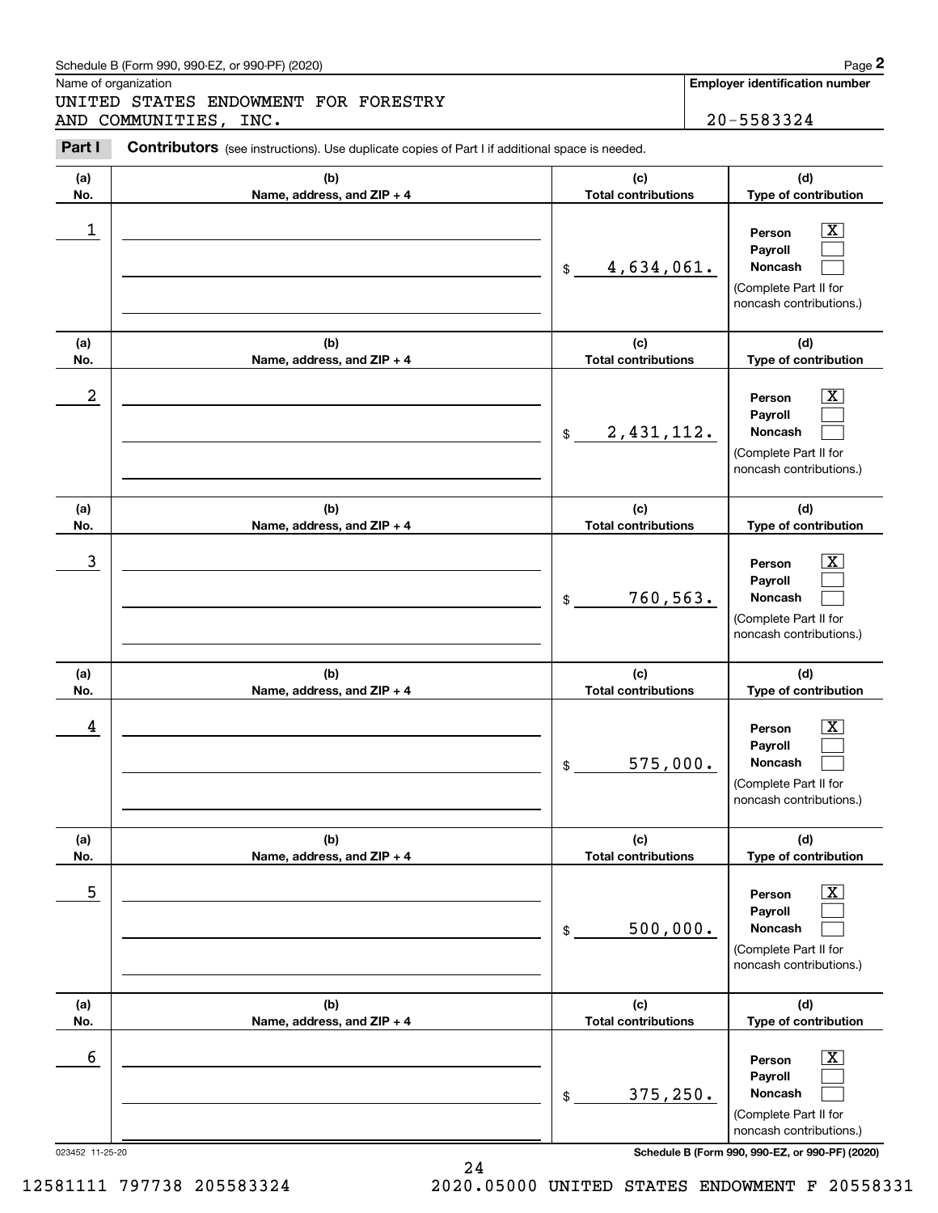Schedule B (Form 990, 990-EZ, or 990-PF) (2020)

Name of organization: UNITED STATES ENDOWMENT FOR FORESTRY AND COMMUNITIES, INC.

Employer identification number: 20-5583324

**Part I** **Contributors** (see instructions). Use duplicate copies of Part I if additional space is needed.

| (a) No. | (b) Name, address, and ZIP + 4 | (c) Total contributions | (d) Type of contribution |
|---|---|---|---|
| 1 | | $ 4,634,061. | Person [X] Payroll [ ] Noncash [ ] (Complete Part II for noncash contributions.) |
| 2 | | $ 2,431,112. | Person [X] Payroll [ ] Noncash [ ] (Complete Part II for noncash contributions.) |
| 3 | | $ 760,563. | Person [X] Payroll [ ] Noncash [ ] (Complete Part II for noncash contributions.) |
| 4 | | $ 575,000. | Person [X] Payroll [ ] Noncash [ ] (Complete Part II for noncash contributions.) |
| 5 | | $ 500,000. | Person [X] Payroll [ ] Noncash [ ] (Complete Part II for noncash contributions.) |
| 6 | | $ 375,250. | Person [X] Payroll [ ] Noncash [ ] (Complete Part II for noncash contributions.) |

023452 11-25-20

Schedule B (Form 990, 990-EZ, or 990-PF) (2020)

12581111 797738 205583324 2020.05000 UNITED STATES ENDOWMENT F 20558331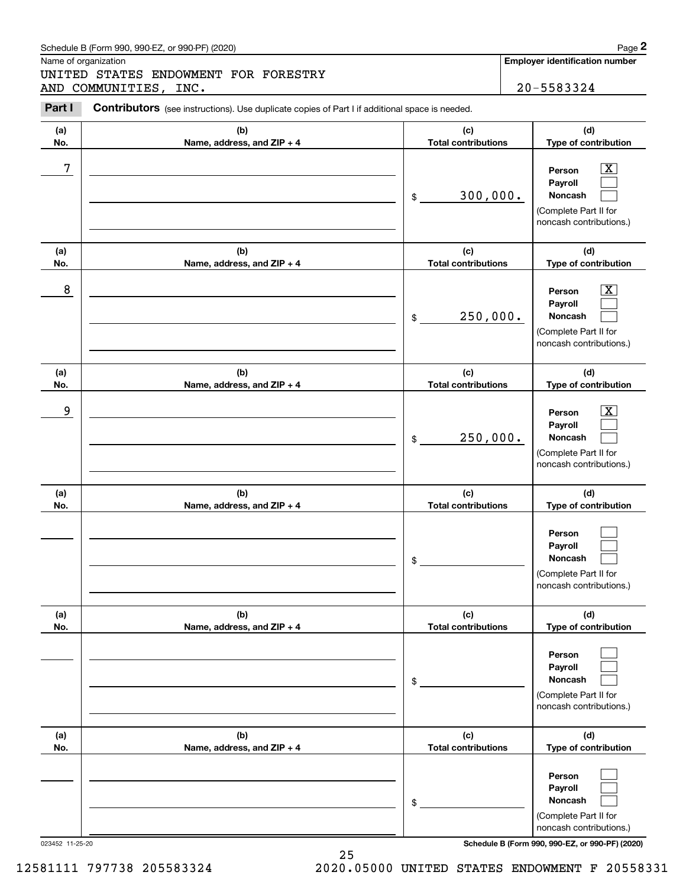Schedule B (Form 990, 990-EZ, or 990-PF) (2020)

Name of organization

UNITED STATES ENDOWMENT FOR FORESTRY AND COMMUNITIES, INC.

**Employer identification number**

20-5583324

## Part I Contributors (see instructions). Use duplicate copies of Part I if additional space is needed.

| (a) No. | (b) Name, address, and ZIP + 4 | (c) Total contributions | (d) Type of contribution |
|---|---|---|---|
| 7 | | $ 300,000. | Person [X] Payroll [ ] Noncash [ ] (Complete Part II for noncash contributions.) |
| 8 | | $ 250,000. | Person [X] Payroll [ ] Noncash [ ] (Complete Part II for noncash contributions.) |
| 9 | | $ 250,000. | Person [X] Payroll [ ] Noncash [ ] (Complete Part II for noncash contributions.) |
| | | $ | Person [ ] Payroll [ ] Noncash [ ] (Complete Part II for noncash contributions.) |
| | | $ | Person [ ] Payroll [ ] Noncash [ ] (Complete Part II for noncash contributions.) |
| | | $ | Person [ ] Payroll [ ] Noncash [ ] (Complete Part II for noncash contributions.) |

023452 11-25-20

Schedule B (Form 990, 990-EZ, or 990-PF) (2020)

12581111 797738 205583324 2020.05000 UNITED STATES ENDOWMENT F 20558331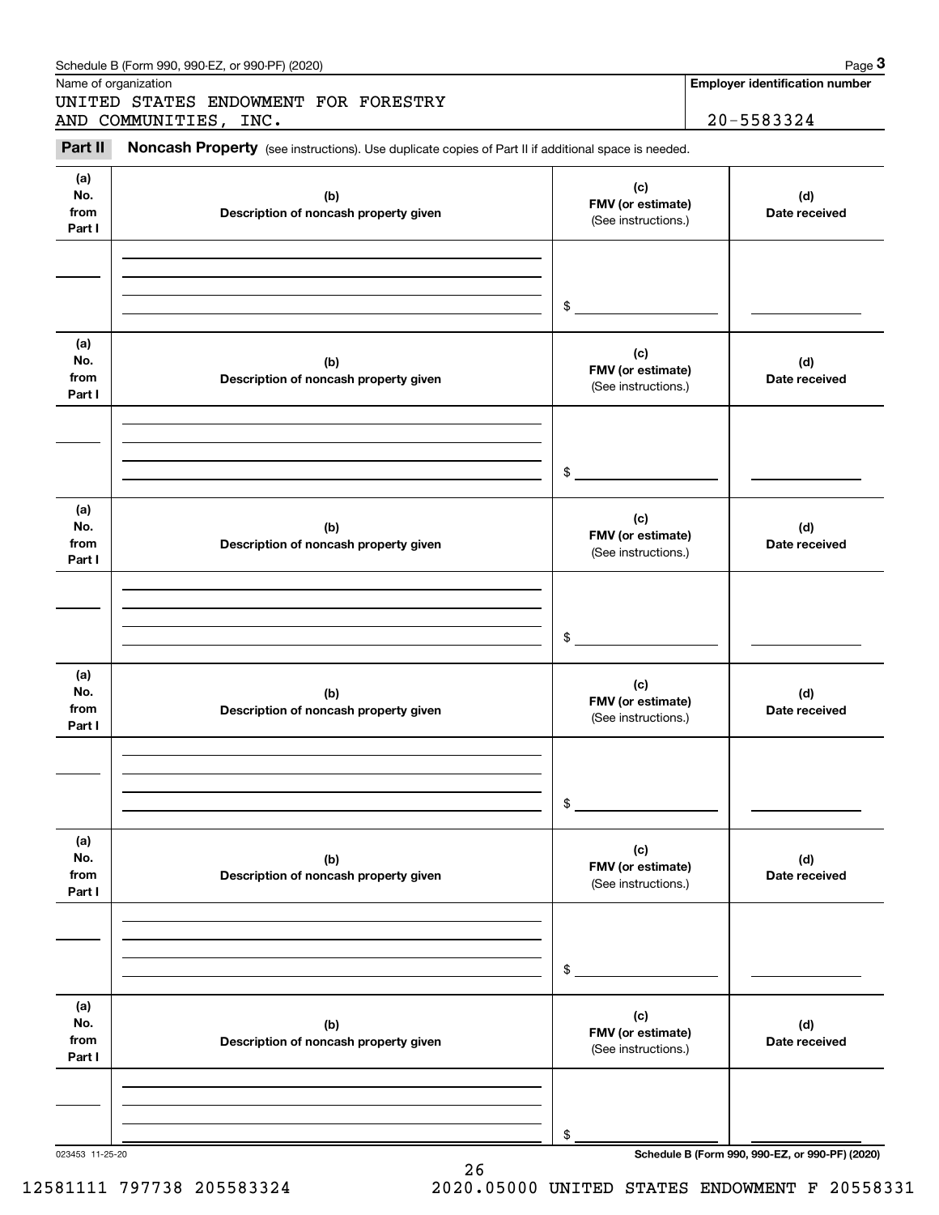Schedule B (Form 990, 990-EZ, or 990-PF) (2020)

| Name of organization | Employer identification number |
|---|---|
| UNITED STATES ENDOWMENT FOR FORESTRY AND COMMUNITIES, INC. | 20-5583324 |

## Part II Noncash Property

(see instructions). Use duplicate copies of Part II if additional space is needed.

| (a) No. from Part I | (b) Description of noncash property given | (c) FMV (or estimate) (See instructions.) | (d) Date received |
|---|---|---|---|
| | | $ | |

| (a) No. from Part I | (b) Description of noncash property given | (c) FMV (or estimate) (See instructions.) | (d) Date received |
|---|---|---|---|
| | | $ | |

| (a) No. from Part I | (b) Description of noncash property given | (c) FMV (or estimate) (See instructions.) | (d) Date received |
|---|---|---|---|
| | | $ | |

| (a) No. from Part I | (b) Description of noncash property given | (c) FMV (or estimate) (See instructions.) | (d) Date received |
|---|---|---|---|
| | | $ | |

| (a) No. from Part I | (b) Description of noncash property given | (c) FMV (or estimate) (See instructions.) | (d) Date received |
|---|---|---|---|
| | | $ | |

| (a) No. from Part I | (b) Description of noncash property given | (c) FMV (or estimate) (See instructions.) | (d) Date received |
|---|---|---|---|
| | | $ | |

023453 11-25-20

Schedule B (Form 990, 990-EZ, or 990-PF) (2020)

12581111 797738 205583324 2020.05000 UNITED STATES ENDOWMENT F 20558331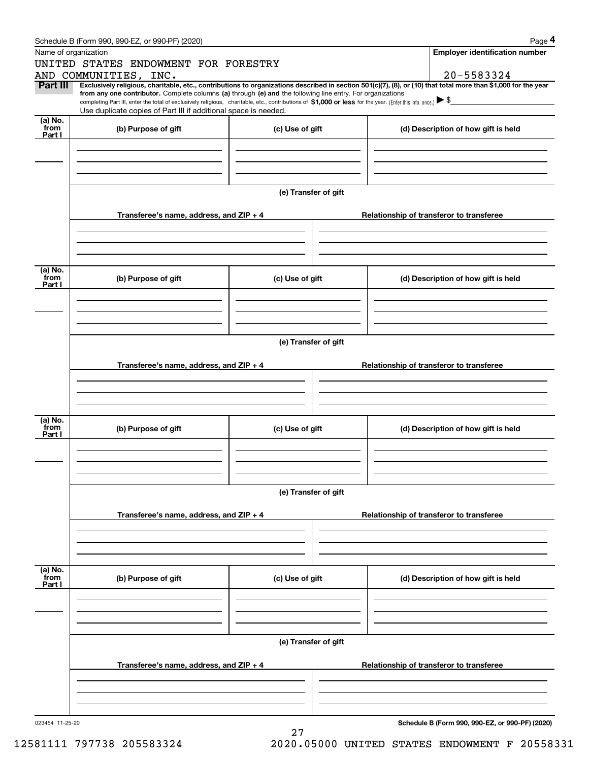Schedule B (Form 990, 990-EZ, or 990-PF) (2020)

Name of organization

UNITED STATES ENDOWMENT FOR FORESTRY AND COMMUNITIES, INC.

**Employer identification number**

20-5583324

**Part III** **Exclusively religious, charitable, etc., contributions to organizations described in section 501(c)(7), (8), or (10) that total more than $1,000 for the year from any one contributor.** Complete columns **(a)** through **(e)** and the following line entry. For organizations completing Part III, enter the total of exclusively religious, charitable, etc., contributions of **$1,000 or less** for the year. (Enter this info. once.) ▶ $

Use duplicate copies of Part III if additional space is needed.

| (a) No. from Part I | (b) Purpose of gift | (c) Use of gift | (d) Description of how gift is held |
|---|---|---|---|
| | | | |

**(e) Transfer of gift**

| Transferee's name, address, and ZIP + 4 | Relationship of transferor to transferee |
|---|---|
| | |

| (a) No. from Part I | (b) Purpose of gift | (c) Use of gift | (d) Description of how gift is held |
|---|---|---|---|
| | | | |

**(e) Transfer of gift**

| Transferee's name, address, and ZIP + 4 | Relationship of transferor to transferee |
|---|---|
| | |

| (a) No. from Part I | (b) Purpose of gift | (c) Use of gift | (d) Description of how gift is held |
|---|---|---|---|
| | | | |

**(e) Transfer of gift**

| Transferee's name, address, and ZIP + 4 | Relationship of transferor to transferee |
|---|---|
| | |

| (a) No. from Part I | (b) Purpose of gift | (c) Use of gift | (d) Description of how gift is held |
|---|---|---|---|
| | | | |

**(e) Transfer of gift**

| Transferee's name, address, and ZIP + 4 | Relationship of transferor to transferee |
|---|---|
| | |

023454 11-25-20

**Schedule B (Form 990, 990-EZ, or 990-PF) (2020)**

12581111 797738 205583324 2020.05000 UNITED STATES ENDOWMENT F 20558331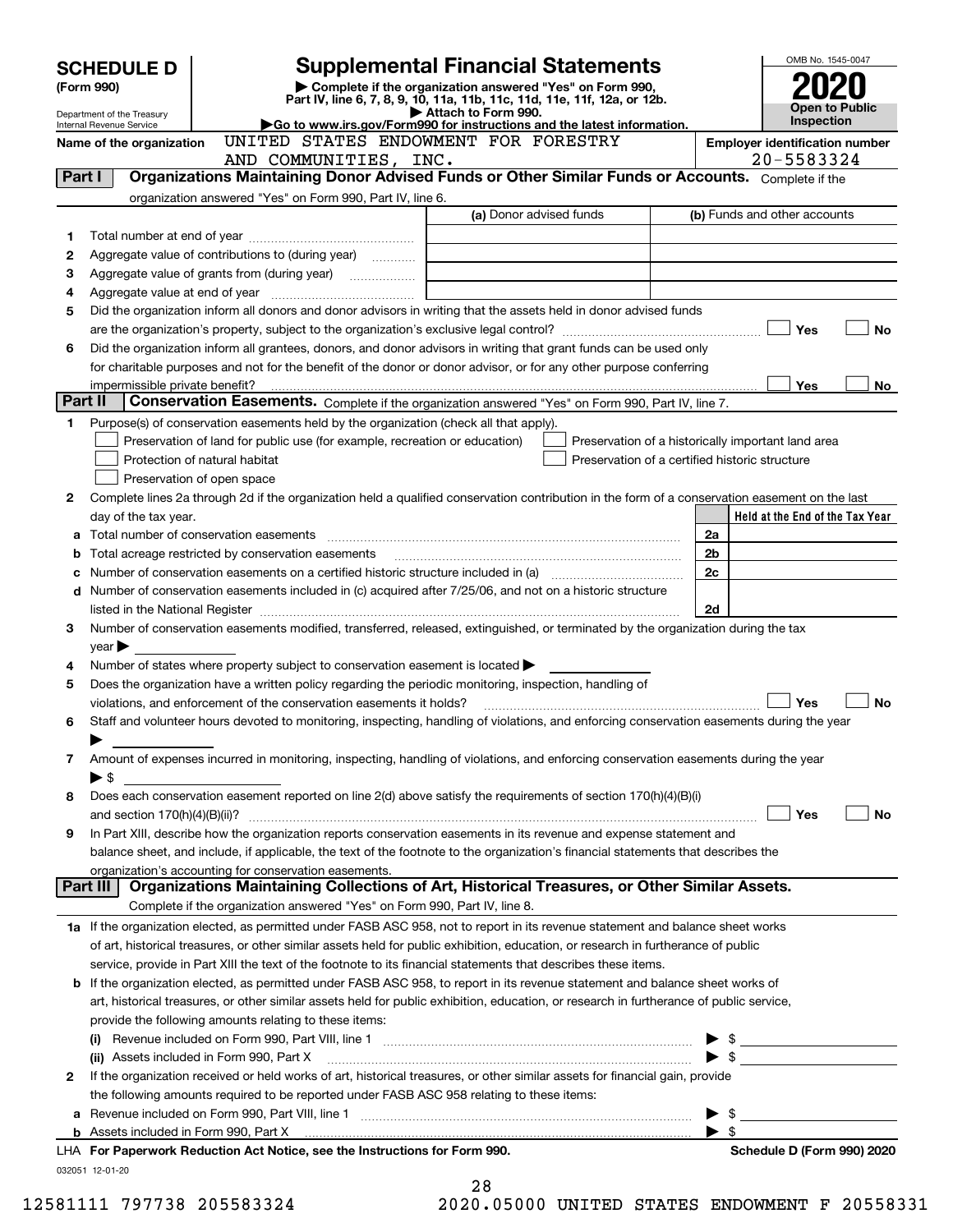# SCHEDULE D (Form 990)

Department of the Treasury
Internal Revenue Service

## Supplemental Financial Statements

▶ Complete if the organization answered "Yes" on Form 990, Part IV, line 6, 7, 8, 9, 10, 11a, 11b, 11c, 11d, 11e, 11f, 12a, or 12b.
▶ Attach to Form 990.
▶Go to www.irs.gov/Form990 for instructions and the latest information.

OMB No. 1545-0047

**2020**

**Open to Public Inspection**

**Name of the organization** UNITED STATES ENDOWMENT FOR FORESTRY AND COMMUNITIES, INC.

**Employer identification number** 20-5583324

### Part I — Organizations Maintaining Donor Advised Funds or Other Similar Funds or Accounts.

Complete if the organization answered "Yes" on Form 990, Part IV, line 6.

| | | (a) Donor advised funds | (b) Funds and other accounts |
|---|---|---|---|
| 1 | Total number at end of year | | |
| 2 | Aggregate value of contributions to (during year) | | |
| 3 | Aggregate value of grants from (during year) | | |
| 4 | Aggregate value at end of year | | |

5 Did the organization inform all donors and donor advisors in writing that the assets held in donor advised funds are the organization's property, subject to the organization's exclusive legal control? ☐ Yes ☐ No

6 Did the organization inform all grantees, donors, and donor advisors in writing that grant funds can be used only for charitable purposes and not for the benefit of the donor or donor advisor, or for any other purpose conferring impermissible private benefit? ☐ Yes ☐ No

### Part II — Conservation Easements.

Complete if the organization answered "Yes" on Form 990, Part IV, line 7.

1 Purpose(s) of conservation easements held by the organization (check all that apply).

- ☐ Preservation of land for public use (for example, recreation or education)
- ☐ Protection of natural habitat
- ☐ Preservation of open space
- ☐ Preservation of a historically important land area
- ☐ Preservation of a certified historic structure

2 Complete lines 2a through 2d if the organization held a qualified conservation contribution in the form of a conservation easement on the last day of the tax year.

| | | | Held at the End of the Tax Year |
|---|---|---|---|
| a | Total number of conservation easements | 2a | |
| b | Total acreage restricted by conservation easements | 2b | |
| c | Number of conservation easements on a certified historic structure included in (a) | 2c | |
| d | Number of conservation easements included in (c) acquired after 7/25/06, and not on a historic structure listed in the National Register | 2d | |

3 Number of conservation easements modified, transferred, released, extinguished, or terminated by the organization during the tax year ▶

4 Number of states where property subject to conservation easement is located ▶

5 Does the organization have a written policy regarding the periodic monitoring, inspection, handling of violations, and enforcement of the conservation easements it holds? ☐ Yes ☐ No

6 Staff and volunteer hours devoted to monitoring, inspecting, handling of violations, and enforcing conservation easements during the year ▶

7 Amount of expenses incurred in monitoring, inspecting, handling of violations, and enforcing conservation easements during the year ▶ $

8 Does each conservation easement reported on line 2(d) above satisfy the requirements of section 170(h)(4)(B)(i) and section 170(h)(4)(B)(ii)? ☐ Yes ☐ No

9 In Part XIII, describe how the organization reports conservation easements in its revenue and expense statement and balance sheet, and include, if applicable, the text of the footnote to the organization's financial statements that describes the organization's accounting for conservation easements.

### Part III — Organizations Maintaining Collections of Art, Historical Treasures, or Other Similar Assets.

Complete if the organization answered "Yes" on Form 990, Part IV, line 8.

1a If the organization elected, as permitted under FASB ASC 958, not to report in its revenue statement and balance sheet works of art, historical treasures, or other similar assets held for public exhibition, education, or research in furtherance of public service, provide in Part XIII the text of the footnote to its financial statements that describes these items.

b If the organization elected, as permitted under FASB ASC 958, to report in its revenue statement and balance sheet works of art, historical treasures, or other similar assets held for public exhibition, education, or research in furtherance of public service, provide the following amounts relating to these items:

(i) Revenue included on Form 990, Part VIII, line 1 ▶ $

(ii) Assets included in Form 990, Part X ▶ $

2 If the organization received or held works of art, historical treasures, or other similar assets for financial gain, provide the following amounts required to be reported under FASB ASC 958 relating to these items:

a Revenue included on Form 990, Part VIII, line 1 ▶ $

b Assets included in Form 990, Part X ▶ $

LHA For Paperwork Reduction Act Notice, see the Instructions for Form 990. **Schedule D (Form 990) 2020**

032051 12-01-20

12581111 797738 205583324 2020.05000 UNITED STATES ENDOWMENT F 20558331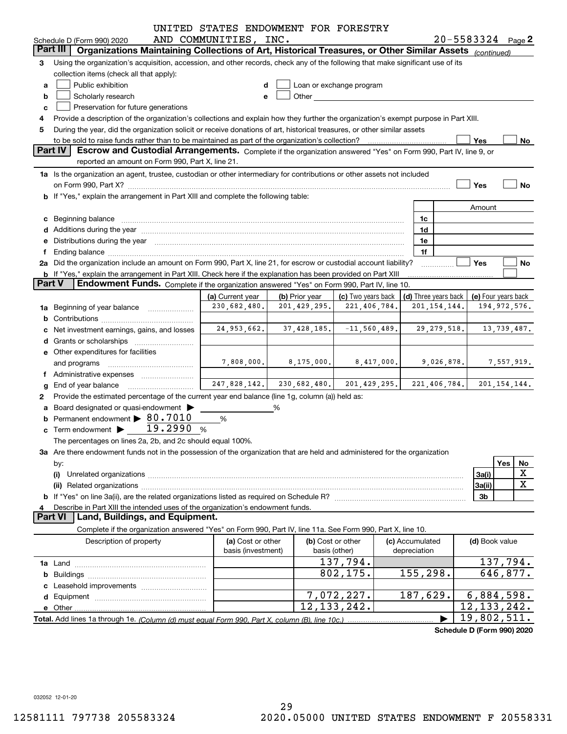UNITED STATES ENDOWMENT FOR FORESTRY AND COMMUNITIES, INC. 20-5583324

Schedule D (Form 990) 2020 Page 2

## Part III Organizations Maintaining Collections of Art, Historical Treasures, or Other Similar Assets *(continued)*

**3** Using the organization's acquisition, accession, and other records, check any of the following that make significant use of its collection items (check all that apply):

- **a** ☐ Public exhibition
- **b** ☐ Scholarly research
- **c** ☐ Preservation for future generations
- **d** ☐ Loan or exchange program
- **e** ☐ Other

**4** Provide a description of the organization's collections and explain how they further the organization's exempt purpose in Part XIII.

**5** During the year, did the organization solicit or receive donations of art, historical treasures, or other similar assets to be sold to raise funds rather than to be maintained as part of the organization's collection? ☐ Yes ☐ No

## Part IV Escrow and Custodial Arrangements.

Complete if the organization answered "Yes" on Form 990, Part IV, line 9, or reported an amount on Form 990, Part X, line 21.

**1a** Is the organization an agent, trustee, custodian or other intermediary for contributions or other assets not included on Form 990, Part X? ☐ Yes ☐ No

**b** If "Yes," explain the arrangement in Part XIII and complete the following table:

| | | Amount |
|---|---|---|
| **c** Beginning balance | 1c | |
| **d** Additions during the year | 1d | |
| **e** Distributions during the year | 1e | |
| **f** Ending balance | 1f | |

**2a** Did the organization include an amount on Form 990, Part X, line 21, for escrow or custodial account liability? ☐ Yes ☐ No

**b** If "Yes," explain the arrangement in Part XIII. Check here if the explanation has been provided on Part XIII ☐

## Part V Endowment Funds.

Complete if the organization answered "Yes" on Form 990, Part IV, line 10.

| | (a) Current year | (b) Prior year | (c) Two years back | (d) Three years back | (e) Four years back |
|---|---|---|---|---|---|
| **1a** Beginning of year balance | 230,682,480. | 201,429,295. | 221,406,784. | 201,154,144. | 194,972,576. |
| **b** Contributions | | | | | |
| **c** Net investment earnings, gains, and losses | 24,953,662. | 37,428,185. | -11,560,489. | 29,279,518. | 13,739,487. |
| **d** Grants or scholarships | | | | | |
| **e** Other expenditures for facilities and programs | 7,808,000. | 8,175,000. | 8,417,000. | 9,026,878. | 7,557,919. |
| **f** Administrative expenses | | | | | |
| **g** End of year balance | 247,828,142. | 230,682,480. | 201,429,295. | 221,406,784. | 201,154,144. |

**2** Provide the estimated percentage of the current year end balance (line 1g, column (a)) held as:

- **a** Board designated or quasi-endowment ▶ ______ %
- **b** Permanent endowment ▶ 80.7010 %
- **c** Term endowment ▶ 19.2990 %

The percentages on lines 2a, 2b, and 2c should equal 100%.

**3a** Are there endowment funds not in the possession of the organization that are held and administered for the organization by:

| | | Yes | No |
|---|---|---|---|
| **(i)** Unrelated organizations | 3a(i) | | X |
| **(ii)** Related organizations | 3a(ii) | | X |
| **b** If "Yes" on line 3a(ii), are the related organizations listed as required on Schedule R? | 3b | | |

**4** Describe in Part XIII the intended uses of the organization's endowment funds.

## Part VI Land, Buildings, and Equipment.

Complete if the organization answered "Yes" on Form 990, Part IV, line 11a. See Form 990, Part X, line 10.

| Description of property | (a) Cost or other basis (investment) | (b) Cost or other basis (other) | (c) Accumulated depreciation | (d) Book value |
|---|---|---|---|---|
| **1a** Land | | 137,794. | | 137,794. |
| **b** Buildings | | 802,175. | 155,298. | 646,877. |
| **c** Leasehold improvements | | | | |
| **d** Equipment | | 7,072,227. | 187,629. | 6,884,598. |
| **e** Other | | 12,133,242. | | 12,133,242. |
| **Total.** Add lines 1a through 1e. *(Column (d) must equal Form 990, Part X, column (B), line 10c.)* | | | ▶ | 19,802,511. |

**Schedule D (Form 990) 2020**

032052 12-01-20

12581111 797738 205583324 2020.05000 UNITED STATES ENDOWMENT F 20558331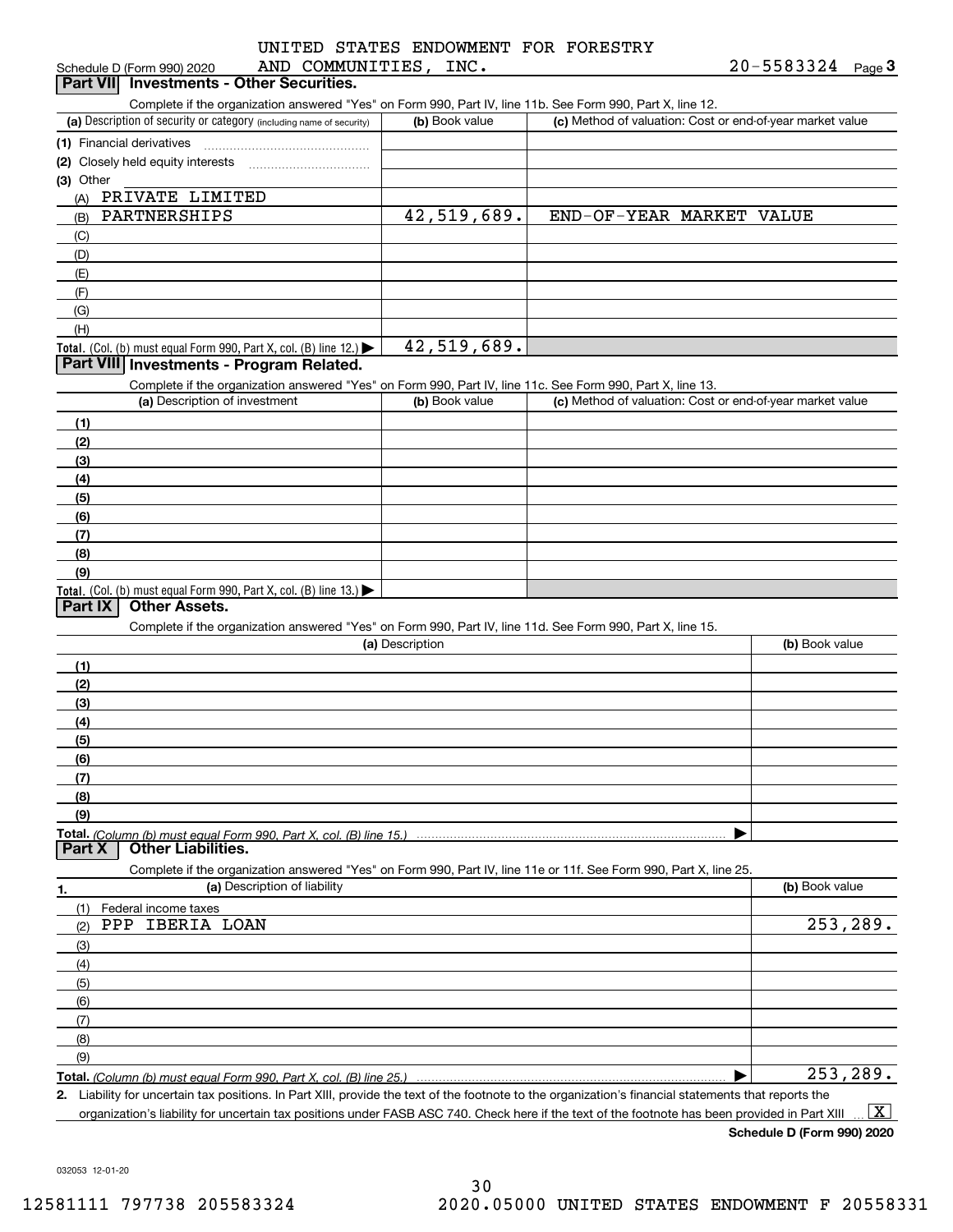UNITED STATES ENDOWMENT FOR FORESTRY AND COMMUNITIES, INC. 20-5583324

Schedule D (Form 990) 2020

## Part VII Investments - Other Securities.

Complete if the organization answered "Yes" on Form 990, Part IV, line 11b. See Form 990, Part X, line 12.

| (a) Description of security or category (including name of security) | (b) Book value | (c) Method of valuation: Cost or end-of-year market value |
|---|---|---|
| (1) Financial derivatives | | |
| (2) Closely held equity interests | | |
| (3) Other | | |
| (A) PRIVATE LIMITED | | |
| (B) PARTNERSHIPS | 42,519,689. | END-OF-YEAR MARKET VALUE |
| (C) | | |
| (D) | | |
| (E) | | |
| (F) | | |
| (G) | | |
| (H) | | |
| **Total.** (Col. (b) must equal Form 990, Part X, col. (B) line 12.) | 42,519,689. | |

## Part VIII Investments - Program Related.

Complete if the organization answered "Yes" on Form 990, Part IV, line 11c. See Form 990, Part X, line 13.

| (a) Description of investment | (b) Book value | (c) Method of valuation: Cost or end-of-year market value |
|---|---|---|
| (1) | | |
| (2) | | |
| (3) | | |
| (4) | | |
| (5) | | |
| (6) | | |
| (7) | | |
| (8) | | |
| (9) | | |
| **Total.** (Col. (b) must equal Form 990, Part X, col. (B) line 13.) | | |

## Part IX Other Assets.

Complete if the organization answered "Yes" on Form 990, Part IV, line 11d. See Form 990, Part X, line 15.

| (a) Description | (b) Book value |
|---|---|
| (1) | |
| (2) | |
| (3) | |
| (4) | |
| (5) | |
| (6) | |
| (7) | |
| (8) | |
| (9) | |
| **Total.** *(Column (b) must equal Form 990, Part X, col. (B) line 15.)* | |

## Part X Other Liabilities.

Complete if the organization answered "Yes" on Form 990, Part IV, line 11e or 11f. See Form 990, Part X, line 25.

| 1. (a) Description of liability | (b) Book value |
|---|---|
| (1) Federal income taxes | |
| (2) PPP IBERIA LOAN | 253,289. |
| (3) | |
| (4) | |
| (5) | |
| (6) | |
| (7) | |
| (8) | |
| (9) | |
| **Total.** *(Column (b) must equal Form 990, Part X, col. (B) line 25.)* | 253,289. |

**2.** Liability for uncertain tax positions. In Part XIII, provide the text of the footnote to the organization's financial statements that reports the organization's liability for uncertain tax positions under FASB ASC 740. Check here if the text of the footnote has been provided in Part XIII ... [X]

**Schedule D (Form 990) 2020**

032053 12-01-20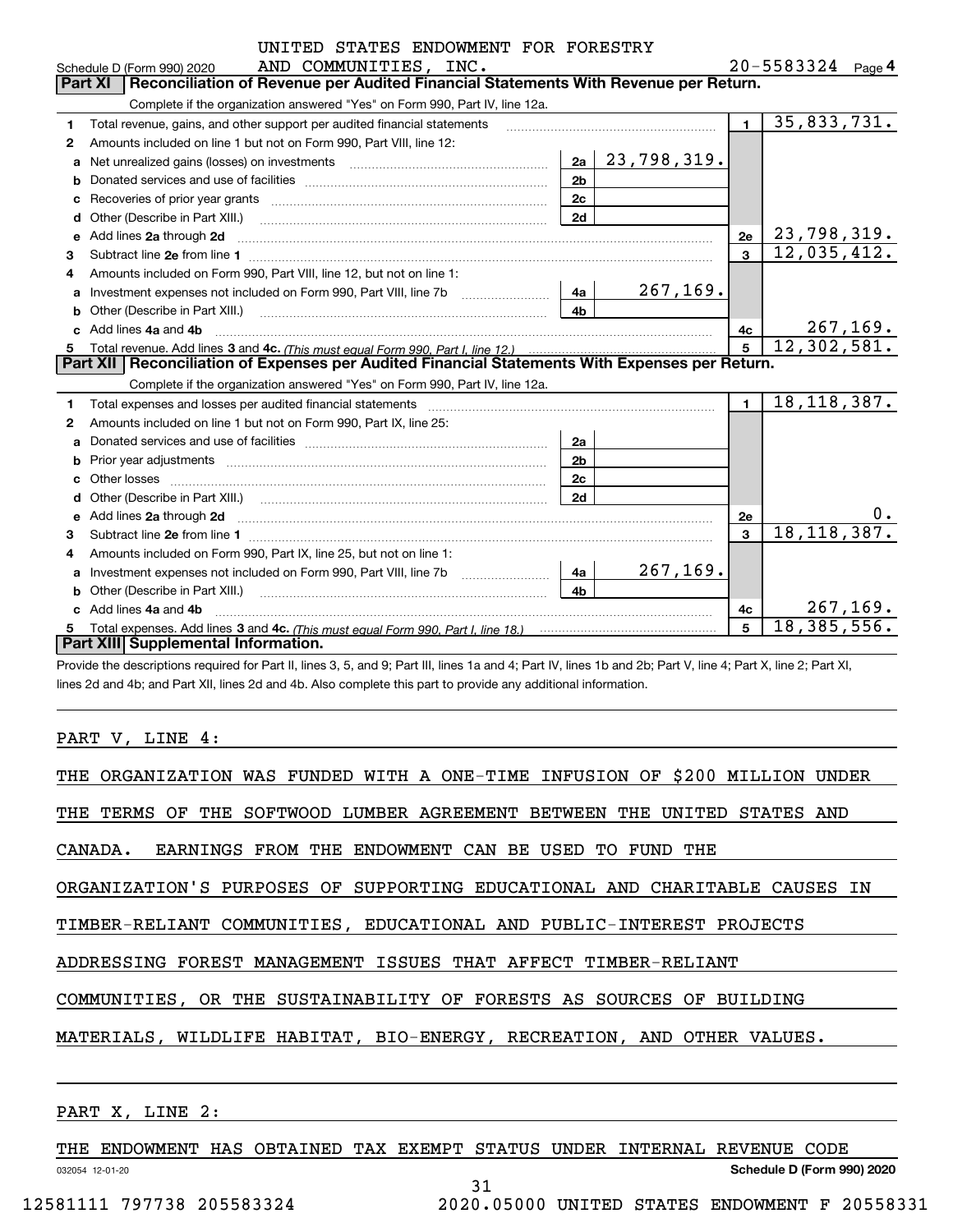UNITED STATES ENDOWMENT FOR FORESTRY AND COMMUNITIES, INC. — Schedule D (Form 990) 2020 — 20-5583324 — Page 4

## Part XI | Reconciliation of Revenue per Audited Financial Statements With Revenue per Return.

Complete if the organization answered "Yes" on Form 990, Part IV, line 12a.

| | | | | | |
|---|---|---|---|---|---|
| 1 | Total revenue, gains, and other support per audited financial statements | | | 1 | 35,833,731. |
| 2 | Amounts included on line 1 but not on Form 990, Part VIII, line 12: | | | | |
| a | Net unrealized gains (losses) on investments | 2a | 23,798,319. | | |
| b | Donated services and use of facilities | 2b | | | |
| c | Recoveries of prior year grants | 2c | | | |
| d | Other (Describe in Part XIII.) | 2d | | | |
| e | Add lines 2a through 2d | | | 2e | 23,798,319. |
| 3 | Subtract line 2e from line 1 | | | 3 | 12,035,412. |
| 4 | Amounts included on Form 990, Part VIII, line 12, but not on line 1: | | | | |
| a | Investment expenses not included on Form 990, Part VIII, line 7b | 4a | 267,169. | | |
| b | Other (Describe in Part XIII.) | 4b | | | |
| c | Add lines 4a and 4b | | | 4c | 267,169. |
| 5 | Total revenue. Add lines 3 and 4c. *(This must equal Form 990, Part I, line 12.)* | | | 5 | 12,302,581. |

## Part XII | Reconciliation of Expenses per Audited Financial Statements With Expenses per Return.

Complete if the organization answered "Yes" on Form 990, Part IV, line 12a.

| | | | | | |
|---|---|---|---|---|---|
| 1 | Total expenses and losses per audited financial statements | | | 1 | 18,118,387. |
| 2 | Amounts included on line 1 but not on Form 990, Part IX, line 25: | | | | |
| a | Donated services and use of facilities | 2a | | | |
| b | Prior year adjustments | 2b | | | |
| c | Other losses | 2c | | | |
| d | Other (Describe in Part XIII.) | 2d | | | |
| e | Add lines 2a through 2d | | | 2e | 0. |
| 3 | Subtract line 2e from line 1 | | | 3 | 18,118,387. |
| 4 | Amounts included on Form 990, Part IX, line 25, but not on line 1: | | | | |
| a | Investment expenses not included on Form 990, Part VIII, line 7b | 4a | 267,169. | | |
| b | Other (Describe in Part XIII.) | 4b | | | |
| c | Add lines 4a and 4b | | | 4c | 267,169. |
| 5 | Total expenses. Add lines 3 and 4c. *(This must equal Form 990, Part I, line 18.)* | | | 5 | 18,385,556. |

## Part XIII | Supplemental Information.

Provide the descriptions required for Part II, lines 3, 5, and 9; Part III, lines 1a and 4; Part IV, lines 1b and 2b; Part V, line 4; Part X, line 2; Part XI, lines 2d and 4b; and Part XII, lines 2d and 4b. Also complete this part to provide any additional information.

PART V, LINE 4:

THE ORGANIZATION WAS FUNDED WITH A ONE-TIME INFUSION OF $200 MILLION UNDER THE TERMS OF THE SOFTWOOD LUMBER AGREEMENT BETWEEN THE UNITED STATES AND CANADA. EARNINGS FROM THE ENDOWMENT CAN BE USED TO FUND THE ORGANIZATION'S PURPOSES OF SUPPORTING EDUCATIONAL AND CHARITABLE CAUSES IN TIMBER-RELIANT COMMUNITIES, EDUCATIONAL AND PUBLIC-INTEREST PROJECTS ADDRESSING FOREST MANAGEMENT ISSUES THAT AFFECT TIMBER-RELIANT COMMUNITIES, OR THE SUSTAINABILITY OF FORESTS AS SOURCES OF BUILDING MATERIALS, WILDLIFE HABITAT, BIO-ENERGY, RECREATION, AND OTHER VALUES.

PART X, LINE 2:

THE ENDOWMENT HAS OBTAINED TAX EXEMPT STATUS UNDER INTERNAL REVENUE CODE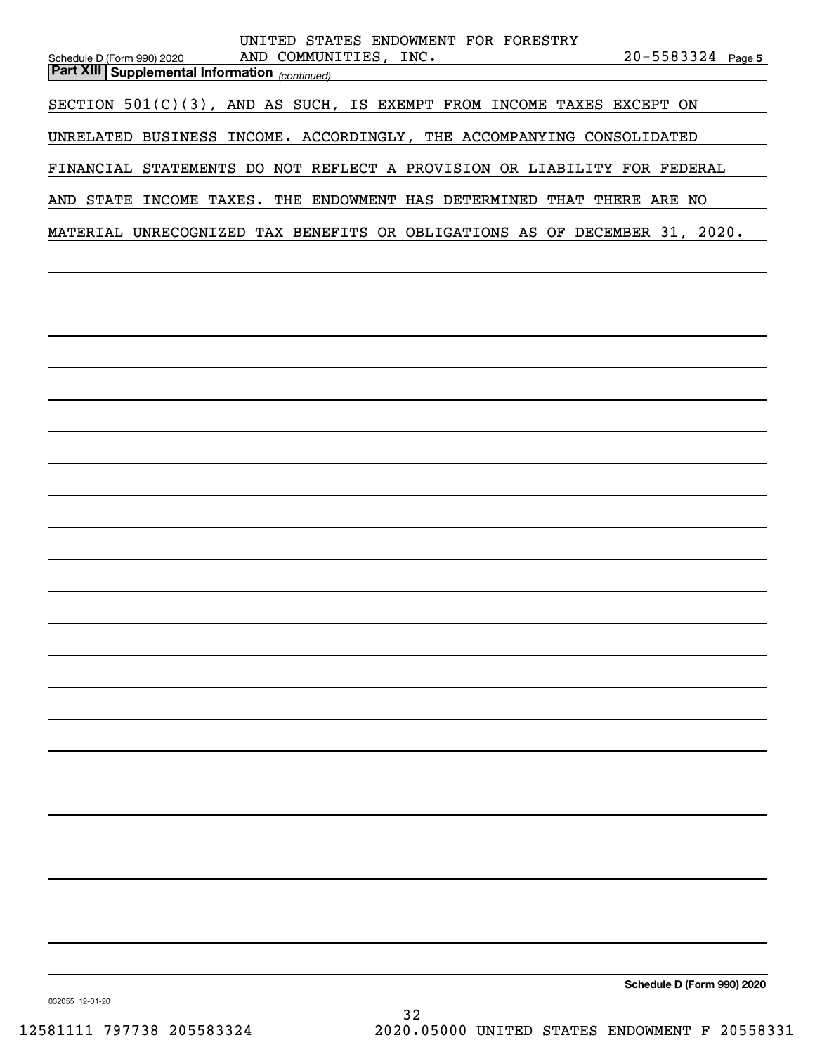UNITED STATES ENDOWMENT FOR FORESTRY AND COMMUNITIES, INC. 20-5583324

## Part XIII Supplemental Information *(continued)*

SECTION 501(C)(3), AND AS SUCH, IS EXEMPT FROM INCOME TAXES EXCEPT ON UNRELATED BUSINESS INCOME. ACCORDINGLY, THE ACCOMPANYING CONSOLIDATED FINANCIAL STATEMENTS DO NOT REFLECT A PROVISION OR LIABILITY FOR FEDERAL AND STATE INCOME TAXES. THE ENDOWMENT HAS DETERMINED THAT THERE ARE NO MATERIAL UNRECOGNIZED TAX BENEFITS OR OBLIGATIONS AS OF DECEMBER 31, 2020.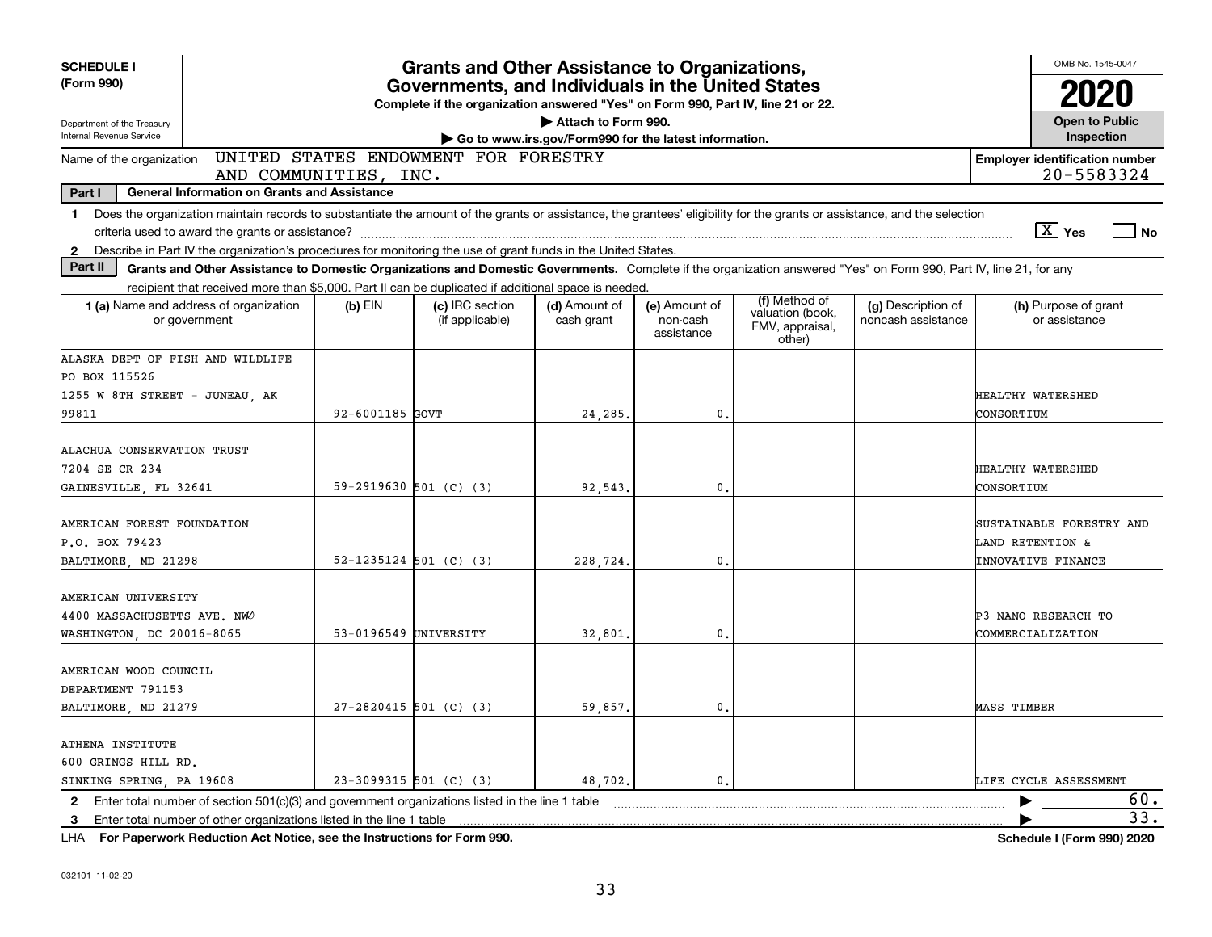**SCHEDULE I**
**(Form 990)**

Department of the Treasury
Internal Revenue Service

# Grants and Other Assistance to Organizations, Governments, and Individuals in the United States

**Complete if the organization answered "Yes" on Form 990, Part IV, line 21 or 22.**
▶ Attach to Form 990.
▶ Go to www.irs.gov/Form990 for the latest information.

OMB No. 1545-0047
**2020**
**Open to Public Inspection**

Name of the organization: UNITED STATES ENDOWMENT FOR FORESTRY AND COMMUNITIES, INC.

**Employer identification number** 20-5583324

**Part I — General Information on Grants and Assistance**

1 Does the organization maintain records to substantiate the amount of the grants or assistance, the grantees' eligibility for the grants or assistance, and the selection criteria used to award the grants or assistance? [X] Yes [ ] No

2 Describe in Part IV the organization's procedures for monitoring the use of grant funds in the United States.

**Part II — Grants and Other Assistance to Domestic Organizations and Domestic Governments.** Complete if the organization answered "Yes" on Form 990, Part IV, line 21, for any recipient that received more than $5,000. Part II can be duplicated if additional space is needed.

| 1 (a) Name and address of organization or government | (b) EIN | (c) IRC section (if applicable) | (d) Amount of cash grant | (e) Amount of non-cash assistance | (f) Method of valuation (book, FMV, appraisal, other) | (g) Description of noncash assistance | (h) Purpose of grant or assistance |
|---|---|---|---|---|---|---|---|
| ALASKA DEPT OF FISH AND WILDLIFE PO BOX 115526 1255 W 8TH STREET - JUNEAU, AK 99811 | 92-6001185 | GOVT | 24,285. | 0. | | | HEALTHY WATERSHED CONSORTIUM |
| ALACHUA CONSERVATION TRUST 7204 SE CR 234 GAINESVILLE, FL 32641 | 59-2919630 | 501 (C) (3) | 92,543. | 0. | | | HEALTHY WATERSHED CONSORTIUM |
| AMERICAN FOREST FOUNDATION P.O. BOX 79423 BALTIMORE, MD 21298 | 52-1235124 | 501 (C) (3) | 228,724. | 0. | | | SUSTAINABLE FORESTRY AND LAND RETENTION & INNOVATIVE FINANCE |
| AMERICAN UNIVERSITY 4400 MASSACHUSETTS AVE. NW WASHINGTON, DC 20016-8065 | 53-0196549 | UNIVERSITY | 32,801. | 0. | | | P3 NANO RESEARCH TO COMMERCIALIZATION |
| AMERICAN WOOD COUNCIL DEPARTMENT 791153 BALTIMORE, MD 21279 | 27-2820415 | 501 (C) (3) | 59,857. | 0. | | | MASS TIMBER |
| ATHENA INSTITUTE 600 GRINGS HILL RD. SINKING SPRING, PA 19608 | 23-3099315 | 501 (C) (3) | 48,702. | 0. | | | LIFE CYCLE ASSESSMENT |

2 Enter total number of section 501(c)(3) and government organizations listed in the line 1 table ▶ 60.

3 Enter total number of other organizations listed in the line 1 table ▶ 33.

LHA For Paperwork Reduction Act Notice, see the Instructions for Form 990. **Schedule I (Form 990) 2020**

032101 11-02-20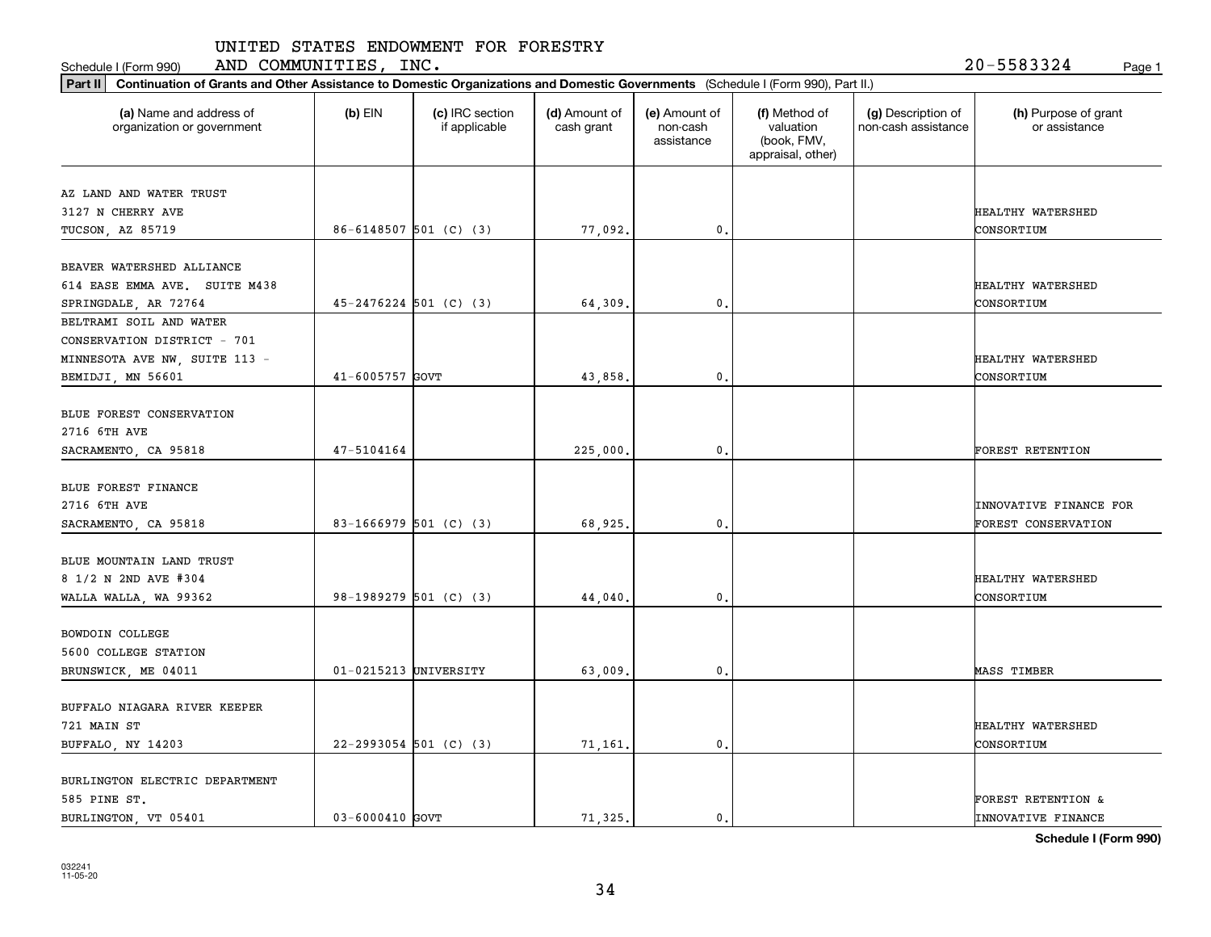UNITED STATES ENDOWMENT FOR FORESTRY AND COMMUNITIES, INC. 20-5583324

Schedule I (Form 990)

**Part II** **Continuation of Grants and Other Assistance to Domestic Organizations and Domestic Governments** (Schedule I (Form 990), Part II.)

| (a) Name and address of organization or government | (b) EIN | (c) IRC section if applicable | (d) Amount of cash grant | (e) Amount of non-cash assistance | (f) Method of valuation (book, FMV, appraisal, other) | (g) Description of non-cash assistance | (h) Purpose of grant or assistance |
|---|---|---|---|---|---|---|---|
| AZ LAND AND WATER TRUST<br>3127 N CHERRY AVE<br>TUCSON, AZ 85719 | 86-6148507 | 501 (C) (3) | 77,092. | 0. | | | HEALTHY WATERSHED CONSORTIUM |
| BEAVER WATERSHED ALLIANCE<br>614 EASE EMMA AVE. SUITE M438<br>SPRINGDALE, AR 72764 | 45-2476224 | 501 (C) (3) | 64,309. | 0. | | | HEALTHY WATERSHED CONSORTIUM |
| BELTRAMI SOIL AND WATER CONSERVATION DISTRICT - 701 MINNESOTA AVE NW, SUITE 113 -<br>BEMIDJI, MN 56601 | 41-6005757 | GOVT | 43,858. | 0. | | | HEALTHY WATERSHED CONSORTIUM |
| BLUE FOREST CONSERVATION<br>2716 6TH AVE<br>SACRAMENTO, CA 95818 | 47-5104164 | | 225,000. | 0. | | | FOREST RETENTION |
| BLUE FOREST FINANCE<br>2716 6TH AVE<br>SACRAMENTO, CA 95818 | 83-1666979 | 501 (C) (3) | 68,925. | 0. | | | INNOVATIVE FINANCE FOR FOREST CONSERVATION |
| BLUE MOUNTAIN LAND TRUST<br>8 1/2 N 2ND AVE #304<br>WALLA WALLA, WA 99362 | 98-1989279 | 501 (C) (3) | 44,040. | 0. | | | HEALTHY WATERSHED CONSORTIUM |
| BOWDOIN COLLEGE<br>5600 COLLEGE STATION<br>BRUNSWICK, ME 04011 | 01-0215213 | UNIVERSITY | 63,009. | 0. | | | MASS TIMBER |
| BUFFALO NIAGARA RIVER KEEPER<br>721 MAIN ST<br>BUFFALO, NY 14203 | 22-2993054 | 501 (C) (3) | 71,161. | 0. | | | HEALTHY WATERSHED CONSORTIUM |
| BURLINGTON ELECTRIC DEPARTMENT<br>585 PINE ST.<br>BURLINGTON, VT 05401 | 03-6000410 | GOVT | 71,325. | 0. | | | FOREST RETENTION & INNOVATIVE FINANCE |

**Schedule I (Form 990)**

032241 11-05-20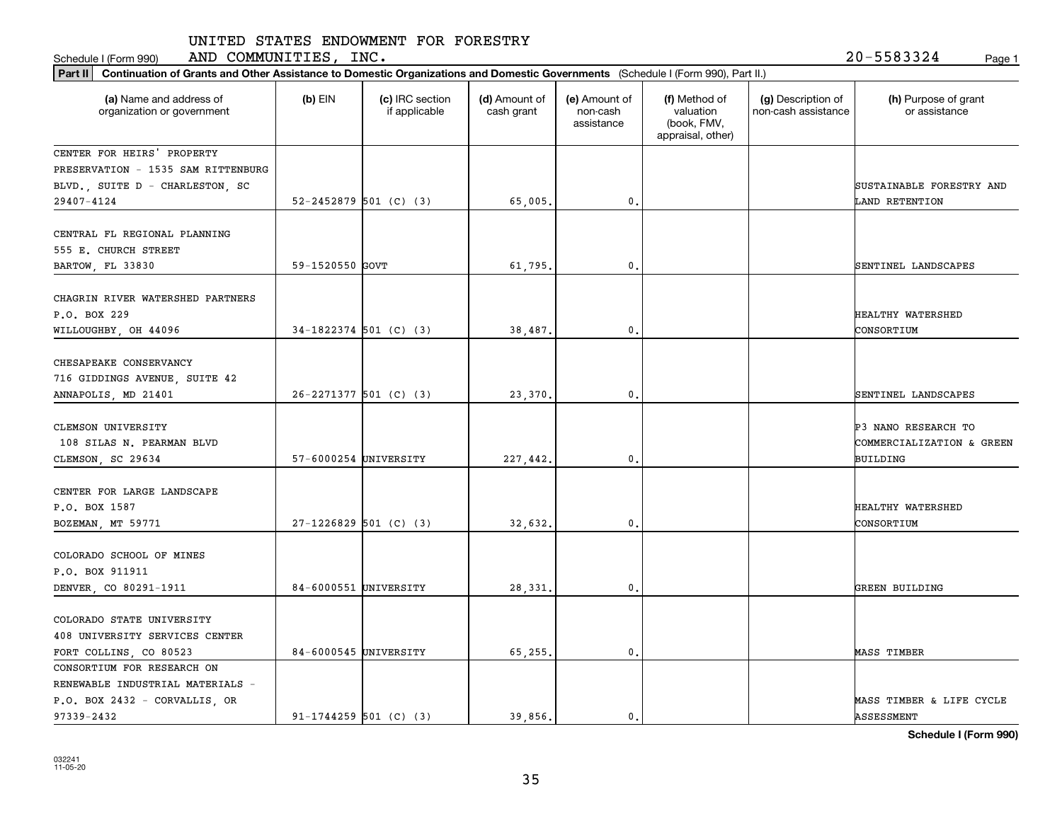UNITED STATES ENDOWMENT FOR FORESTRY AND COMMUNITIES, INC. 20-5583324

Schedule I (Form 990)

**Part II** **Continuation of Grants and Other Assistance to Domestic Organizations and Domestic Governments** (Schedule I (Form 990), Part II.)

| (a) Name and address of organization or government | (b) EIN | (c) IRC section if applicable | (d) Amount of cash grant | (e) Amount of non-cash assistance | (f) Method of valuation (book, FMV, appraisal, other) | (g) Description of non-cash assistance | (h) Purpose of grant or assistance |
|---|---|---|---|---|---|---|---|
| CENTER FOR HEIRS' PROPERTY PRESERVATION - 1535 SAM RITTENBURG BLVD., SUITE D - CHARLESTON, SC 29407-4124 | 52-2452879 | 501 (C) (3) | 65,005. | 0. | | | SUSTAINABLE FORESTRY AND LAND RETENTION |
| CENTRAL FL REGIONAL PLANNING 555 E. CHURCH STREET BARTOW, FL 33830 | 59-1520550 | GOVT | 61,795. | 0. | | | SENTINEL LANDSCAPES |
| CHAGRIN RIVER WATERSHED PARTNERS P.O. BOX 229 WILLOUGHBY, OH 44096 | 34-1822374 | 501 (C) (3) | 38,487. | 0. | | | HEALTHY WATERSHED CONSORTIUM |
| CHESAPEAKE CONSERVANCY 716 GIDDINGS AVENUE, SUITE 42 ANNAPOLIS, MD 21401 | 26-2271377 | 501 (C) (3) | 23,370. | 0. | | | SENTINEL LANDSCAPES |
| CLEMSON UNIVERSITY 108 SILAS N. PEARMAN BLVD CLEMSON, SC 29634 | 57-6000254 | UNIVERSITY | 227,442. | 0. | | | P3 NANO RESEARCH TO COMMERCIALIZATION & GREEN BUILDING |
| CENTER FOR LARGE LANDSCAPE P.O. BOX 1587 BOZEMAN, MT 59771 | 27-1226829 | 501 (C) (3) | 32,632. | 0. | | | HEALTHY WATERSHED CONSORTIUM |
| COLORADO SCHOOL OF MINES P.O. BOX 911911 DENVER, CO 80291-1911 | 84-6000551 | UNIVERSITY | 28,331. | 0. | | | GREEN BUILDING |
| COLORADO STATE UNIVERSITY 408 UNIVERSITY SERVICES CENTER FORT COLLINS, CO 80523 | 84-6000545 | UNIVERSITY | 65,255. | 0. | | | MASS TIMBER |
| CONSORTIUM FOR RESEARCH ON RENEWABLE INDUSTRIAL MATERIALS - P.O. BOX 2432 - CORVALLIS, OR 97339-2432 | 91-1744259 | 501 (C) (3) | 39,856. | 0. | | | MASS TIMBER & LIFE CYCLE ASSESSMENT |

**Schedule I (Form 990)**

032241 11-05-20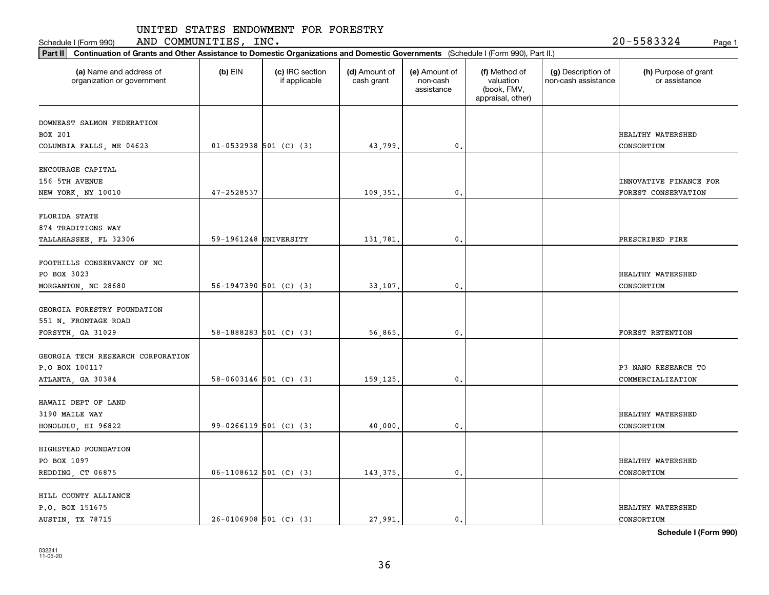UNITED STATES ENDOWMENT FOR FORESTRY AND COMMUNITIES, INC.

Schedule I (Form 990) 20-5583324 Page 1

**Part II** **Continuation of Grants and Other Assistance to Domestic Organizations and Domestic Governments** (Schedule I (Form 990), Part II.)

| (a) Name and address of organization or government | (b) EIN | (c) IRC section if applicable | (d) Amount of cash grant | (e) Amount of non-cash assistance | (f) Method of valuation (book, FMV, appraisal, other) | (g) Description of non-cash assistance | (h) Purpose of grant or assistance |
|---|---|---|---|---|---|---|---|
| DOWNEAST SALMON FEDERATION<br>BOX 201<br>COLUMBIA FALLS, ME 04623 | 01-0532938 | 501 (C) (3) | 43,799. | 0. | | | HEALTHY WATERSHED CONSORTIUM |
| ENCOURAGE CAPITAL<br>156 5TH AVENUE<br>NEW YORK, NY 10010 | 47-2528537 | | 109,351. | 0. | | | INNOVATIVE FINANCE FOR FOREST CONSERVATION |
| FLORIDA STATE<br>874 TRADITIONS WAY<br>TALLAHASSEE, FL 32306 | 59-1961248 | UNIVERSITY | 131,781. | 0. | | | PRESCRIBED FIRE |
| FOOTHILLS CONSERVANCY OF NC<br>PO BOX 3023<br>MORGANTON, NC 28680 | 56-1947390 | 501 (C) (3) | 33,107. | 0. | | | HEALTHY WATERSHED CONSORTIUM |
| GEORGIA FORESTRY FOUNDATION<br>551 N. FRONTAGE ROAD<br>FORSYTH, GA 31029 | 58-1888283 | 501 (C) (3) | 56,865. | 0. | | | FOREST RETENTION |
| GEORGIA TECH RESEARCH CORPORATION<br>P.O BOX 100117<br>ATLANTA, GA 30384 | 58-0603146 | 501 (C) (3) | 159,125. | 0. | | | P3 NANO RESEARCH TO COMMERCIALIZATION |
| HAWAII DEPT OF LAND<br>3190 MAILE WAY<br>HONOLULU, HI 96822 | 99-0266119 | 501 (C) (3) | 40,000. | 0. | | | HEALTHY WATERSHED CONSORTIUM |
| HIGHSTEAD FOUNDATION<br>PO BOX 1097<br>REDDING, CT 06875 | 06-1108612 | 501 (C) (3) | 143,375. | 0. | | | HEALTHY WATERSHED CONSORTIUM |
| HILL COUNTY ALLIANCE<br>P.O. BOX 151675<br>AUSTIN, TX 78715 | 26-0106908 | 501 (C) (3) | 27,991. | 0. | | | HEALTHY WATERSHED CONSORTIUM |

**Schedule I (Form 990)**

032241 11-05-20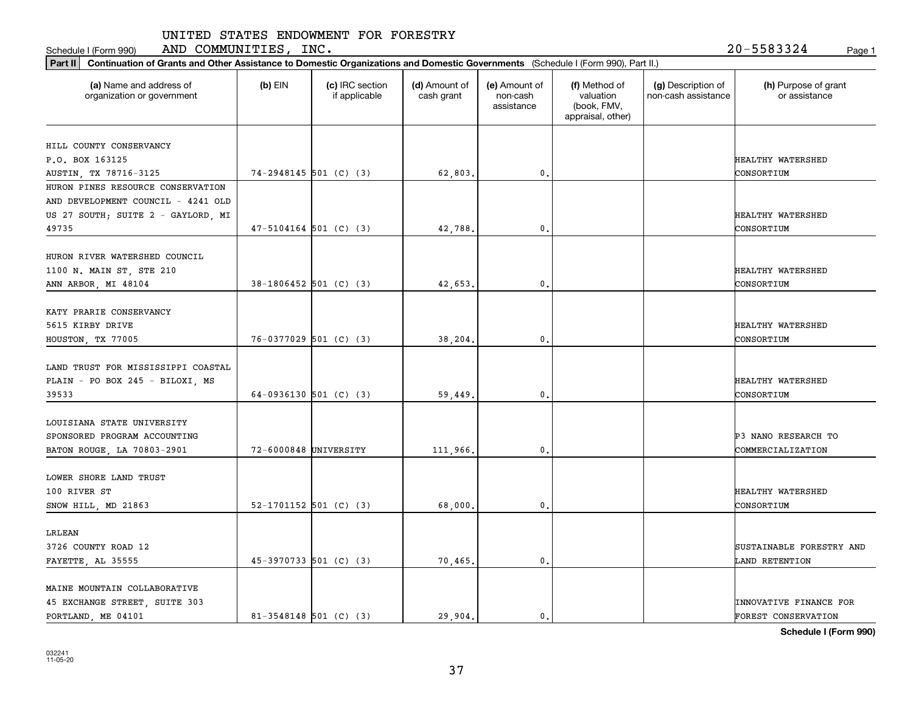UNITED STATES ENDOWMENT FOR FORESTRY AND COMMUNITIES, INC.

Schedule I (Form 990) 20-5583324

**Part II** **Continuation of Grants and Other Assistance to Domestic Organizations and Domestic Governments** (Schedule I (Form 990), Part II.)

| (a) Name and address of organization or government | (b) EIN | (c) IRC section if applicable | (d) Amount of cash grant | (e) Amount of non-cash assistance | (f) Method of valuation (book, FMV, appraisal, other) | (g) Description of non-cash assistance | (h) Purpose of grant or assistance |
|---|---|---|---|---|---|---|---|
| HILL COUNTY CONSERVANCY P.O. BOX 163125 AUSTIN, TX 78716-3125 | 74-2948145 | 501 (C) (3) | 62,803. | 0. | | | HEALTHY WATERSHED CONSORTIUM |
| HURON PINES RESOURCE CONSERVATION AND DEVELOPMENT COUNCIL - 4241 OLD US 27 SOUTH; SUITE 2 - GAYLORD, MI 49735 | 47-5104164 | 501 (C) (3) | 42,788. | 0. | | | HEALTHY WATERSHED CONSORTIUM |
| HURON RIVER WATERSHED COUNCIL 1100 N. MAIN ST, STE 210 ANN ARBOR, MI 48104 | 38-1806452 | 501 (C) (3) | 42,653. | 0. | | | HEALTHY WATERSHED CONSORTIUM |
| KATY PRARIE CONSERVANCY 5615 KIRBY DRIVE HOUSTON, TX 77005 | 76-0377029 | 501 (C) (3) | 38,204. | 0. | | | HEALTHY WATERSHED CONSORTIUM |
| LAND TRUST FOR MISSISSIPPI COASTAL PLAIN - PO BOX 245 - BILOXI, MS 39533 | 64-0936130 | 501 (C) (3) | 59,449. | 0. | | | HEALTHY WATERSHED CONSORTIUM |
| LOUISIANA STATE UNIVERSITY SPONSORED PROGRAM ACCOUNTING BATON ROUGE, LA 70803-2901 | 72-6000848 | UNIVERSITY | 111,966. | 0. | | | P3 NANO RESEARCH TO COMMERCIALIZATION |
| LOWER SHORE LAND TRUST 100 RIVER ST SNOW HILL, MD 21863 | 52-1701152 | 501 (C) (3) | 68,000. | 0. | | | HEALTHY WATERSHED CONSORTIUM |
| LRLEAN 3726 COUNTY ROAD 12 FAYETTE, AL 35555 | 45-3970733 | 501 (C) (3) | 70,465. | 0. | | | SUSTAINABLE FORESTRY AND LAND RETENTION |
| MAINE MOUNTAIN COLLABORATIVE 45 EXCHANGE STREET, SUITE 303 PORTLAND, ME 04101 | 81-3548148 | 501 (C) (3) | 29,904. | 0. | | | INNOVATIVE FINANCE FOR FOREST CONSERVATION |

**Schedule I (Form 990)**

032241 11-05-20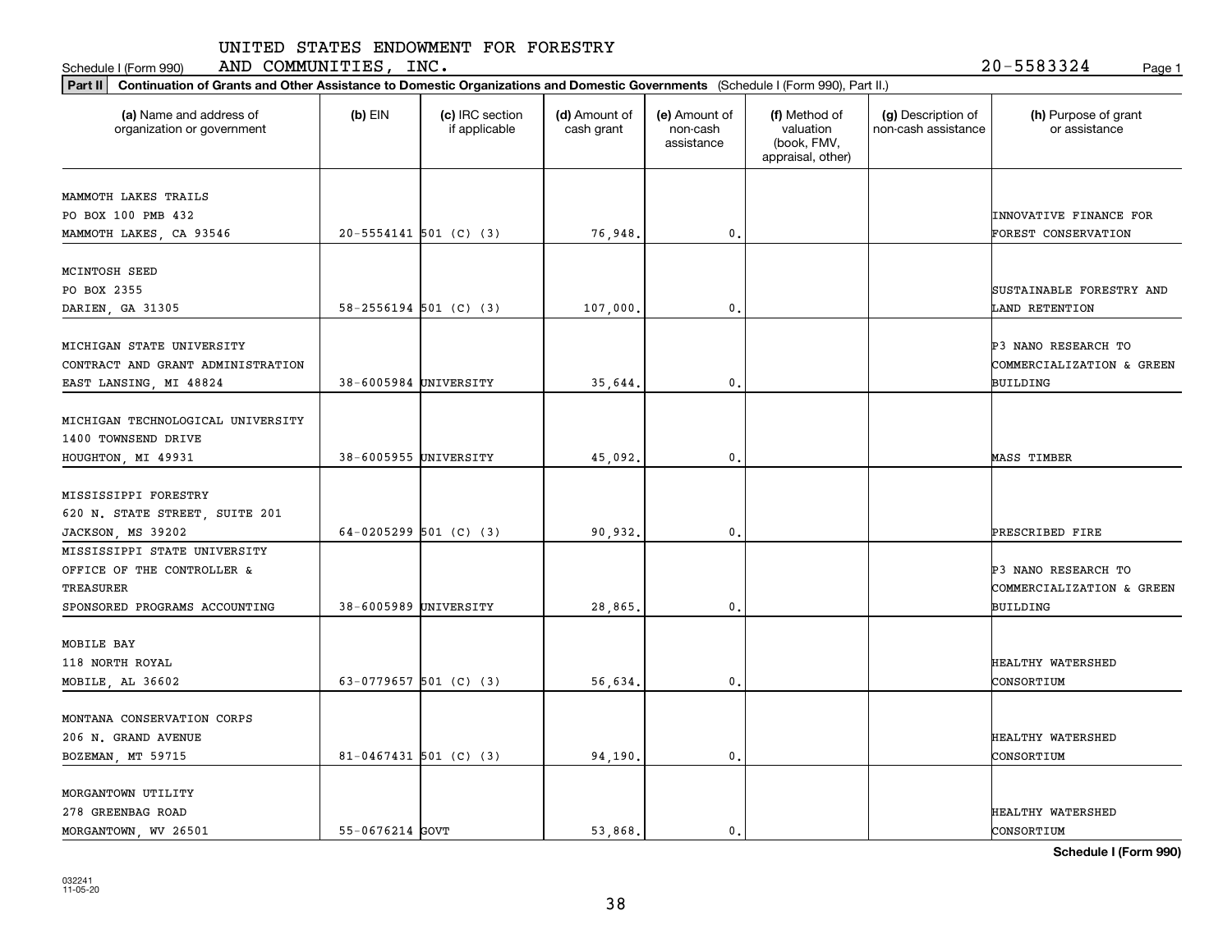UNITED STATES ENDOWMENT FOR FORESTRY AND COMMUNITIES, INC.

Schedule I (Form 990) 20-5583324

**Part II Continuation of Grants and Other Assistance to Domestic Organizations and Domestic Governments** (Schedule I (Form 990), Part II.)

| (a) Name and address of organization or government | (b) EIN | (c) IRC section if applicable | (d) Amount of cash grant | (e) Amount of non-cash assistance | (f) Method of valuation (book, FMV, appraisal, other) | (g) Description of non-cash assistance | (h) Purpose of grant or assistance |
|---|---|---|---|---|---|---|---|
| MAMMOTH LAKES TRAILS<br>PO BOX 100 PMB 432<br>MAMMOTH LAKES, CA 93546 | 20-5554141 | 501 (C) (3) | 76,948. | 0. | | | INNOVATIVE FINANCE FOR FOREST CONSERVATION |
| MCINTOSH SEED<br>PO BOX 2355<br>DARIEN, GA 31305 | 58-2556194 | 501 (C) (3) | 107,000. | 0. | | | SUSTAINABLE FORESTRY AND LAND RETENTION |
| MICHIGAN STATE UNIVERSITY<br>CONTRACT AND GRANT ADMINISTRATION<br>EAST LANSING, MI 48824 | 38-6005984 | UNIVERSITY | 35,644. | 0. | | | P3 NANO RESEARCH TO COMMERCIALIZATION & GREEN BUILDING |
| MICHIGAN TECHNOLOGICAL UNIVERSITY<br>1400 TOWNSEND DRIVE<br>HOUGHTON, MI 49931 | 38-6005955 | UNIVERSITY | 45,092. | 0. | | | MASS TIMBER |
| MISSISSIPPI FORESTRY<br>620 N. STATE STREET, SUITE 201<br>JACKSON, MS 39202 | 64-0205299 | 501 (C) (3) | 90,932. | 0. | | | PRESCRIBED FIRE |
| MISSISSIPPI STATE UNIVERSITY<br>OFFICE OF THE CONTROLLER & TREASURER<br>SPONSORED PROGRAMS ACCOUNTING | 38-6005989 | UNIVERSITY | 28,865. | 0. | | | P3 NANO RESEARCH TO COMMERCIALIZATION & GREEN BUILDING |
| MOBILE BAY<br>118 NORTH ROYAL<br>MOBILE, AL 36602 | 63-0779657 | 501 (C) (3) | 56,634. | 0. | | | HEALTHY WATERSHED CONSORTIUM |
| MONTANA CONSERVATION CORPS<br>206 N. GRAND AVENUE<br>BOZEMAN, MT 59715 | 81-0467431 | 501 (C) (3) | 94,190. | 0. | | | HEALTHY WATERSHED CONSORTIUM |
| MORGANTOWN UTILITY<br>278 GREENBAG ROAD<br>MORGANTOWN, WV 26501 | 55-0676214 | GOVT | 53,868. | 0. | | | HEALTHY WATERSHED CONSORTIUM |

**Schedule I (Form 990)**

032241
11-05-20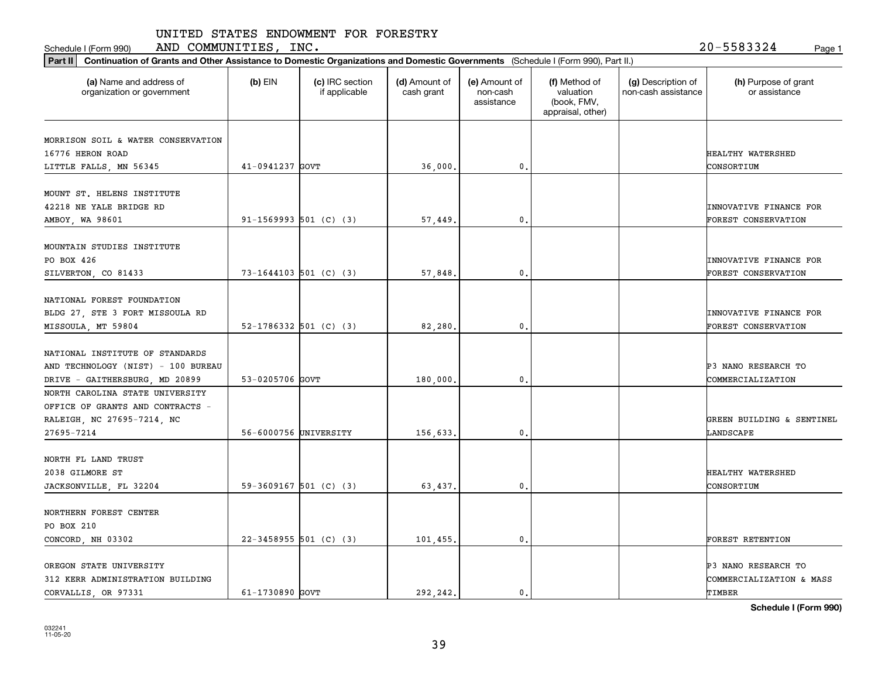UNITED STATES ENDOWMENT FOR FORESTRY AND COMMUNITIES, INC.

Schedule I (Form 990) 20-5583324

**Part II** **Continuation of Grants and Other Assistance to Domestic Organizations and Domestic Governments** (Schedule I (Form 990), Part II.)

| (a) Name and address of organization or government | (b) EIN | (c) IRC section if applicable | (d) Amount of cash grant | (e) Amount of non-cash assistance | (f) Method of valuation (book, FMV, appraisal, other) | (g) Description of non-cash assistance | (h) Purpose of grant or assistance |
|---|---|---|---|---|---|---|---|
| MORRISON SOIL & WATER CONSERVATION 16776 HERON ROAD LITTLE FALLS, MN 56345 | 41-0941237 | GOVT | 36,000. | 0. | | | HEALTHY WATERSHED CONSORTIUM |
| MOUNT ST. HELENS INSTITUTE 42218 NE YALE BRIDGE RD AMBOY, WA 98601 | 91-1569993 | 501 (C) (3) | 57,449. | 0. | | | INNOVATIVE FINANCE FOR FOREST CONSERVATION |
| MOUNTAIN STUDIES INSTITUTE PO BOX 426 SILVERTON, CO 81433 | 73-1644103 | 501 (C) (3) | 57,848. | 0. | | | INNOVATIVE FINANCE FOR FOREST CONSERVATION |
| NATIONAL FOREST FOUNDATION BLDG 27, STE 3 FORT MISSOULA RD MISSOULA, MT 59804 | 52-1786332 | 501 (C) (3) | 82,280. | 0. | | | INNOVATIVE FINANCE FOR FOREST CONSERVATION |
| NATIONAL INSTITUTE OF STANDARDS AND TECHNOLOGY (NIST) - 100 BUREAU DRIVE - GAITHERSBURG, MD 20899 | 53-0205706 | GOVT | 180,000. | 0. | | | P3 NANO RESEARCH TO COMMERCIALIZATION |
| NORTH CAROLINA STATE UNIVERSITY OFFICE OF GRANTS AND CONTRACTS - RALEIGH, NC 27695-7214, NC 27695-7214 | 56-6000756 | UNIVERSITY | 156,633. | 0. | | | GREEN BUILDING & SENTINEL LANDSCAPE |
| NORTH FL LAND TRUST 2038 GILMORE ST JACKSONVILLE, FL 32204 | 59-3609167 | 501 (C) (3) | 63,437. | 0. | | | HEALTHY WATERSHED CONSORTIUM |
| NORTHERN FOREST CENTER PO BOX 210 CONCORD, NH 03302 | 22-3458955 | 501 (C) (3) | 101,455. | 0. | | | FOREST RETENTION |
| OREGON STATE UNIVERSITY 312 KERR ADMINISTRATION BUILDING CORVALLIS, OR 97331 | 61-1730890 | GOVT | 292,242. | 0. | | | P3 NANO RESEARCH TO COMMERCIALIZATION & MASS TIMBER |

**Schedule I (Form 990)**

032241 11-05-20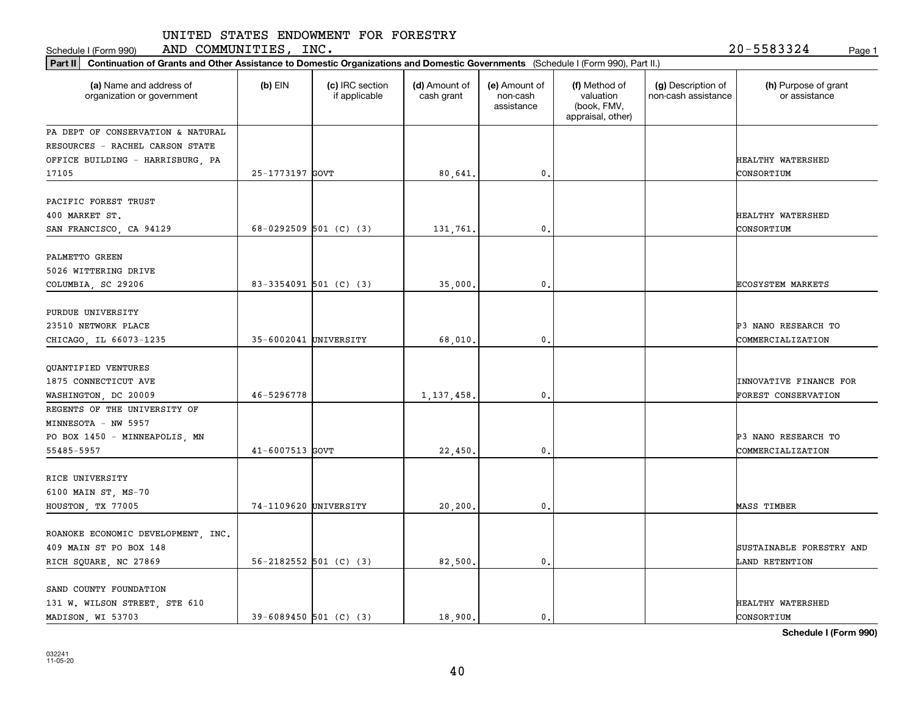Schedule I (Form 990) UNITED STATES ENDOWMENT FOR FORESTRY AND COMMUNITIES, INC. 20-5583324 Page 1

**Part II** **Continuation of Grants and Other Assistance to Domestic Organizations and Domestic Governments** (Schedule I (Form 990), Part II.)

| (a) Name and address of organization or government | (b) EIN | (c) IRC section if applicable | (d) Amount of cash grant | (e) Amount of non-cash assistance | (f) Method of valuation (book, FMV, appraisal, other) | (g) Description of non-cash assistance | (h) Purpose of grant or assistance |
|---|---|---|---|---|---|---|---|
| PA DEPT OF CONSERVATION & NATURAL RESOURCES - RACHEL CARSON STATE OFFICE BUILDING - HARRISBURG, PA 17105 | 25-1773197 | GOVT | 80,641. | 0. | | | HEALTHY WATERSHED CONSORTIUM |
| PACIFIC FOREST TRUST 400 MARKET ST. SAN FRANCISCO, CA 94129 | 68-0292509 | 501 (C) (3) | 131,761. | 0. | | | HEALTHY WATERSHED CONSORTIUM |
| PALMETTO GREEN 5026 WITTERING DRIVE COLUMBIA, SC 29206 | 83-3354091 | 501 (C) (3) | 35,000. | 0. | | | ECOSYSTEM MARKETS |
| PURDUE UNIVERSITY 23510 NETWORK PLACE CHICAGO, IL 66073-1235 | 35-6002041 | UNIVERSITY | 68,010. | 0. | | | P3 NANO RESEARCH TO COMMERCIALIZATION |
| QUANTIFIED VENTURES 1875 CONNECTICUT AVE WASHINGTON, DC 20009 | 46-5296778 | | 1,137,458. | 0. | | | INNOVATIVE FINANCE FOR FOREST CONSERVATION |
| REGENTS OF THE UNIVERSITY OF MINNESOTA - NW 5957 PO BOX 1450 - MINNEAPOLIS, MN 55485-5957 | 41-6007513 | GOVT | 22,450. | 0. | | | P3 NANO RESEARCH TO COMMERCIALIZATION |
| RICE UNIVERSITY 6100 MAIN ST, MS-70 HOUSTON, TX 77005 | 74-1109620 | UNIVERSITY | 20,200. | 0. | | | MASS TIMBER |
| ROANOKE ECONOMIC DEVELOPMENT, INC. 409 MAIN ST PO BOX 148 RICH SQUARE, NC 27869 | 56-2182552 | 501 (C) (3) | 82,500. | 0. | | | SUSTAINABLE FORESTRY AND LAND RETENTION |
| SAND COUNTY FOUNDATION 131 W. WILSON STREET, STE 610 MADISON, WI 53703 | 39-6089450 | 501 (C) (3) | 18,900. | 0. | | | HEALTHY WATERSHED CONSORTIUM |

**Schedule I (Form 990)**

032241 11-05-20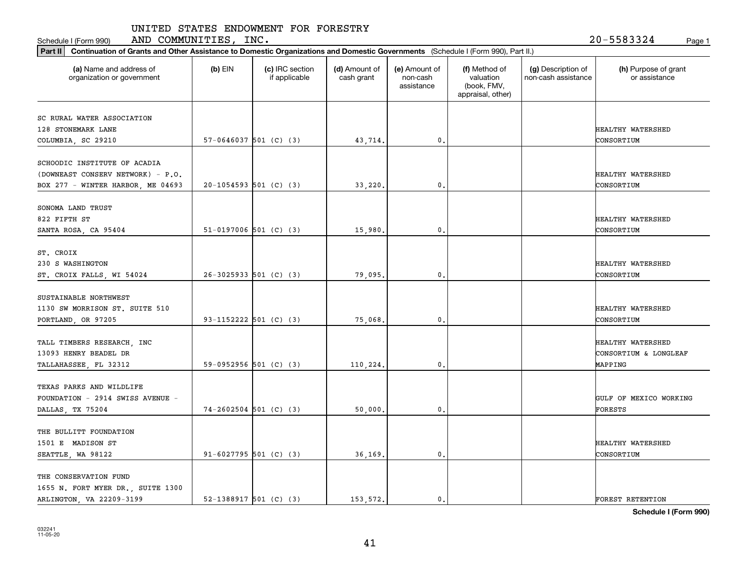UNITED STATES ENDOWMENT FOR FORESTRY AND COMMUNITIES, INC.

Schedule I (Form 990) 20-5583324

**Part II** **Continuation of Grants and Other Assistance to Domestic Organizations and Domestic Governments** (Schedule I (Form 990), Part II.)

| (a) Name and address of organization or government | (b) EIN | (c) IRC section if applicable | (d) Amount of cash grant | (e) Amount of non-cash assistance | (f) Method of valuation (book, FMV, appraisal, other) | (g) Description of non-cash assistance | (h) Purpose of grant or assistance |
|---|---|---|---|---|---|---|---|
| SC RURAL WATER ASSOCIATION 128 STONEMARK LANE COLUMBIA, SC 29210 | 57-0646037 | 501 (C) (3) | 43,714. | 0. | | | HEALTHY WATERSHED CONSORTIUM |
| SCHOODIC INSTITUTE OF ACADIA (DOWNEAST CONSERV NETWORK) - P.O. BOX 277 - WINTER HARBOR, ME 04693 | 20-1054593 | 501 (C) (3) | 33,220. | 0. | | | HEALTHY WATERSHED CONSORTIUM |
| SONOMA LAND TRUST 822 FIFTH ST SANTA ROSA, CA 95404 | 51-0197006 | 501 (C) (3) | 15,980. | 0. | | | HEALTHY WATERSHED CONSORTIUM |
| ST. CROIX 230 S WASHINGTON ST. CROIX FALLS, WI 54024 | 26-3025933 | 501 (C) (3) | 79,095. | 0. | | | HEALTHY WATERSHED CONSORTIUM |
| SUSTAINABLE NORTHWEST 1130 SW MORRISON ST. SUITE 510 PORTLAND, OR 97205 | 93-1152222 | 501 (C) (3) | 75,068. | 0. | | | HEALTHY WATERSHED CONSORTIUM |
| TALL TIMBERS RESEARCH, INC 13093 HENRY BEADEL DR TALLAHASSEE, FL 32312 | 59-0952956 | 501 (C) (3) | 110,224. | 0. | | | HEALTHY WATERSHED CONSORTIUM & LONGLEAF MAPPING |
| TEXAS PARKS AND WILDLIFE FOUNDATION - 2914 SWISS AVENUE - DALLAS, TX 75204 | 74-2602504 | 501 (C) (3) | 50,000. | 0. | | | GULF OF MEXICO WORKING FORESTS |
| THE BULLITT FOUNDATION 1501 E MADISON ST SEATTLE, WA 98122 | 91-6027795 | 501 (C) (3) | 36,169. | 0. | | | HEALTHY WATERSHED CONSORTIUM |
| THE CONSERVATION FUND 1655 N. FORT MYER DR., SUITE 1300 ARLINGTON, VA 22209-3199 | 52-1388917 | 501 (C) (3) | 153,572. | 0. | | | FOREST RETENTION |

**Schedule I (Form 990)**

032241 11-05-20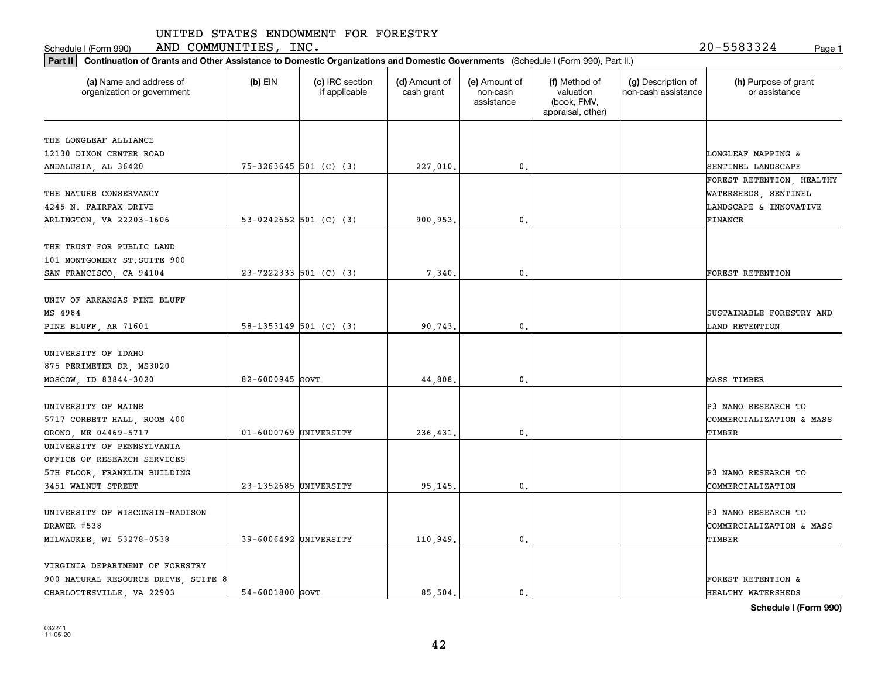UNITED STATES ENDOWMENT FOR FORESTRY AND COMMUNITIES, INC.

Schedule I (Form 990) 20-5583324

**Part II Continuation of Grants and Other Assistance to Domestic Organizations and Domestic Governments** (Schedule I (Form 990), Part II.)

| (a) Name and address of organization or government | (b) EIN | (c) IRC section if applicable | (d) Amount of cash grant | (e) Amount of non-cash assistance | (f) Method of valuation (book, FMV, appraisal, other) | (g) Description of non-cash assistance | (h) Purpose of grant or assistance |
|---|---|---|---|---|---|---|---|
| THE LONGLEAF ALLIANCE 12130 DIXON CENTER ROAD ANDALUSIA, AL 36420 | 75-3263645 | 501 (C) (3) | 227,010. | 0. | | | LONGLEAF MAPPING & SENTINEL LANDSCAPE |
| THE NATURE CONSERVANCY 4245 N. FAIRFAX DRIVE ARLINGTON, VA 22203-1606 | 53-0242652 | 501 (C) (3) | 900,953. | 0. | | | FOREST RETENTION, HEALTHY WATERSHEDS, SENTINEL LANDSCAPE & INNOVATIVE FINANCE |
| THE TRUST FOR PUBLIC LAND 101 MONTGOMERY ST.SUITE 900 SAN FRANCISCO, CA 94104 | 23-7222333 | 501 (C) (3) | 7,340. | 0. | | | FOREST RETENTION |
| UNIV OF ARKANSAS PINE BLUFF MS 4984 PINE BLUFF, AR 71601 | 58-1353149 | 501 (C) (3) | 90,743. | 0. | | | SUSTAINABLE FORESTRY AND LAND RETENTION |
| UNIVERSITY OF IDAHO 875 PERIMETER DR, MS3020 MOSCOW, ID 83844-3020 | 82-6000945 | GOVT | 44,808. | 0. | | | MASS TIMBER |
| UNIVERSITY OF MAINE 5717 CORBETT HALL, ROOM 400 ORONO, ME 04469-5717 | 01-6000769 | UNIVERSITY | 236,431. | 0. | | | P3 NANO RESEARCH TO COMMERCIALIZATION & MASS TIMBER |
| UNIVERSITY OF PENNSYLVANIA OFFICE OF RESEARCH SERVICES 5TH FLOOR, FRANKLIN BUILDING 3451 WALNUT STREET | 23-1352685 | UNIVERSITY | 95,145. | 0. | | | P3 NANO RESEARCH TO COMMERCIALIZATION |
| UNIVERSITY OF WISCONSIN-MADISON DRAWER #538 MILWAUKEE, WI 53278-0538 | 39-6006492 | UNIVERSITY | 110,949. | 0. | | | P3 NANO RESEARCH TO COMMERCIALIZATION & MASS TIMBER |
| VIRGINIA DEPARTMENT OF FORESTRY 900 NATURAL RESOURCE DRIVE, SUITE 8 CHARLOTTESVILLE, VA 22903 | 54-6001800 | GOVT | 85,504. | 0. | | | FOREST RETENTION & HEALTHY WATERSHEDS |

**Schedule I (Form 990)**

032241 11-05-20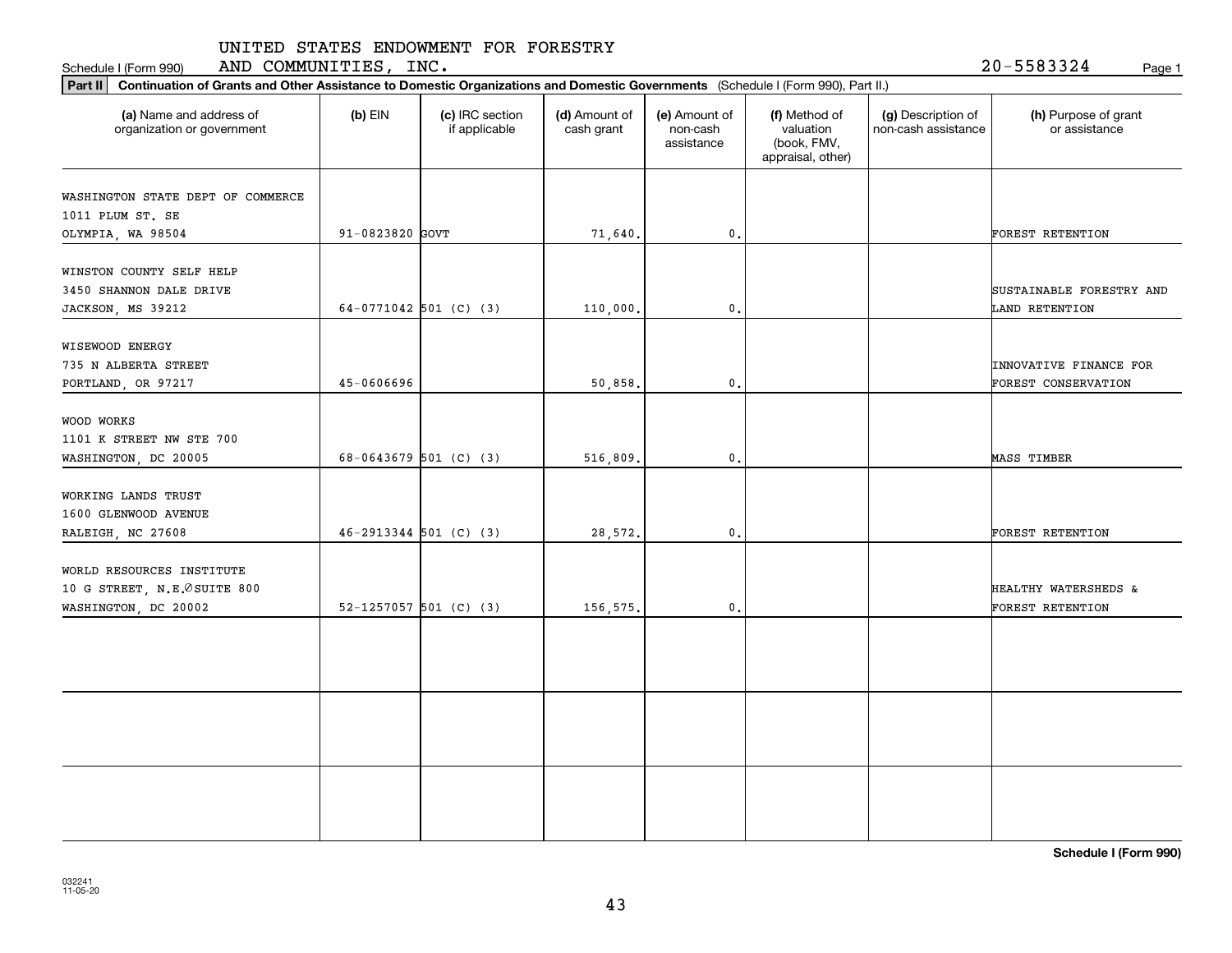UNITED STATES ENDOWMENT FOR FORESTRY AND COMMUNITIES, INC.

Schedule I (Form 990) 20-5583324 Page 1

**Part II Continuation of Grants and Other Assistance to Domestic Organizations and Domestic Governments** (Schedule I (Form 990), Part II.)

| (a) Name and address of organization or government | (b) EIN | (c) IRC section if applicable | (d) Amount of cash grant | (e) Amount of non-cash assistance | (f) Method of valuation (book, FMV, appraisal, other) | (g) Description of non-cash assistance | (h) Purpose of grant or assistance |
|---|---|---|---|---|---|---|---|
| WASHINGTON STATE DEPT OF COMMERCE 1011 PLUM ST. SE OLYMPIA, WA 98504 | 91-0823820 | GOVT | 71,640. | 0. | | | FOREST RETENTION |
| WINSTON COUNTY SELF HELP 3450 SHANNON DALE DRIVE JACKSON, MS 39212 | 64-0771042 | 501 (C) (3) | 110,000. | 0. | | | SUSTAINABLE FORESTRY AND LAND RETENTION |
| WISEWOOD ENERGY 735 N ALBERTA STREET PORTLAND, OR 97217 | 45-0606696 | | 50,858. | 0. | | | INNOVATIVE FINANCE FOR FOREST CONSERVATION |
| WOOD WORKS 1101 K STREET NW STE 700 WASHINGTON, DC 20005 | 68-0643679 | 501 (C) (3) | 516,809. | 0. | | | MASS TIMBER |
| WORKING LANDS TRUST 1600 GLENWOOD AVENUE RALEIGH, NC 27608 | 46-2913344 | 501 (C) (3) | 28,572. | 0. | | | FOREST RETENTION |
| WORLD RESOURCES INSTITUTE 10 G STREET, N.E.∅SUITE 800 WASHINGTON, DC 20002 | 52-1257057 | 501 (C) (3) | 156,575. | 0. | | | HEALTHY WATERSHEDS & FOREST RETENTION |
| | | | | | | | |
| | | | | | | | |
| | | | | | | | |

032241 11-05-20

**Schedule I (Form 990)**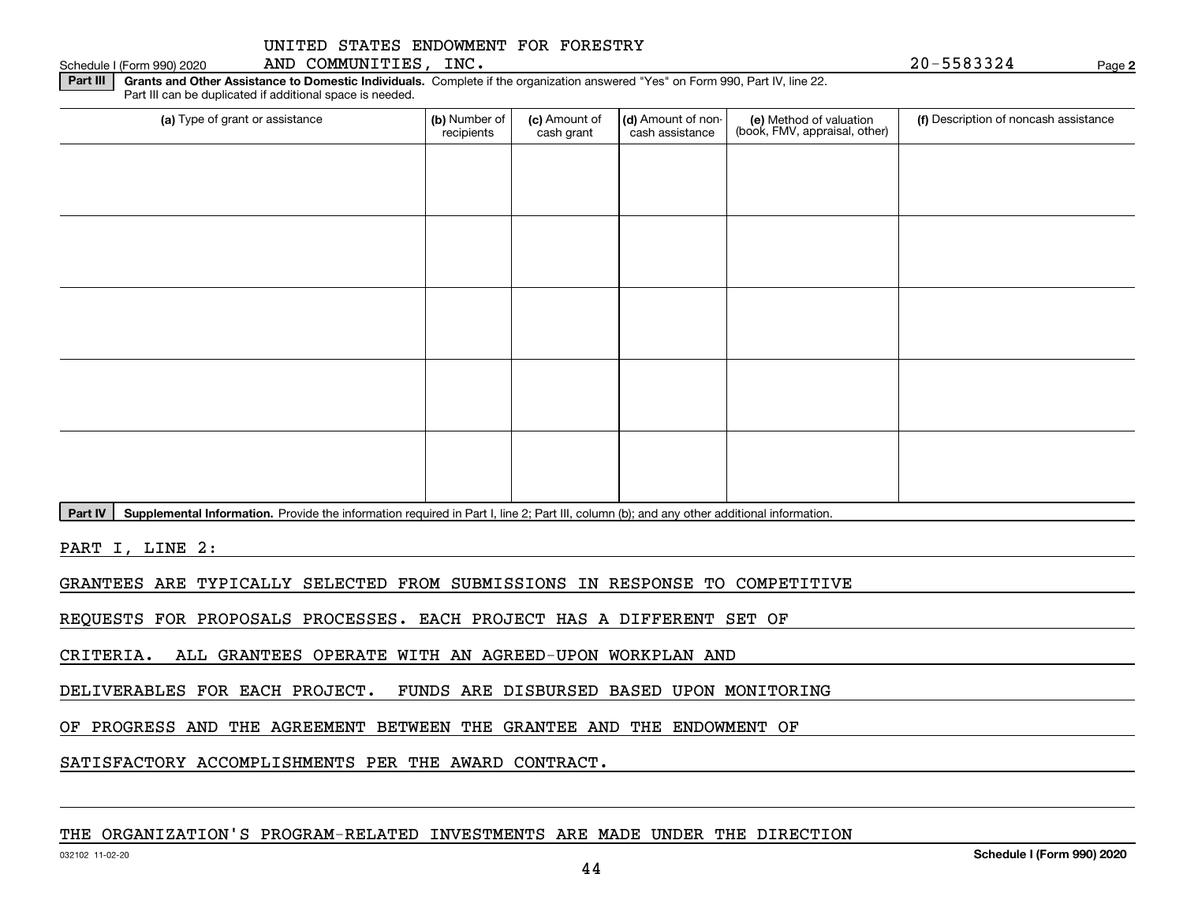UNITED STATES ENDOWMENT FOR FORESTRY AND COMMUNITIES, INC. 20-5583324

Schedule I (Form 990) 2020 Page 2

**Part III** **Grants and Other Assistance to Domestic Individuals.** Complete if the organization answered "Yes" on Form 990, Part IV, line 22. Part III can be duplicated if additional space is needed.

| (a) Type of grant or assistance | (b) Number of recipients | (c) Amount of cash grant | (d) Amount of non-cash assistance | (e) Method of valuation (book, FMV, appraisal, other) | (f) Description of noncash assistance |
|---|---|---|---|---|---|
| | | | | | |
| | | | | | |
| | | | | | |
| | | | | | |
| | | | | | |

**Part IV** **Supplemental Information.** Provide the information required in Part I, line 2; Part III, column (b); and any other additional information.

PART I, LINE 2:

GRANTEES ARE TYPICALLY SELECTED FROM SUBMISSIONS IN RESPONSE TO COMPETITIVE REQUESTS FOR PROPOSALS PROCESSES. EACH PROJECT HAS A DIFFERENT SET OF CRITERIA. ALL GRANTEES OPERATE WITH AN AGREED-UPON WORKPLAN AND DELIVERABLES FOR EACH PROJECT. FUNDS ARE DISBURSED BASED UPON MONITORING OF PROGRESS AND THE AGREEMENT BETWEEN THE GRANTEE AND THE ENDOWMENT OF SATISFACTORY ACCOMPLISHMENTS PER THE AWARD CONTRACT.

THE ORGANIZATION'S PROGRAM-RELATED INVESTMENTS ARE MADE UNDER THE DIRECTION

Schedule I (Form 990) 2020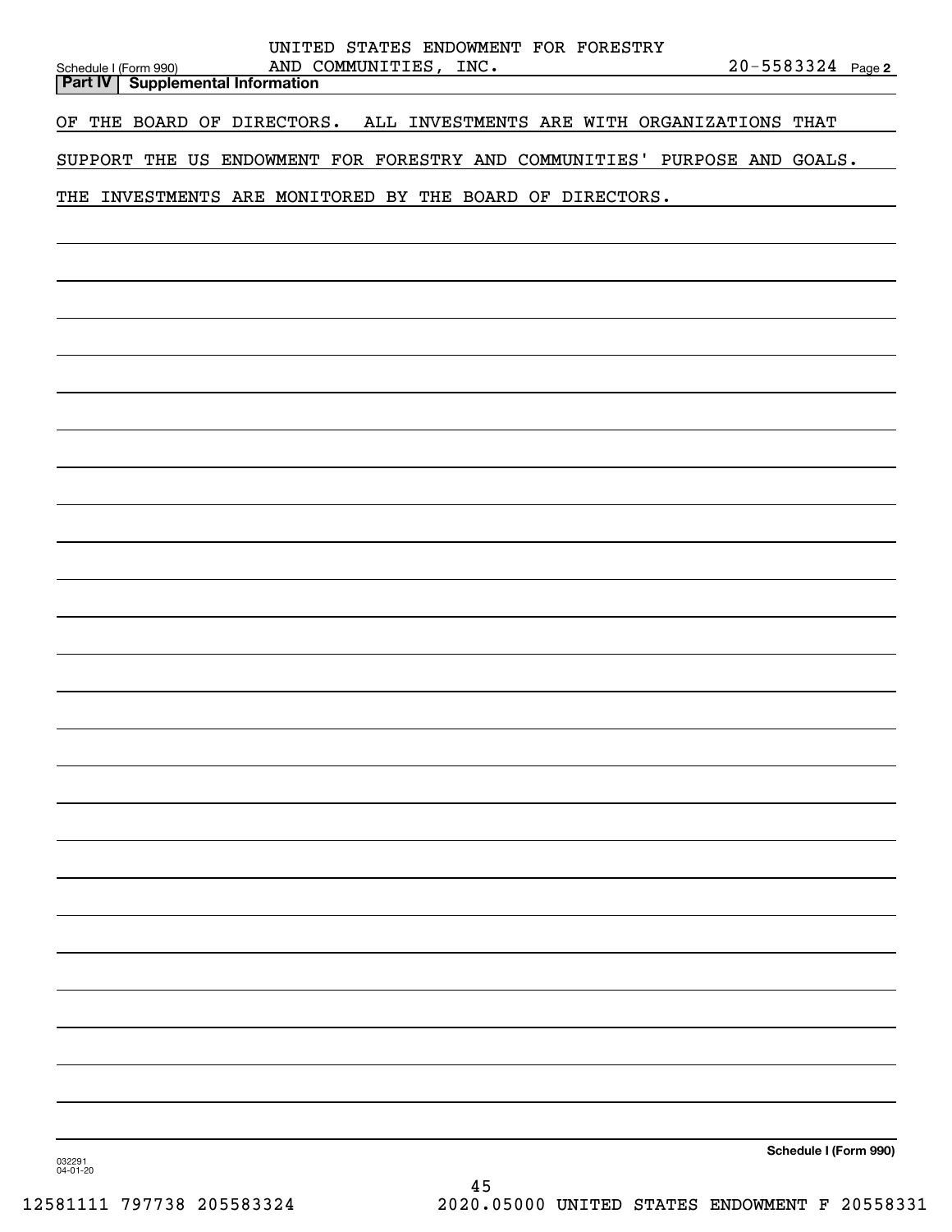UNITED STATES ENDOWMENT FOR FORESTRY AND COMMUNITIES, INC. 20-5583324

## Part IV | Supplemental Information

OF THE BOARD OF DIRECTORS. ALL INVESTMENTS ARE WITH ORGANIZATIONS THAT SUPPORT THE US ENDOWMENT FOR FORESTRY AND COMMUNITIES' PURPOSE AND GOALS. THE INVESTMENTS ARE MONITORED BY THE BOARD OF DIRECTORS.

Schedule I (Form 990)

032291 04-01-20

12581111 797738 205583324 2020.05000 UNITED STATES ENDOWMENT F 20558331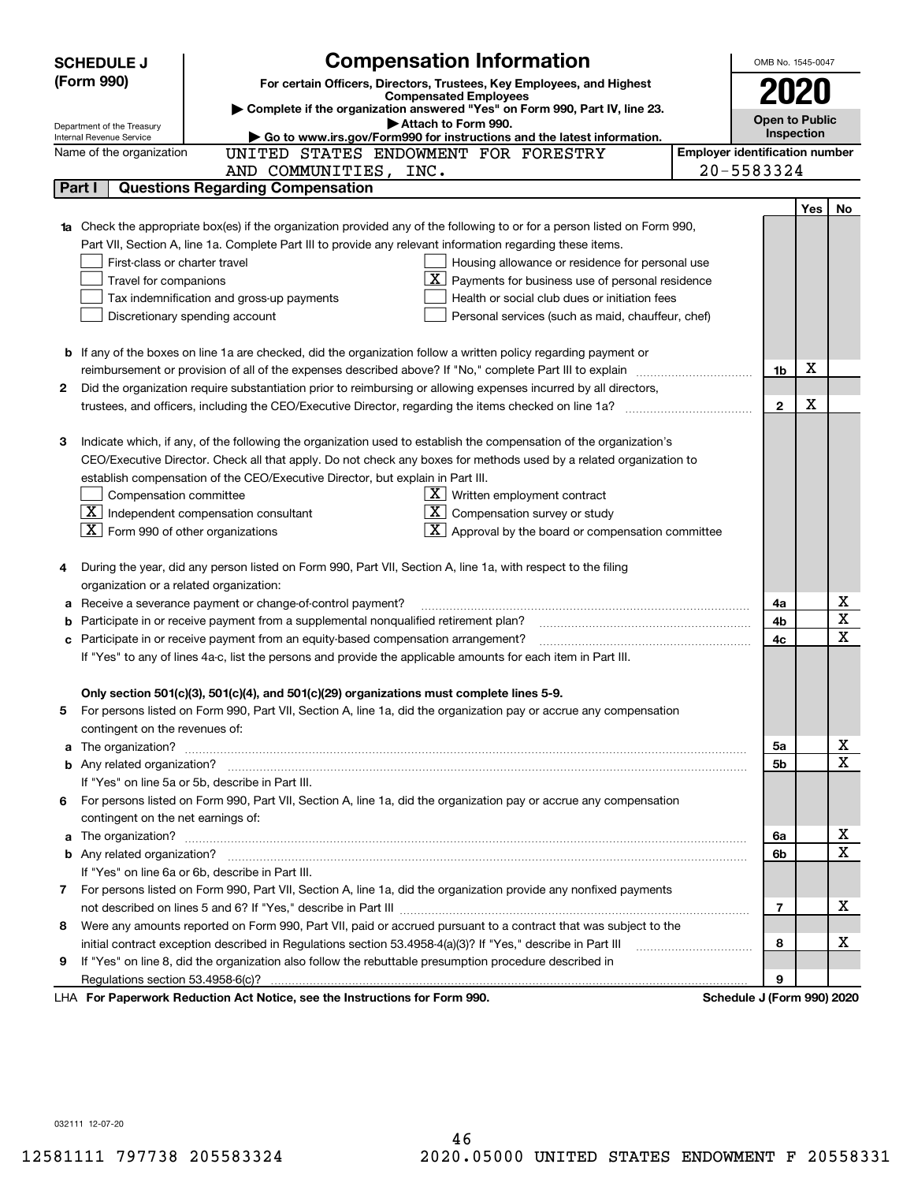**SCHEDULE J (Form 990)**

Department of the Treasury
Internal Revenue Service

# Compensation Information

**For certain Officers, Directors, Trustees, Key Employees, and Highest Compensated Employees**

▶ Complete if the organization answered "Yes" on Form 990, Part IV, line 23.
▶ Attach to Form 990.
▶ Go to www.irs.gov/Form990 for instructions and the latest information.

OMB No. 1545-0047

**2020**

**Open to Public Inspection**

Name of the organization: UNITED STATES ENDOWMENT FOR FORESTRY AND COMMUNITIES, INC.

Employer identification number: 20-5583324

## Part I Questions Regarding Compensation

| | | | Yes | No |
|---|---|---|---|---|
| **1a** | Check the appropriate box(es) if the organization provided any of the following to or for a person listed on Form 990, Part VII, Section A, line 1a. Complete Part III to provide any relevant information regarding these items.<br>☐ First-class or charter travel ☐ Housing allowance or residence for personal use<br>☐ Travel for companions ☒ Payments for business use of personal residence<br>☐ Tax indemnification and gross-up payments ☐ Health or social club dues or initiation fees<br>☐ Discretionary spending account ☐ Personal services (such as maid, chauffeur, chef) | | | |
| **b** | If any of the boxes on line 1a are checked, did the organization follow a written policy regarding payment or reimbursement or provision of all of the expenses described above? If "No," complete Part III to explain | 1b | X | |
| **2** | Did the organization require substantiation prior to reimbursing or allowing expenses incurred by all directors, trustees, and officers, including the CEO/Executive Director, regarding the items checked on line 1a? | 2 | X | |
| **3** | Indicate which, if any, of the following the organization used to establish the compensation of the organization's CEO/Executive Director. Check all that apply. Do not check any boxes for methods used by a related organization to establish compensation of the CEO/Executive Director, but explain in Part III.<br>☐ Compensation committee ☒ Written employment contract<br>☒ Independent compensation consultant ☒ Compensation survey or study<br>☒ Form 990 of other organizations ☒ Approval by the board or compensation committee | | | |
| **4** | During the year, did any person listed on Form 990, Part VII, Section A, line 1a, with respect to the filing organization or a related organization: | | | |
| **a** | Receive a severance payment or change-of-control payment? | 4a | | X |
| **b** | Participate in or receive payment from a supplemental nonqualified retirement plan? | 4b | | X |
| **c** | Participate in or receive payment from an equity-based compensation arrangement? | 4c | | X |
| | If "Yes" to any of lines 4a-c, list the persons and provide the applicable amounts for each item in Part III. | | | |
| | **Only section 501(c)(3), 501(c)(4), and 501(c)(29) organizations must complete lines 5-9.** | | | |
| **5** | For persons listed on Form 990, Part VII, Section A, line 1a, did the organization pay or accrue any compensation contingent on the revenues of: | | | |
| **a** | The organization? | 5a | | X |
| **b** | Any related organization? | 5b | | X |
| | If "Yes" on line 5a or 5b, describe in Part III. | | | |
| **6** | For persons listed on Form 990, Part VII, Section A, line 1a, did the organization pay or accrue any compensation contingent on the net earnings of: | | | |
| **a** | The organization? | 6a | | X |
| **b** | Any related organization? | 6b | | X |
| | If "Yes" on line 6a or 6b, describe in Part III. | | | |
| **7** | For persons listed on Form 990, Part VII, Section A, line 1a, did the organization provide any nonfixed payments not described on lines 5 and 6? If "Yes," describe in Part III | 7 | | X |
| **8** | Were any amounts reported on Form 990, Part VII, paid or accrued pursuant to a contract that was subject to the initial contract exception described in Regulations section 53.4958-4(a)(3)? If "Yes," describe in Part III | 8 | | X |
| **9** | If "Yes" on line 8, did the organization also follow the rebuttable presumption procedure described in Regulations section 53.4958-6(c)? | 9 | | |

LHA **For Paperwork Reduction Act Notice, see the Instructions for Form 990.** **Schedule J (Form 990) 2020**

032111 12-07-20

12581111 797738 205583324 2020.05000 UNITED STATES ENDOWMENT F 20558331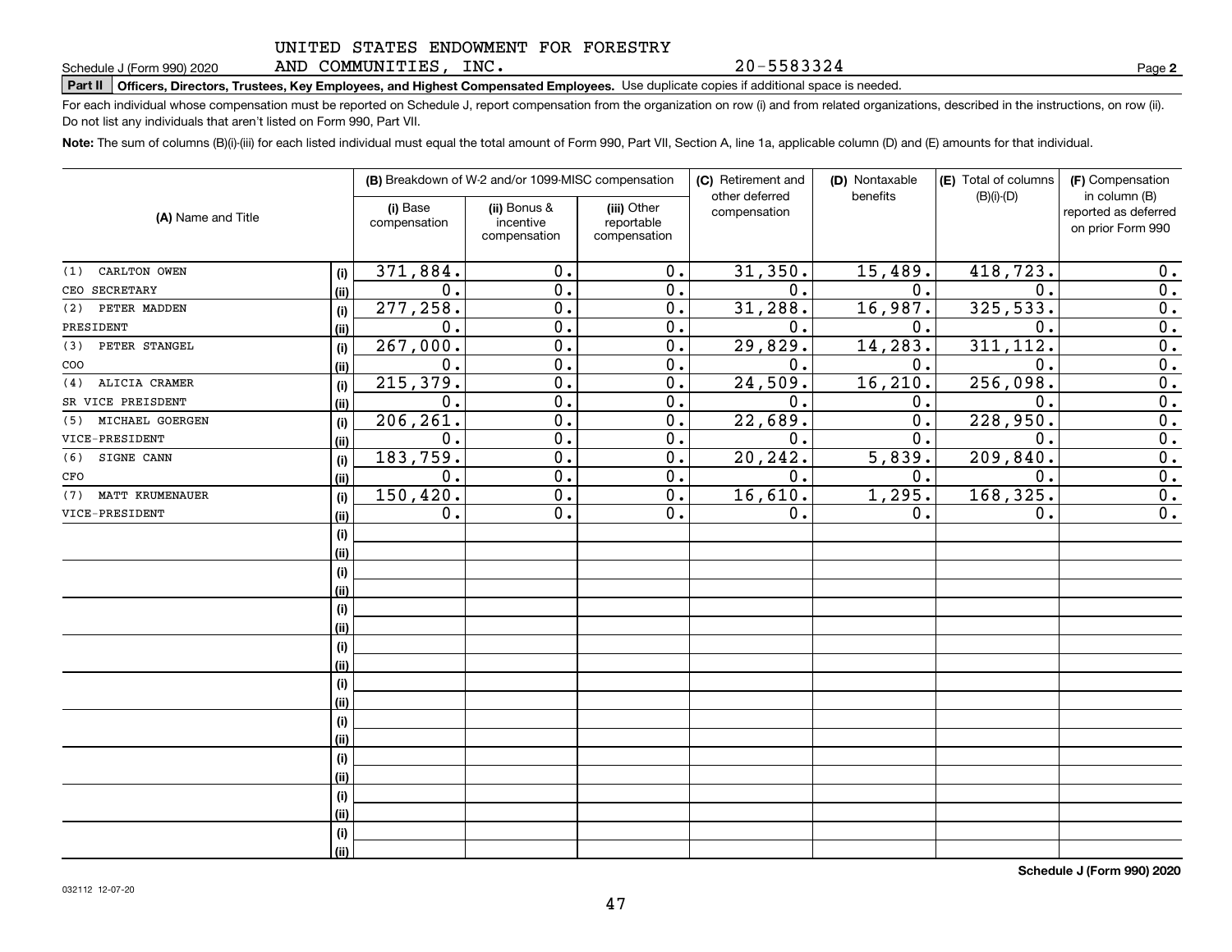UNITED STATES ENDOWMENT FOR FORESTRY AND COMMUNITIES, INC. 20-5583324

Schedule J (Form 990) 2020 Page **2**

**Part II** **Officers, Directors, Trustees, Key Employees, and Highest Compensated Employees.** Use duplicate copies if additional space is needed.

For each individual whose compensation must be reported on Schedule J, report compensation from the organization on row (i) and from related organizations, described in the instructions, on row (ii). Do not list any individuals that aren't listed on Form 990, Part VII.

**Note:** The sum of columns (B)(i)-(iii) for each listed individual must equal the total amount of Form 990, Part VII, Section A, line 1a, applicable column (D) and (E) amounts for that individual.

| (A) Name and Title | | (B) Breakdown of W-2 and/or 1099-MISC compensation | | | (C) Retirement and other deferred compensation | (D) Nontaxable benefits | (E) Total of columns (B)(i)-(D) | (F) Compensation in column (B) reported as deferred on prior Form 990 |
|---|---|---|---|---|---|---|---|---|
| | | (i) Base compensation | (ii) Bonus & incentive compensation | (iii) Other reportable compensation | | | | |
| (1) CARLTON OWEN | (i) | 371,884. | 0. | 0. | 31,350. | 15,489. | 418,723. | 0. |
| CEO SECRETARY | (ii) | 0. | 0. | 0. | 0. | 0. | 0. | 0. |
| (2) PETER MADDEN | (i) | 277,258. | 0. | 0. | 31,288. | 16,987. | 325,533. | 0. |
| PRESIDENT | (ii) | 0. | 0. | 0. | 0. | 0. | 0. | 0. |
| (3) PETER STANGEL | (i) | 267,000. | 0. | 0. | 29,829. | 14,283. | 311,112. | 0. |
| COO | (ii) | 0. | 0. | 0. | 0. | 0. | 0. | 0. |
| (4) ALICIA CRAMER | (i) | 215,379. | 0. | 0. | 24,509. | 16,210. | 256,098. | 0. |
| SR VICE PREISDENT | (ii) | 0. | 0. | 0. | 0. | 0. | 0. | 0. |
| (5) MICHAEL GOERGEN | (i) | 206,261. | 0. | 0. | 22,689. | 0. | 228,950. | 0. |
| VICE-PRESIDENT | (ii) | 0. | 0. | 0. | 0. | 0. | 0. | 0. |
| (6) SIGNE CANN | (i) | 183,759. | 0. | 0. | 20,242. | 5,839. | 209,840. | 0. |
| CFO | (ii) | 0. | 0. | 0. | 0. | 0. | 0. | 0. |
| (7) MATT KRUMENAUER | (i) | 150,420. | 0. | 0. | 16,610. | 1,295. | 168,325. | 0. |
| VICE-PRESIDENT | (ii) | 0. | 0. | 0. | 0. | 0. | 0. | 0. |

**Schedule J (Form 990) 2020**

032112 12-07-20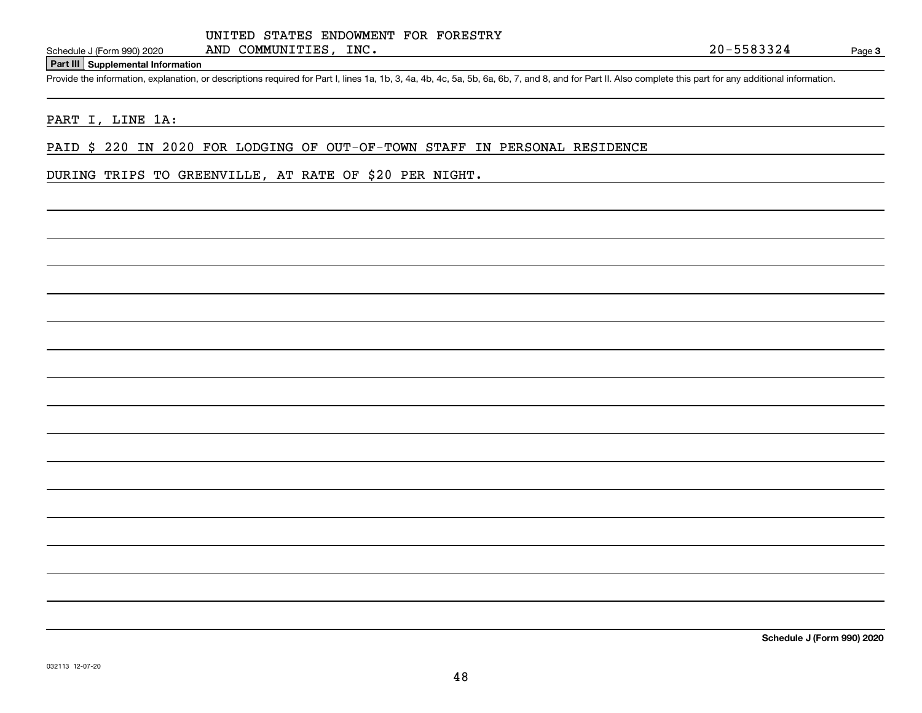UNITED STATES ENDOWMENT FOR FORESTRY AND COMMUNITIES, INC. 20-5583324

## Part III Supplemental Information

Provide the information, explanation, or descriptions required for Part I, lines 1a, 1b, 3, 4a, 4b, 4c, 5a, 5b, 6a, 6b, 7, and 8, and for Part II. Also complete this part for any additional information.

PART I, LINE 1A:

PAID $ 220 IN 2020 FOR LODGING OF OUT-OF-TOWN STAFF IN PERSONAL RESIDENCE DURING TRIPS TO GREENVILLE, AT RATE OF $20 PER NIGHT.

Schedule J (Form 990) 2020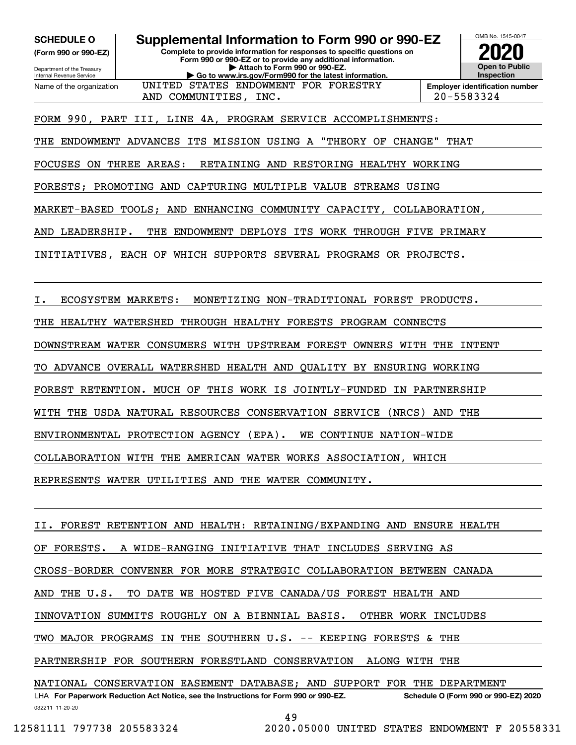**SCHEDULE O** **(Form 990 or 990-EZ)**

Department of the Treasury
Internal Revenue Service

# Supplemental Information to Form 990 or 990-EZ

**Complete to provide information for responses to specific questions on Form 990 or 990-EZ or to provide any additional information.**
**▶ Attach to Form 990 or 990-EZ.**
**▶ Go to www.irs.gov/Form990 for the latest information.**

OMB No. 1545-0047

**2020**

**Open to Public Inspection**

Name of the organization: UNITED STATES ENDOWMENT FOR FORESTRY AND COMMUNITIES, INC.

**Employer identification number** 20-5583324

FORM 990, PART III, LINE 4A, PROGRAM SERVICE ACCOMPLISHMENTS:

THE ENDOWMENT ADVANCES ITS MISSION USING A "THEORY OF CHANGE" THAT FOCUSES ON THREE AREAS: RETAINING AND RESTORING HEALTHY WORKING FORESTS; PROMOTING AND CAPTURING MULTIPLE VALUE STREAMS USING MARKET-BASED TOOLS; AND ENHANCING COMMUNITY CAPACITY, COLLABORATION, AND LEADERSHIP. THE ENDOWMENT DEPLOYS ITS WORK THROUGH FIVE PRIMARY INITIATIVES, EACH OF WHICH SUPPORTS SEVERAL PROGRAMS OR PROJECTS.

I. ECOSYSTEM MARKETS: MONETIZING NON-TRADITIONAL FOREST PRODUCTS. THE HEALTHY WATERSHED THROUGH HEALTHY FORESTS PROGRAM CONNECTS DOWNSTREAM WATER CONSUMERS WITH UPSTREAM FOREST OWNERS WITH THE INTENT TO ADVANCE OVERALL WATERSHED HEALTH AND QUALITY BY ENSURING WORKING FOREST RETENTION. MUCH OF THIS WORK IS JOINTLY-FUNDED IN PARTNERSHIP WITH THE USDA NATURAL RESOURCES CONSERVATION SERVICE (NRCS) AND THE ENVIRONMENTAL PROTECTION AGENCY (EPA). WE CONTINUE NATION-WIDE COLLABORATION WITH THE AMERICAN WATER WORKS ASSOCIATION, WHICH REPRESENTS WATER UTILITIES AND THE WATER COMMUNITY.

II. FOREST RETENTION AND HEALTH: RETAINING/EXPANDING AND ENSURE HEALTH OF FORESTS. A WIDE-RANGING INITIATIVE THAT INCLUDES SERVING AS CROSS-BORDER CONVENER FOR MORE STRATEGIC COLLABORATION BETWEEN CANADA AND THE U.S. TO DATE WE HOSTED FIVE CANADA/US FOREST HEALTH AND INNOVATION SUMMITS ROUGHLY ON A BIENNIAL BASIS. OTHER WORK INCLUDES TWO MAJOR PROGRAMS IN THE SOUTHERN U.S. -- KEEPING FORESTS & THE PARTNERSHIP FOR SOUTHERN FORESTLAND CONSERVATION ALONG WITH THE NATIONAL CONSERVATION EASEMENT DATABASE; AND SUPPORT FOR THE DEPARTMENT

LHA **For Paperwork Reduction Act Notice, see the Instructions for Form 990 or 990-EZ.** **Schedule O (Form 990 or 990-EZ) 2020**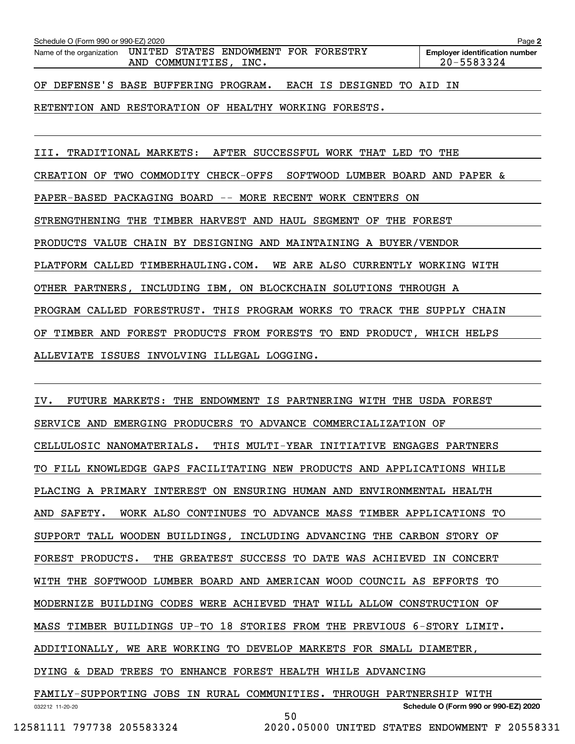Schedule O (Form 990 or 990-EZ) 2020

Name of the organization: UNITED STATES ENDOWMENT FOR FORESTRY AND COMMUNITIES, INC.

Employer identification number: 20-5583324

OF DEFENSE'S BASE BUFFERING PROGRAM. EACH IS DESIGNED TO AID IN RETENTION AND RESTORATION OF HEALTHY WORKING FORESTS.

III. TRADITIONAL MARKETS: AFTER SUCCESSFUL WORK THAT LED TO THE CREATION OF TWO COMMODITY CHECK-OFFS SOFTWOOD LUMBER BOARD AND PAPER & PAPER-BASED PACKAGING BOARD -- MORE RECENT WORK CENTERS ON STRENGTHENING THE TIMBER HARVEST AND HAUL SEGMENT OF THE FOREST PRODUCTS VALUE CHAIN BY DESIGNING AND MAINTAINING A BUYER/VENDOR PLATFORM CALLED TIMBERHAULING.COM. WE ARE ALSO CURRENTLY WORKING WITH OTHER PARTNERS, INCLUDING IBM, ON BLOCKCHAIN SOLUTIONS THROUGH A PROGRAM CALLED FORESTRUST. THIS PROGRAM WORKS TO TRACK THE SUPPLY CHAIN OF TIMBER AND FOREST PRODUCTS FROM FORESTS TO END PRODUCT, WHICH HELPS ALLEVIATE ISSUES INVOLVING ILLEGAL LOGGING.

IV. FUTURE MARKETS: THE ENDOWMENT IS PARTNERING WITH THE USDA FOREST SERVICE AND EMERGING PRODUCERS TO ADVANCE COMMERCIALIZATION OF CELLULOSIC NANOMATERIALS. THIS MULTI-YEAR INITIATIVE ENGAGES PARTNERS TO FILL KNOWLEDGE GAPS FACILITATING NEW PRODUCTS AND APPLICATIONS WHILE PLACING A PRIMARY INTEREST ON ENSURING HUMAN AND ENVIRONMENTAL HEALTH AND SAFETY. WORK ALSO CONTINUES TO ADVANCE MASS TIMBER APPLICATIONS TO SUPPORT TALL WOODEN BUILDINGS, INCLUDING ADVANCING THE CARBON STORY OF FOREST PRODUCTS. THE GREATEST SUCCESS TO DATE WAS ACHIEVED IN CONCERT WITH THE SOFTWOOD LUMBER BOARD AND AMERICAN WOOD COUNCIL AS EFFORTS TO MODERNIZE BUILDING CODES WERE ACHIEVED THAT WILL ALLOW CONSTRUCTION OF MASS TIMBER BUILDINGS UP-TO 18 STORIES FROM THE PREVIOUS 6-STORY LIMIT. ADDITIONALLY, WE ARE WORKING TO DEVELOP MARKETS FOR SMALL DIAMETER, DYING & DEAD TREES TO ENHANCE FOREST HEALTH WHILE ADVANCING FAMILY-SUPPORTING JOBS IN RURAL COMMUNITIES. THROUGH PARTNERSHIP WITH

032212 11-20-20

Schedule O (Form 990 or 990-EZ) 2020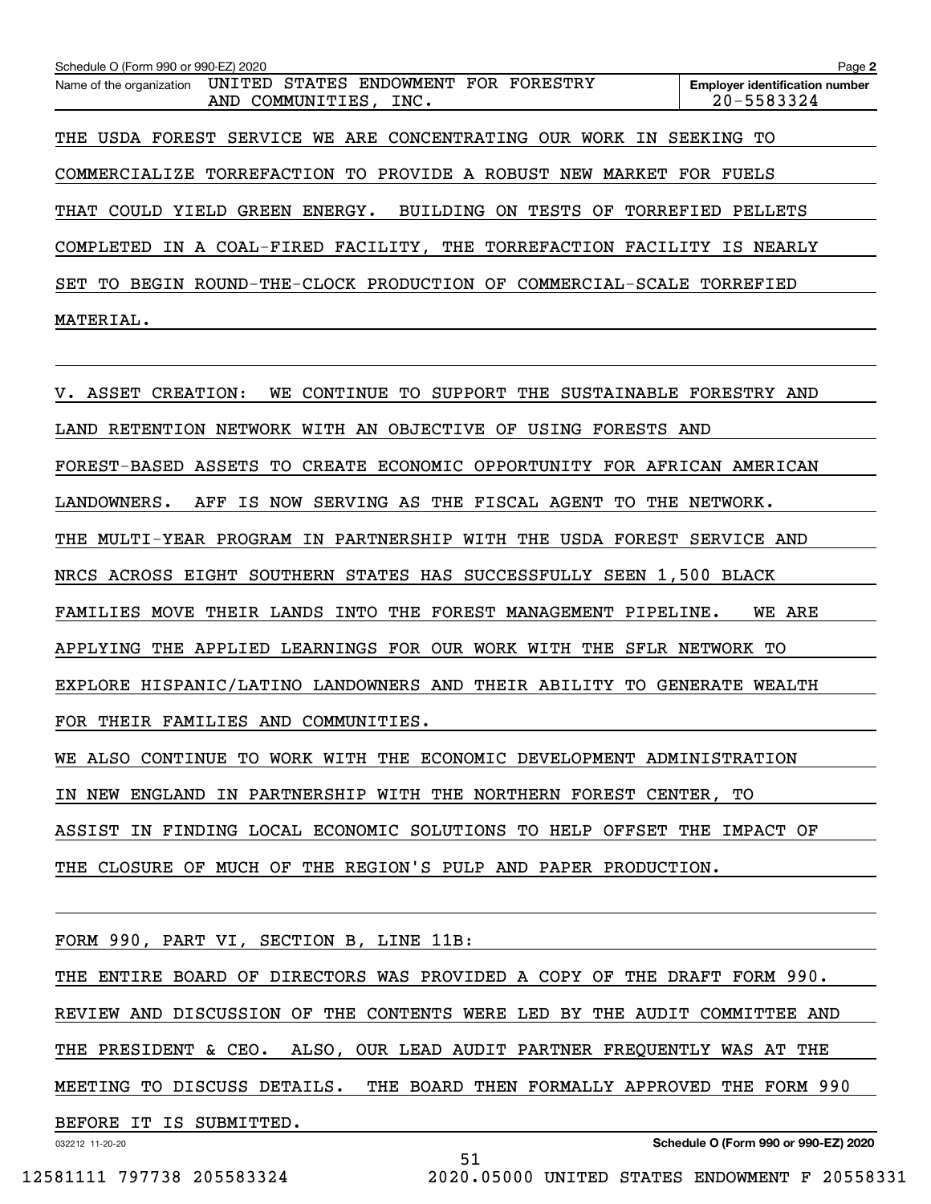Schedule O (Form 990 or 990-EZ) 2020

Name of the organization: UNITED STATES ENDOWMENT FOR FORESTRY AND COMMUNITIES, INC.

Employer identification number: 20-5583324

THE USDA FOREST SERVICE WE ARE CONCENTRATING OUR WORK IN SEEKING TO COMMERCIALIZE TORREFACTION TO PROVIDE A ROBUST NEW MARKET FOR FUELS THAT COULD YIELD GREEN ENERGY. BUILDING ON TESTS OF TORREFIED PELLETS COMPLETED IN A COAL-FIRED FACILITY, THE TORREFACTION FACILITY IS NEARLY SET TO BEGIN ROUND-THE-CLOCK PRODUCTION OF COMMERCIAL-SCALE TORREFIED MATERIAL.

V. ASSET CREATION: WE CONTINUE TO SUPPORT THE SUSTAINABLE FORESTRY AND LAND RETENTION NETWORK WITH AN OBJECTIVE OF USING FORESTS AND FOREST-BASED ASSETS TO CREATE ECONOMIC OPPORTUNITY FOR AFRICAN AMERICAN LANDOWNERS. AFF IS NOW SERVING AS THE FISCAL AGENT TO THE NETWORK. THE MULTI-YEAR PROGRAM IN PARTNERSHIP WITH THE USDA FOREST SERVICE AND NRCS ACROSS EIGHT SOUTHERN STATES HAS SUCCESSFULLY SEEN 1,500 BLACK FAMILIES MOVE THEIR LANDS INTO THE FOREST MANAGEMENT PIPELINE. WE ARE APPLYING THE APPLIED LEARNINGS FOR OUR WORK WITH THE SFLR NETWORK TO EXPLORE HISPANIC/LATINO LANDOWNERS AND THEIR ABILITY TO GENERATE WEALTH FOR THEIR FAMILIES AND COMMUNITIES.

WE ALSO CONTINUE TO WORK WITH THE ECONOMIC DEVELOPMENT ADMINISTRATION IN NEW ENGLAND IN PARTNERSHIP WITH THE NORTHERN FOREST CENTER, TO ASSIST IN FINDING LOCAL ECONOMIC SOLUTIONS TO HELP OFFSET THE IMPACT OF THE CLOSURE OF MUCH OF THE REGION'S PULP AND PAPER PRODUCTION.

FORM 990, PART VI, SECTION B, LINE 11B:

THE ENTIRE BOARD OF DIRECTORS WAS PROVIDED A COPY OF THE DRAFT FORM 990. REVIEW AND DISCUSSION OF THE CONTENTS WERE LED BY THE AUDIT COMMITTEE AND THE PRESIDENT & CEO. ALSO, OUR LEAD AUDIT PARTNER FREQUENTLY WAS AT THE MEETING TO DISCUSS DETAILS. THE BOARD THEN FORMALLY APPROVED THE FORM 990 BEFORE IT IS SUBMITTED.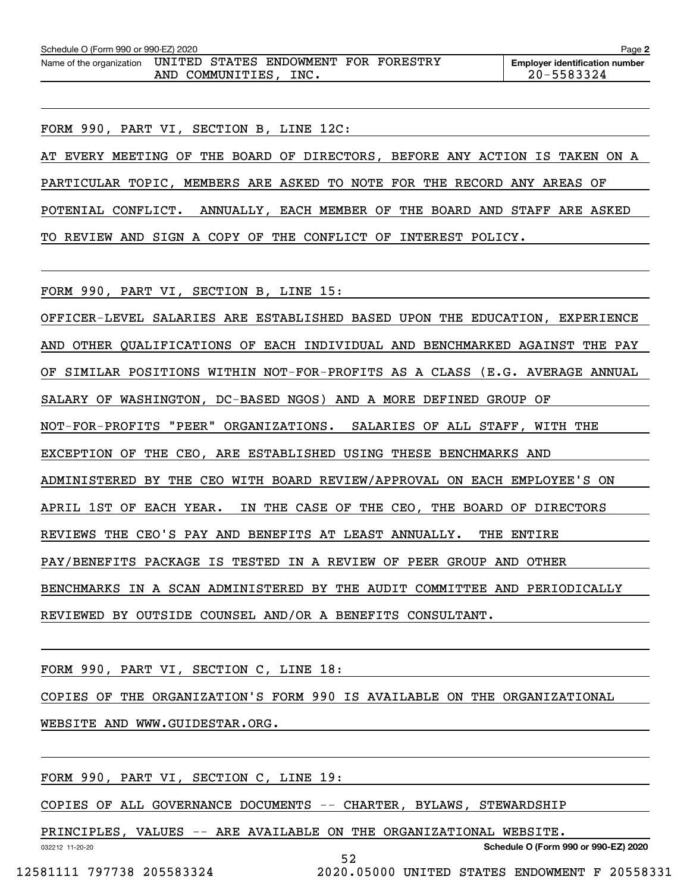Name of the organization: UNITED STATES ENDOWMENT FOR FORESTRY AND COMMUNITIES, INC.

Employer identification number: 20-5583324

FORM 990, PART VI, SECTION B, LINE 12C:

AT EVERY MEETING OF THE BOARD OF DIRECTORS, BEFORE ANY ACTION IS TAKEN ON A PARTICULAR TOPIC, MEMBERS ARE ASKED TO NOTE FOR THE RECORD ANY AREAS OF POTENIAL CONFLICT. ANNUALLY, EACH MEMBER OF THE BOARD AND STAFF ARE ASKED TO REVIEW AND SIGN A COPY OF THE CONFLICT OF INTEREST POLICY.

FORM 990, PART VI, SECTION B, LINE 15:

OFFICER-LEVEL SALARIES ARE ESTABLISHED BASED UPON THE EDUCATION, EXPERIENCE AND OTHER QUALIFICATIONS OF EACH INDIVIDUAL AND BENCHMARKED AGAINST THE PAY OF SIMILAR POSITIONS WITHIN NOT-FOR-PROFITS AS A CLASS (E.G. AVERAGE ANNUAL SALARY OF WASHINGTON, DC-BASED NGOS) AND A MORE DEFINED GROUP OF NOT-FOR-PROFITS "PEER" ORGANIZATIONS. SALARIES OF ALL STAFF, WITH THE EXCEPTION OF THE CEO, ARE ESTABLISHED USING THESE BENCHMARKS AND ADMINISTERED BY THE CEO WITH BOARD REVIEW/APPROVAL ON EACH EMPLOYEE'S ON APRIL 1ST OF EACH YEAR. IN THE CASE OF THE CEO, THE BOARD OF DIRECTORS REVIEWS THE CEO'S PAY AND BENEFITS AT LEAST ANNUALLY. THE ENTIRE PAY/BENEFITS PACKAGE IS TESTED IN A REVIEW OF PEER GROUP AND OTHER BENCHMARKS IN A SCAN ADMINISTERED BY THE AUDIT COMMITTEE AND PERIODICALLY REVIEWED BY OUTSIDE COUNSEL AND/OR A BENEFITS CONSULTANT.

FORM 990, PART VI, SECTION C, LINE 18:

COPIES OF THE ORGANIZATION'S FORM 990 IS AVAILABLE ON THE ORGANIZATIONAL WEBSITE AND WWW.GUIDESTAR.ORG.

FORM 990, PART VI, SECTION C, LINE 19:

COPIES OF ALL GOVERNANCE DOCUMENTS -- CHARTER, BYLAWS, STEWARDSHIP PRINCIPLES, VALUES -- ARE AVAILABLE ON THE ORGANIZATIONAL WEBSITE.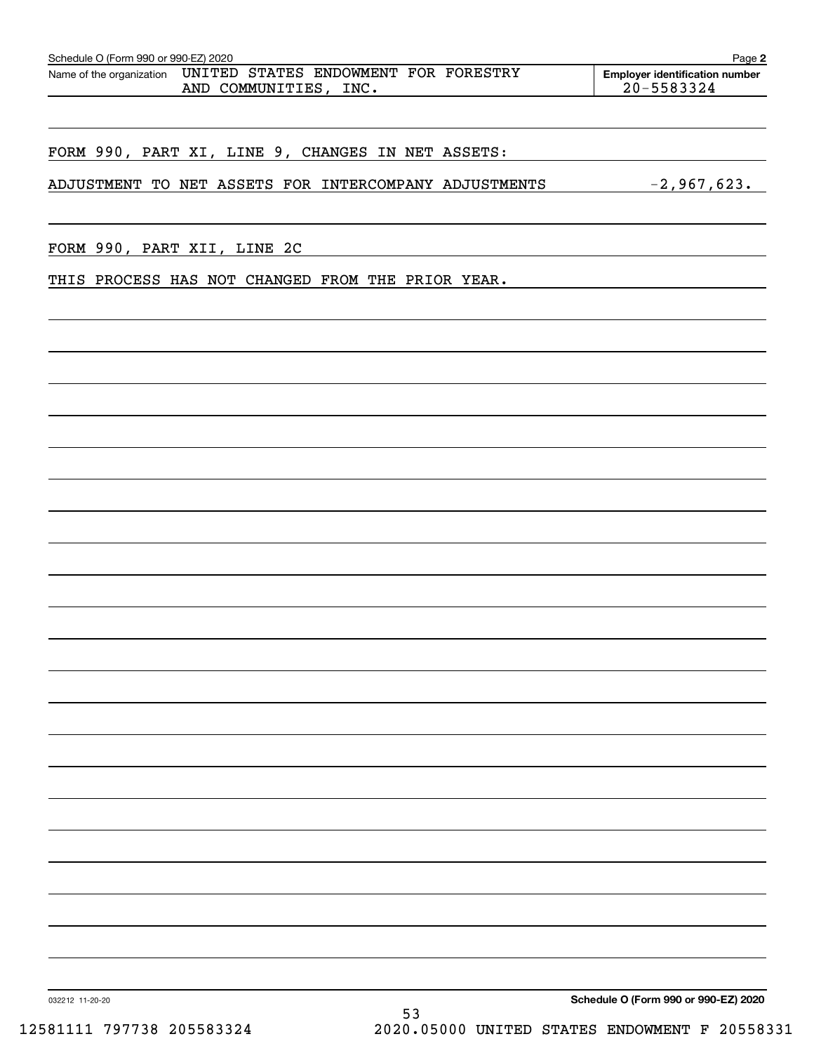Schedule O (Form 990 or 990-EZ) 2020

Name of the organization: UNITED STATES ENDOWMENT FOR FORESTRY AND COMMUNITIES, INC.

Employer identification number: 20-5583324

FORM 990, PART XI, LINE 9, CHANGES IN NET ASSETS:

ADJUSTMENT TO NET ASSETS FOR INTERCOMPANY ADJUSTMENTS -2,967,623.

FORM 990, PART XII, LINE 2C

THIS PROCESS HAS NOT CHANGED FROM THE PRIOR YEAR.

032212 11-20-20 Schedule O (Form 990 or 990-EZ) 2020

12581111 797738 205583324 2020.05000 UNITED STATES ENDOWMENT F 20558331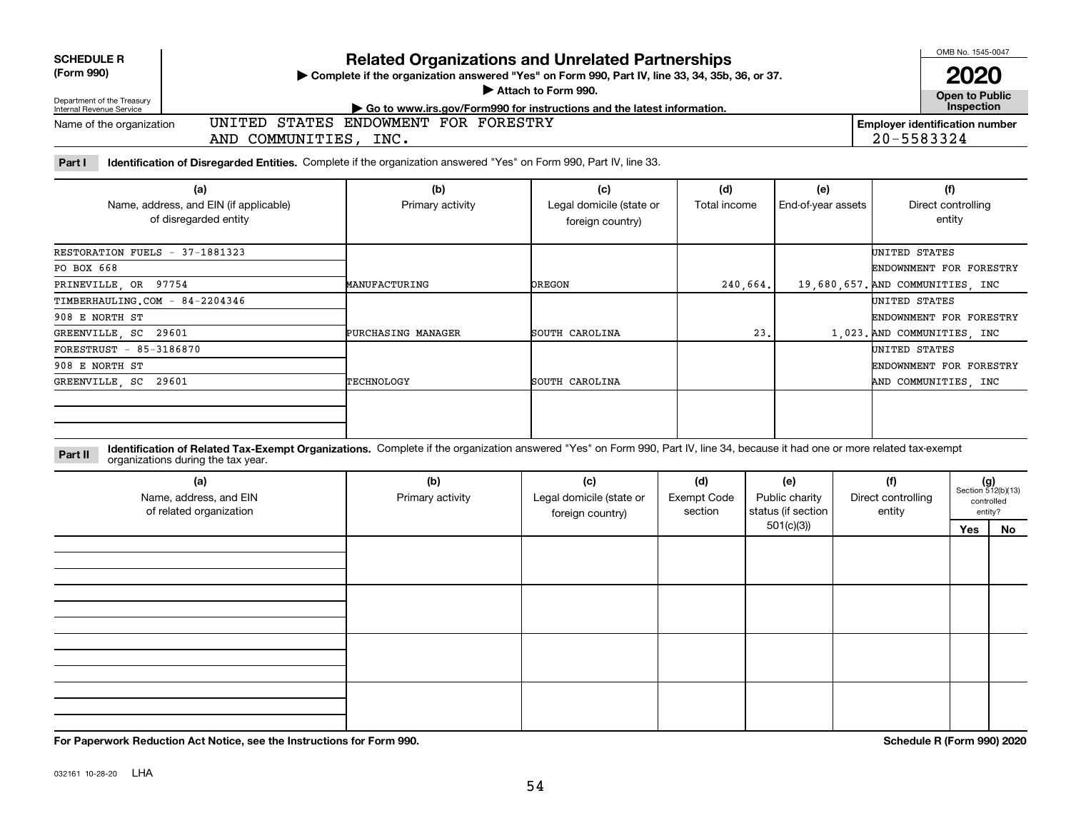**SCHEDULE R (Form 990)**

Department of the Treasury
Internal Revenue Service

# Related Organizations and Unrelated Partnerships

▶ Complete if the organization answered "Yes" on Form 990, Part IV, line 33, 34, 35b, 36, or 37.
▶ Attach to Form 990.
▶ Go to www.irs.gov/Form990 for instructions and the latest information.

OMB No. 1545-0047
**2020**
**Open to Public Inspection**

Name of the organization: UNITED STATES ENDOWMENT FOR FORESTRY AND COMMUNITIES, INC.

Employer identification number: 20-5583324

**Part I** **Identification of Disregarded Entities.** Complete if the organization answered "Yes" on Form 990, Part IV, line 33.

| (a) Name, address, and EIN (if applicable) of disregarded entity | (b) Primary activity | (c) Legal domicile (state or foreign country) | (d) Total income | (e) End-of-year assets | (f) Direct controlling entity |
|---|---|---|---|---|---|
| RESTORATION FUELS - 37-1881323 PO BOX 668 PRINEVILLE, OR 97754 | MANUFACTURING | OREGON | 240,664. | 19,680,657. | UNITED STATES ENDOWMENT FOR FORESTRY AND COMMUNITIES, INC |
| TIMBERHAULING.COM - 84-2204346 908 E NORTH ST GREENVILLE, SC 29601 | PURCHASING MANAGER | SOUTH CAROLINA | 23. | 1,023. | UNITED STATES ENDOWMENT FOR FORESTRY AND COMMUNITIES, INC |
| FORESTRUST - 85-3186870 908 E NORTH ST GREENVILLE, SC 29601 | TECHNOLOGY | SOUTH CAROLINA | | | UNITED STATES ENDOWMENT FOR FORESTRY AND COMMUNITIES, INC |
| | | | | | |

**Part II** **Identification of Related Tax-Exempt Organizations.** Complete if the organization answered "Yes" on Form 990, Part IV, line 34, because it had one or more related tax-exempt organizations during the tax year.

| (a) Name, address, and EIN of related organization | (b) Primary activity | (c) Legal domicile (state or foreign country) | (d) Exempt Code section | (e) Public charity status (if section 501(c)(3)) | (f) Direct controlling entity | (g) Section 512(b)(13) controlled entity? Yes | No |
|---|---|---|---|---|---|---|---|
| | | | | | | | |
| | | | | | | | |
| | | | | | | | |
| | | | | | | | |

**For Paperwork Reduction Act Notice, see the Instructions for Form 990.** **Schedule R (Form 990) 2020**

032161 10-28-20 LHA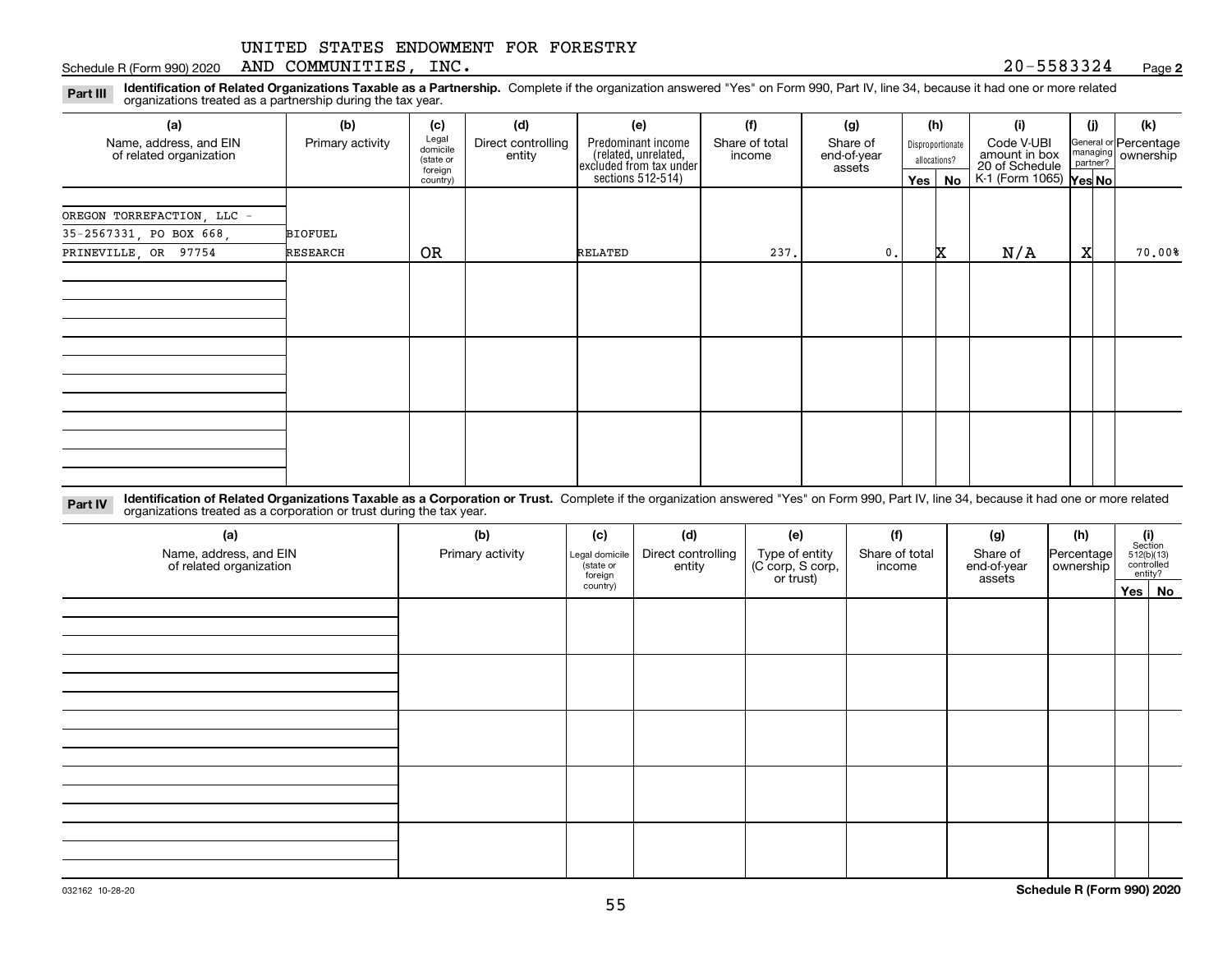UNITED STATES ENDOWMENT FOR FORESTRY AND COMMUNITIES, INC.

Schedule R (Form 990) 2020 20-5583324 Page 2

**Part III** **Identification of Related Organizations Taxable as a Partnership.** Complete if the organization answered "Yes" on Form 990, Part IV, line 34, because it had one or more related organizations treated as a partnership during the tax year.

| (a) Name, address, and EIN of related organization | (b) Primary activity | (c) Legal domicile (state or foreign country) | (d) Direct controlling entity | (e) Predominant income (related, unrelated, excluded from tax under sections 512-514) | (f) Share of total income | (g) Share of end-of-year assets | (h) Disproportionate allocations? Yes | (h) No | (i) Code V-UBI amount in box 20 of Schedule K-1 (Form 1065) | (j) General or managing partner? Yes | (j) No | (k) Percentage ownership |
|---|---|---|---|---|---|---|---|---|---|---|---|---|
| OREGON TORREFACTION, LLC - 35-2567331, PO BOX 668, PRINEVILLE, OR 97754 | BIOFUEL RESEARCH | OR | | RELATED | 237. | 0. | | X | N/A | X | | 70.00% |
| | | | | | | | | | | | | |
| | | | | | | | | | | | | |
| | | | | | | | | | | | | |

**Part IV** **Identification of Related Organizations Taxable as a Corporation or Trust.** Complete if the organization answered "Yes" on Form 990, Part IV, line 34, because it had one or more related organizations treated as a corporation or trust during the tax year.

| (a) Name, address, and EIN of related organization | (b) Primary activity | (c) Legal domicile (state or foreign country) | (d) Direct controlling entity | (e) Type of entity (C corp, S corp, or trust) | (f) Share of total income | (g) Share of end-of-year assets | (h) Percentage ownership | (i) Section 512(b)(13) controlled entity? Yes | (i) No |
|---|---|---|---|---|---|---|---|---|---|
| | | | | | | | | | |
| | | | | | | | | | |
| | | | | | | | | | |
| | | | | | | | | | |
| | | | | | | | | | |

032162 10-28-20

**Schedule R (Form 990) 2020**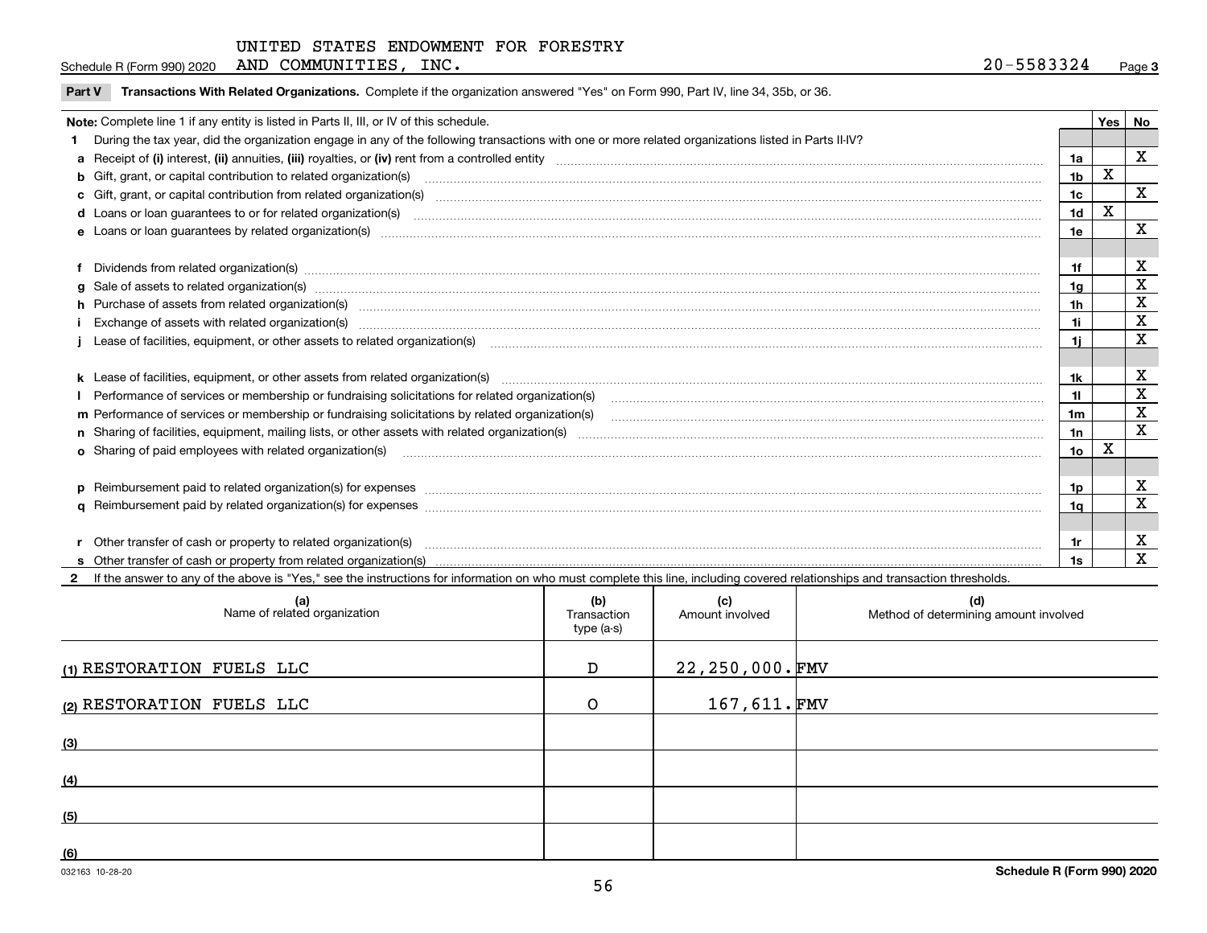Schedule R (Form 990) 2020 UNITED STATES ENDOWMENT FOR FORESTRY AND COMMUNITIES, INC. 20-5583324 Page 3

**Part V Transactions With Related Organizations.** Complete if the organization answered "Yes" on Form 990, Part IV, line 34, 35b, or 36.

| Note: Complete line 1 if any entity is listed in Parts II, III, or IV of this schedule. | | Yes | No |
|---|---|---|---|
| **1** During the tax year, did the organization engage in any of the following transactions with one or more related organizations listed in Parts II-IV? | | | |
| **a** Receipt of **(i)** interest, **(ii)** annuities, **(iii)** royalties, or **(iv)** rent from a controlled entity | 1a | | X |
| **b** Gift, grant, or capital contribution to related organization(s) | 1b | X | |
| **c** Gift, grant, or capital contribution from related organization(s) | 1c | | X |
| **d** Loans or loan guarantees to or for related organization(s) | 1d | X | |
| **e** Loans or loan guarantees by related organization(s) | 1e | | X |
| **f** Dividends from related organization(s) | 1f | | X |
| **g** Sale of assets to related organization(s) | 1g | | X |
| **h** Purchase of assets from related organization(s) | 1h | | X |
| **i** Exchange of assets with related organization(s) | 1i | | X |
| **j** Lease of facilities, equipment, or other assets to related organization(s) | 1j | | X |
| **k** Lease of facilities, equipment, or other assets from related organization(s) | 1k | | X |
| **l** Performance of services or membership or fundraising solicitations for related organization(s) | 1l | | X |
| **m** Performance of services or membership or fundraising solicitations by related organization(s) | 1m | | X |
| **n** Sharing of facilities, equipment, mailing lists, or other assets with related organization(s) | 1n | | X |
| **o** Sharing of paid employees with related organization(s) | 1o | X | |
| **p** Reimbursement paid to related organization(s) for expenses | 1p | | X |
| **q** Reimbursement paid by related organization(s) for expenses | 1q | | X |
| **r** Other transfer of cash or property to related organization(s) | 1r | | X |
| **s** Other transfer of cash or property from related organization(s) | 1s | | X |

**2** If the answer to any of the above is "Yes," see the instructions for information on who must complete this line, including covered relationships and transaction thresholds.

| | (a) Name of related organization | (b) Transaction type (a-s) | (c) Amount involved | (d) Method of determining amount involved |
|---|---|---|---|---|
| (1) | RESTORATION FUELS LLC | D | 22,250,000. | FMV |
| (2) | RESTORATION FUELS LLC | O | 167,611. | FMV |
| (3) | | | | |
| (4) | | | | |
| (5) | | | | |
| (6) | | | | |

032163 10-28-20 **Schedule R (Form 990) 2020**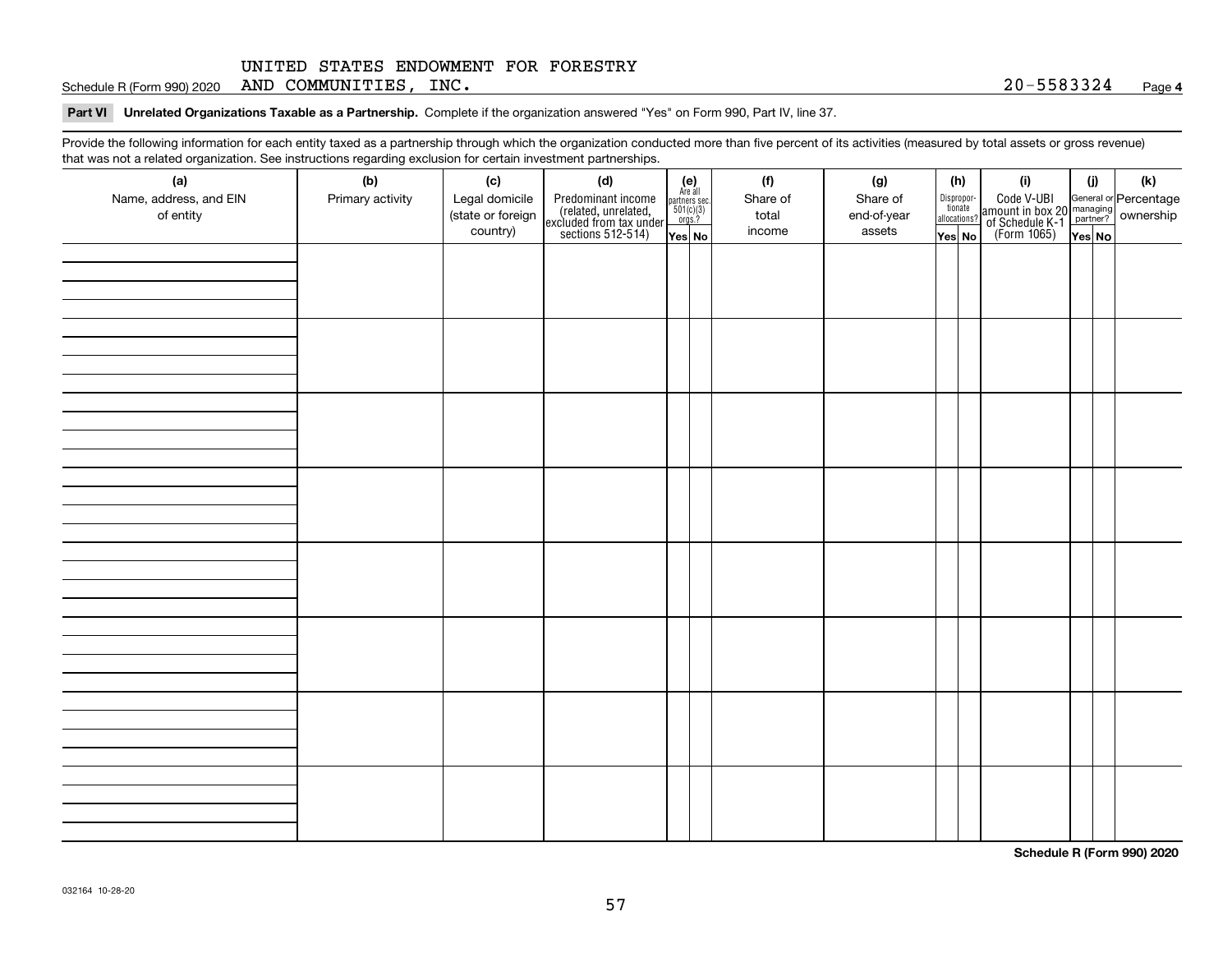UNITED STATES ENDOWMENT FOR FORESTRY AND COMMUNITIES, INC.

Schedule R (Form 990) 2020 | 20-5583324 | Page **4**

**Part VI** **Unrelated Organizations Taxable as a Partnership.** Complete if the organization answered "Yes" on Form 990, Part IV, line 37.

Provide the following information for each entity taxed as a partnership through which the organization conducted more than five percent of its activities (measured by total assets or gross revenue) that was not a related organization. See instructions regarding exclusion for certain investment partnerships.

| (a) Name, address, and EIN of entity | (b) Primary activity | (c) Legal domicile (state or foreign country) | (d) Predominant income (related, unrelated, excluded from tax under sections 512-514) | (e) Are all partners sec. 501(c)(3) orgs.? Yes | No | (f) Share of total income | (g) Share of end-of-year assets | (h) Disproportionate allocations? Yes | No | (i) Code V-UBI amount in box 20 of Schedule K-1 (Form 1065) | (j) General or managing partner? Yes | No | (k) Percentage ownership |
|---|---|---|---|---|---|---|---|---|---|---|---|---|---|
| | | | | | | | | | | | | | |
| | | | | | | | | | | | | | |
| | | | | | | | | | | | | | |
| | | | | | | | | | | | | | |
| | | | | | | | | | | | | | |
| | | | | | | | | | | | | | |
| | | | | | | | | | | | | | |
| | | | | | | | | | | | | | |

**Schedule R (Form 990) 2020**

032164 10-28-20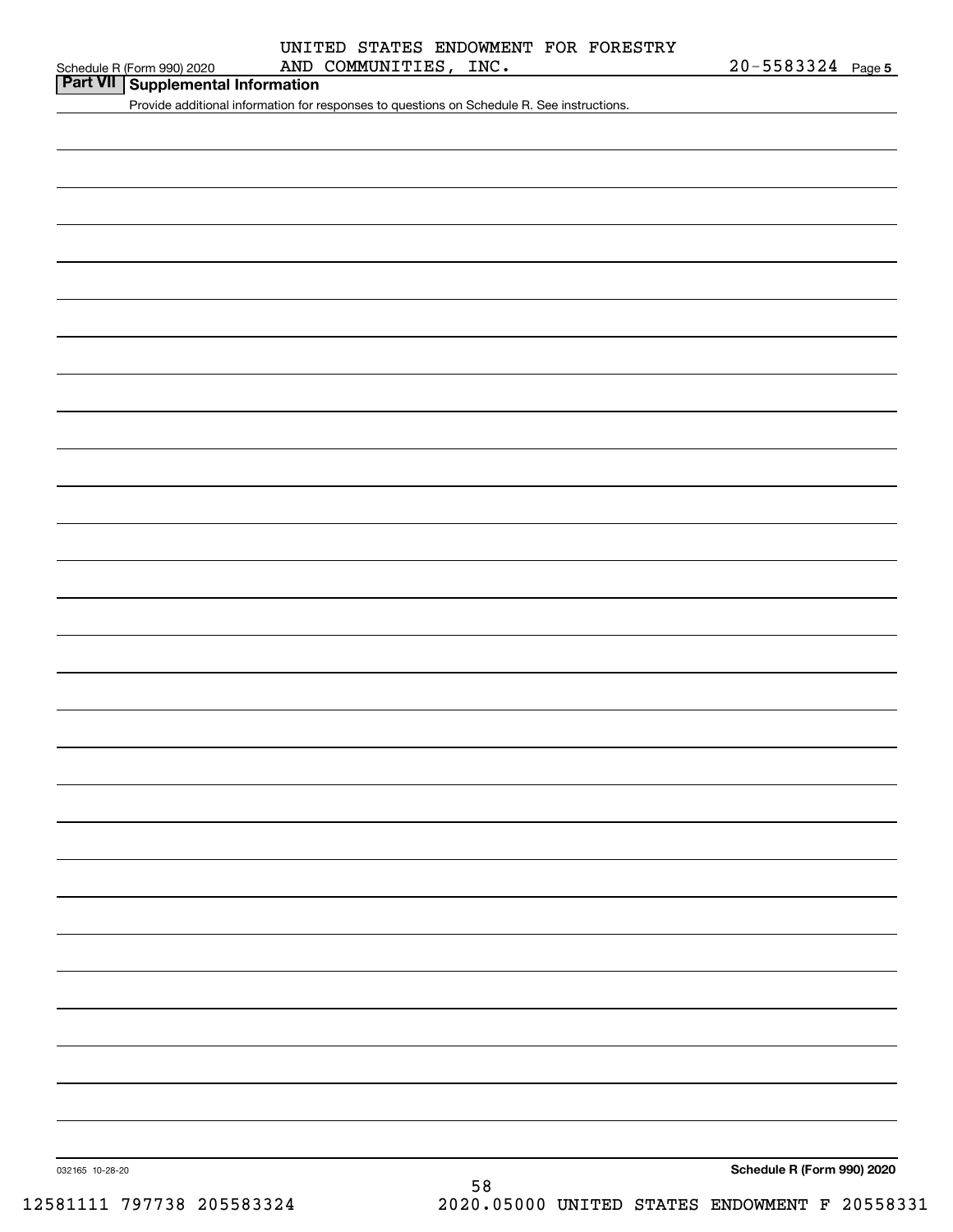UNITED STATES ENDOWMENT FOR FORESTRY AND COMMUNITIES, INC. 20-5583324

## Part VII Supplemental Information

Provide additional information for responses to questions on Schedule R. See instructions.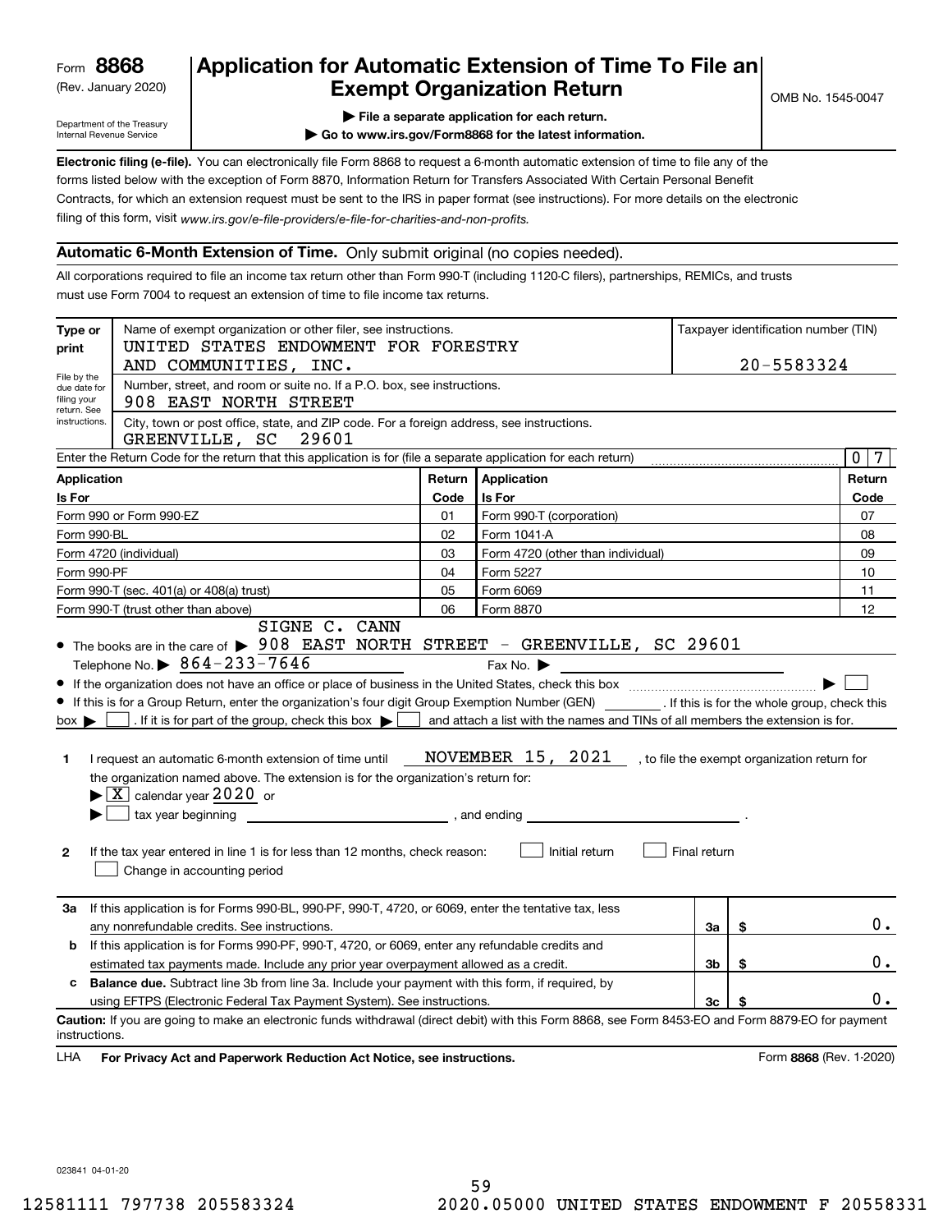Form **8868**
(Rev. January 2020)

Department of the Treasury
Internal Revenue Service

# Application for Automatic Extension of Time To File an Exempt Organization Return

▶ File a separate application for each return.
▶ Go to www.irs.gov/Form8868 for the latest information.

OMB No. 1545-0047

**Electronic filing (e-file).** You can electronically file Form 8868 to request a 6-month automatic extension of time to file any of the forms listed below with the exception of Form 8870, Information Return for Transfers Associated With Certain Personal Benefit Contracts, for which an extension request must be sent to the IRS in paper format (see instructions). For more details on the electronic filing of this form, visit *www.irs.gov/e-file-providers/e-file-for-charities-and-non-profits.*

## Automatic 6-Month Extension of Time. Only submit original (no copies needed).

All corporations required to file an income tax return other than Form 990-T (including 1120-C filers), partnerships, REMICs, and trusts must use Form 7004 to request an extension of time to file income tax returns.

| Type or print | | |
|---|---|---|
| File by the due date for filing your return. See instructions. | Name of exempt organization or other filer, see instructions. UNITED STATES ENDOWMENT FOR FORESTRY AND COMMUNITIES, INC. | Taxpayer identification number (TIN) 20-5583324 |
| | Number, street, and room or suite no. If a P.O. box, see instructions. 908 EAST NORTH STREET | |
| | City, town or post office, state, and ZIP code. For a foreign address, see instructions. GREENVILLE, SC 29601 | |

Enter the Return Code for the return that this application is for (file a separate application for each return) 0 7

| Application Is For | Return Code | Application Is For | Return Code |
|---|---|---|---|
| Form 990 or Form 990-EZ | 01 | Form 990-T (corporation) | 07 |
| Form 990-BL | 02 | Form 1041-A | 08 |
| Form 4720 (individual) | 03 | Form 4720 (other than individual) | 09 |
| Form 990-PF | 04 | Form 5227 | 10 |
| Form 990-T (sec. 401(a) or 408(a) trust) | 05 | Form 6069 | 11 |
| Form 990-T (trust other than above) | 06 | Form 8870 | 12 |

- The books are in the care of ▶ SIGNE C. CANN 908 EAST NORTH STREET - GREENVILLE, SC 29601
  Telephone No. ▶ 864-233-7646 Fax No. ▶
- If the organization does not have an office or place of business in the United States, check this box ▶ ☐
- If this is for a Group Return, enter the organization's four digit Group Exemption Number (GEN) ______ . If this is for the whole group, check this box ▶ ☐ . If it is for part of the group, check this box ▶ ☐ and attach a list with the names and TINs of all members the extension is for.

**1** I request an automatic 6-month extension of time until NOVEMBER 15, 2021 , to file the exempt organization return for the organization named above. The extension is for the organization's return for:
▶ [X] calendar year 2020 or
▶ ☐ tax year beginning ______________ , and ending ______________ .

**2** If the tax year entered in line 1 is for less than 12 months, check reason: ☐ Initial return ☐ Final return
☐ Change in accounting period

| | | | |
|---|---|---|---|
| **3a** | If this application is for Forms 990-BL, 990-PF, 990-T, 4720, or 6069, enter the tentative tax, less any nonrefundable credits. See instructions. | 3a | $ 0. |
| **b** | If this application is for Forms 990-PF, 990-T, 4720, or 6069, enter any refundable credits and estimated tax payments made. Include any prior year overpayment allowed as a credit. | 3b | $ 0. |
| **c** | **Balance due.** Subtract line 3b from line 3a. Include your payment with this form, if required, by using EFTPS (Electronic Federal Tax Payment System). See instructions. | 3c | $ 0. |

**Caution:** If you are going to make an electronic funds withdrawal (direct debit) with this Form 8868, see Form 8453-EO and Form 8879-EO for payment instructions.

LHA **For Privacy Act and Paperwork Reduction Act Notice, see instructions.** Form **8868** (Rev. 1-2020)

023841 04-01-20

12581111 797738 205583324 2020.05000 UNITED STATES ENDOWMENT F 20558331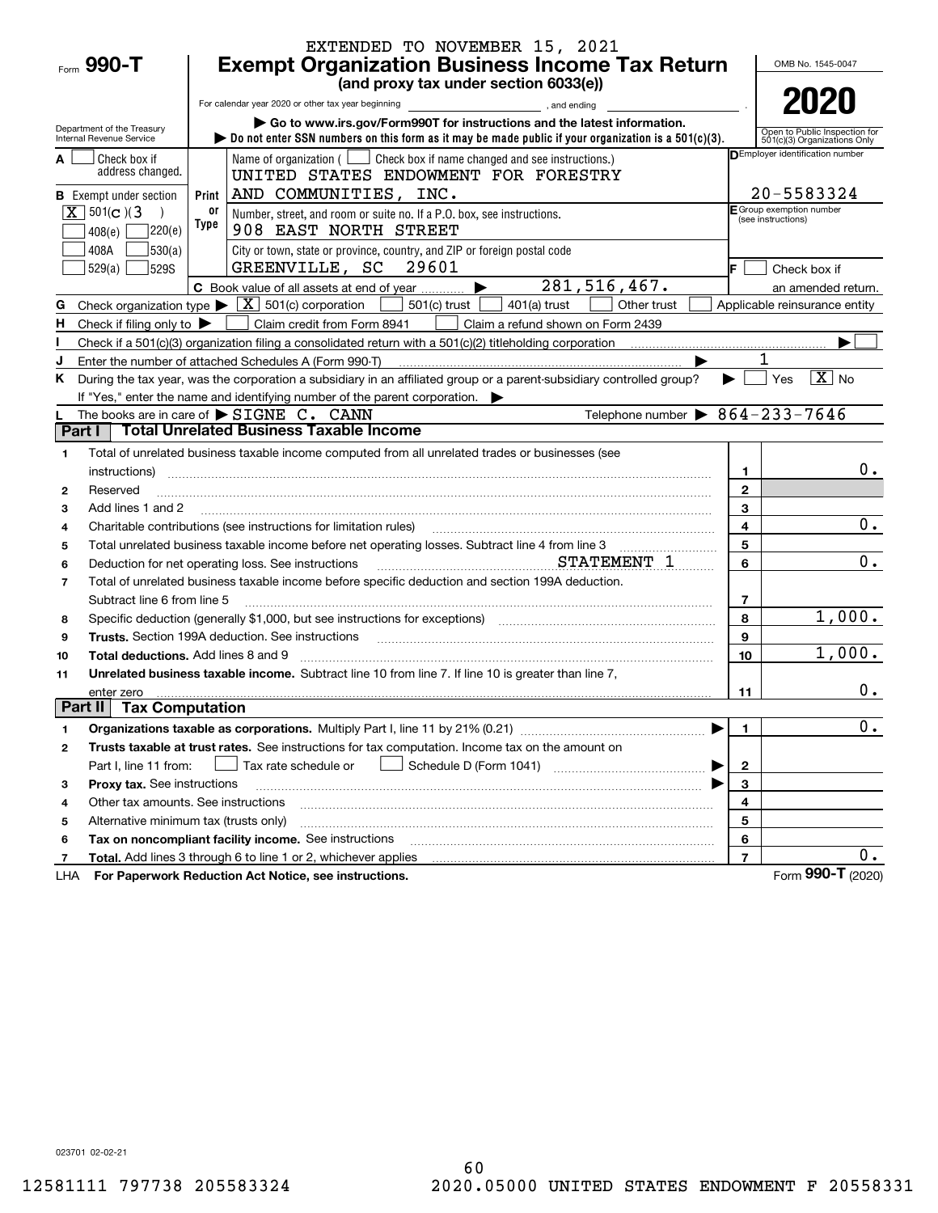EXTENDED TO NOVEMBER 15, 2021

Form **990-T**

# Exempt Organization Business Income Tax Return

**(and proxy tax under section 6033(e))**

For calendar year 2020 or other tax year beginning , and ending .

▶ Go to www.irs.gov/Form990T for instructions and the latest information.

▶ Do not enter SSN numbers on this form as it may be made public if your organization is a 501(c)(3).

Department of the Treasury
Internal Revenue Service

OMB No. 1545-0047

**2020**

Open to Public Inspection for 501(c)(3) Organizations Only

**A** [ ] Check box if address changed.

**B** Exempt under section
[X] 501(c)(3)
[ ] 408(e) [ ] 220(e)
[ ] 408A [ ] 530(a)
[ ] 529(a) [ ] 529S

Print or Type

Name of organization ( [ ] Check box if name changed and see instructions.)
UNITED STATES ENDOWMENT FOR FORESTRY AND COMMUNITIES, INC.

Number, street, and room or suite no. If a P.O. box, see instructions.
908 EAST NORTH STREET

City or town, state or province, country, and ZIP or foreign postal code
GREENVILLE, SC 29601

**D** Employer identification number: 20-5583324

**E** Group exemption number (see instructions)

**F** [ ] Check box if an amended return.

**C** Book value of all assets at end of year ▶ 281,516,467.

**G** Check organization type ▶ [X] 501(c) corporation [ ] 501(c) trust [ ] 401(a) trust [ ] Other trust [ ] Applicable reinsurance entity

**H** Check if filing only to ▶ [ ] Claim credit from Form 8941 [ ] Claim a refund shown on Form 2439

**I** Check if a 501(c)(3) organization filing a consolidated return with a 501(c)(2) titleholding corporation ▶ [ ]

**J** Enter the number of attached Schedules A (Form 990-T) ▶ 1

**K** During the tax year, was the corporation a subsidiary in an affiliated group or a parent-subsidiary controlled group? ▶ [ ] Yes [X] No

If "Yes," enter the name and identifying number of the parent corporation. ▶

**L** The books are in care of ▶ SIGNE C. CANN Telephone number ▶ 864-233-7646

## Part I Total Unrelated Business Taxable Income

| | | Line | Amount |
|---|---|---|---|
| 1 | Total of unrelated business taxable income computed from all unrelated trades or businesses (see instructions) | 1 | 0. |
| 2 | Reserved | 2 | |
| 3 | Add lines 1 and 2 | 3 | |
| 4 | Charitable contributions (see instructions for limitation rules) | 4 | 0. |
| 5 | Total unrelated business taxable income before net operating losses. Subtract line 4 from line 3 | 5 | |
| 6 | Deduction for net operating loss. See instructions STATEMENT 1 | 6 | 0. |
| 7 | Total of unrelated business taxable income before specific deduction and section 199A deduction. Subtract line 6 from line 5 | 7 | |
| 8 | Specific deduction (generally $1,000, but see instructions for exceptions) | 8 | 1,000. |
| 9 | **Trusts.** Section 199A deduction. See instructions | 9 | |
| 10 | **Total deductions.** Add lines 8 and 9 | 10 | 1,000. |
| 11 | **Unrelated business taxable income.** Subtract line 10 from line 7. If line 10 is greater than line 7, enter zero | 11 | 0. |

## Part II Tax Computation

| | | Line | Amount |
|---|---|---|---|
| 1 | **Organizations taxable as corporations.** Multiply Part I, line 11 by 21% (0.21) ▶ | 1 | 0. |
| 2 | **Trusts taxable at trust rates.** See instructions for tax computation. Income tax on the amount on Part I, line 11 from: [ ] Tax rate schedule or [ ] Schedule D (Form 1041) ▶ | 2 | |
| 3 | **Proxy tax.** See instructions ▶ | 3 | |
| 4 | Other tax amounts. See instructions | 4 | |
| 5 | Alternative minimum tax (trusts only) | 5 | |
| 6 | **Tax on noncompliant facility income.** See instructions | 6 | |
| 7 | **Total.** Add lines 3 through 6 to line 1 or 2, whichever applies | 7 | 0. |

LHA **For Paperwork Reduction Act Notice, see instructions.** Form **990-T** (2020)

023701 02-02-21

12581111 797738 205583324 2020.05000 UNITED STATES ENDOWMENT F 20558331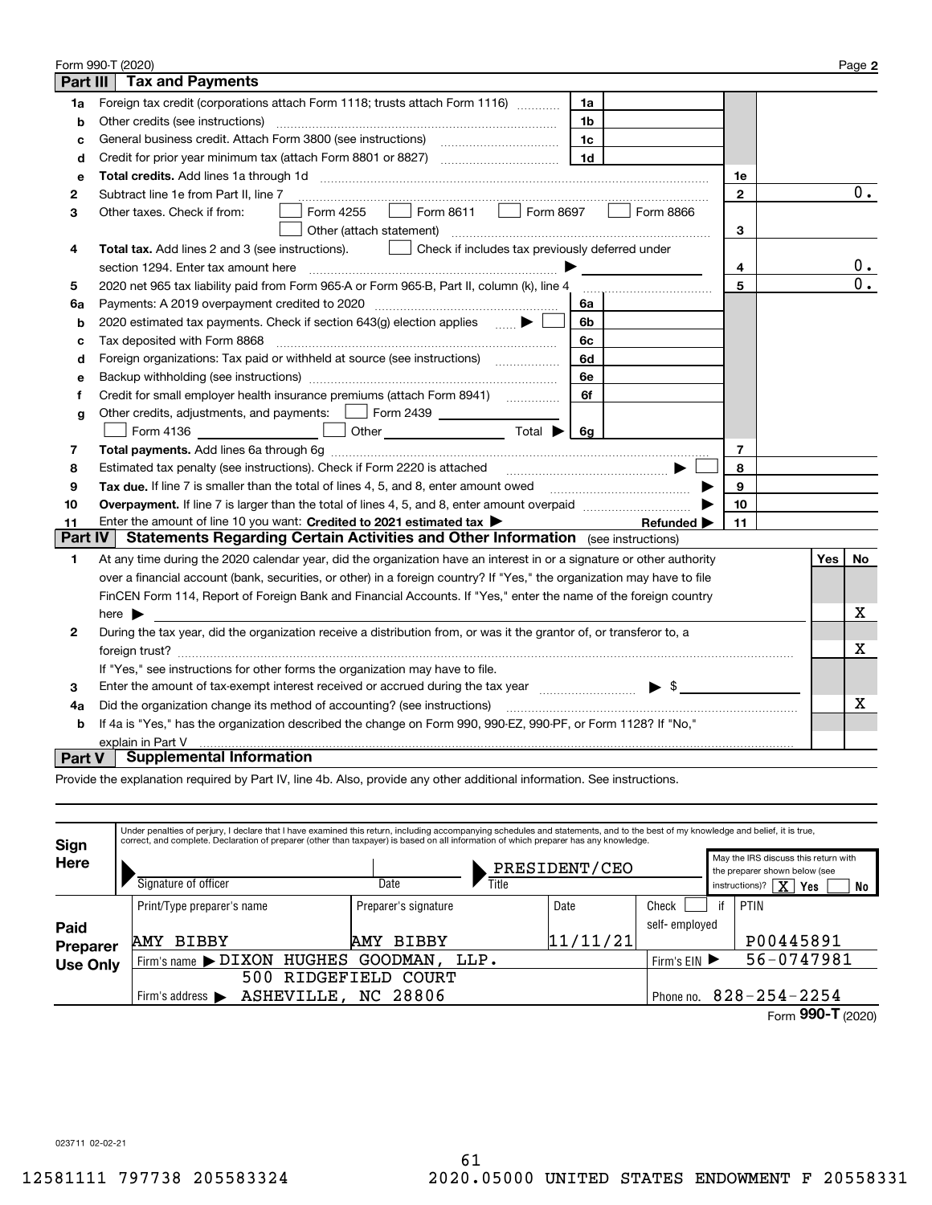Form 990-T (2020) Page **2**

## Part III Tax and Payments

| | | | | | |
|---|---|---|---|---|---|
| **1a** | Foreign tax credit (corporations attach Form 1118; trusts attach Form 1116) | 1a | | | |
| **b** | Other credits (see instructions) | 1b | | | |
| **c** | General business credit. Attach Form 3800 (see instructions) | 1c | | | |
| **d** | Credit for prior year minimum tax (attach Form 8801 or 8827) | 1d | | | |
| **e** | **Total credits.** Add lines 1a through 1d | | | 1e | |
| **2** | Subtract line 1e from Part II, line 7 | | | 2 | 0. |
| **3** | Other taxes. Check if from: ☐ Form 4255 ☐ Form 8611 ☐ Form 8697 ☐ Form 8866 ☐ Other (attach statement) | | | 3 | |
| **4** | **Total tax.** Add lines 2 and 3 (see instructions). ☐ Check if includes tax previously deferred under section 1294. Enter tax amount here ▶ | | | 4 | 0. |
| **5** | 2020 net 965 tax liability paid from Form 965-A or Form 965-B, Part II, column (k), line 4 | | | 5 | 0. |
| **6a** | Payments: A 2019 overpayment credited to 2020 | 6a | | | |
| **b** | 2020 estimated tax payments. Check if section 643(g) election applies ▶ ☐ | 6b | | | |
| **c** | Tax deposited with Form 8868 | 6c | | | |
| **d** | Foreign organizations: Tax paid or withheld at source (see instructions) | 6d | | | |
| **e** | Backup withholding (see instructions) | 6e | | | |
| **f** | Credit for small employer health insurance premiums (attach Form 8941) | 6f | | | |
| **g** | Other credits, adjustments, and payments: ☐ Form 2439 ___ ☐ Form 4136 ___ ☐ Other ___ Total ▶ | 6g | | | |
| **7** | **Total payments.** Add lines 6a through 6g | | | 7 | |
| **8** | Estimated tax penalty (see instructions). Check if Form 2220 is attached ▶ ☐ | | | 8 | |
| **9** | **Tax due.** If line 7 is smaller than the total of lines 4, 5, and 8, enter amount owed ▶ | | | 9 | |
| **10** | **Overpayment.** If line 7 is larger than the total of lines 4, 5, and 8, enter amount overpaid ▶ | | | 10 | |
| **11** | Enter the amount of line 10 you want: **Credited to 2021 estimated tax** ▶ | | **Refunded** ▶ | 11 | |

## Part IV Statements Regarding Certain Activities and Other Information (see instructions)

| | | Yes | No |
|---|---|---|---|
| **1** | At any time during the 2020 calendar year, did the organization have an interest in or a signature or other authority over a financial account (bank, securities, or other) in a foreign country? If "Yes," the organization may have to file FinCEN Form 114, Report of Foreign Bank and Financial Accounts. If "Yes," enter the name of the foreign country here ▶ | | X |
| **2** | During the tax year, did the organization receive a distribution from, or was it the grantor of, or transferor to, a foreign trust? If "Yes," see instructions for other forms the organization may have to file. | | X |
| **3** | Enter the amount of tax-exempt interest received or accrued during the tax year ▶ $ | | |
| **4a** | Did the organization change its method of accounting? (see instructions) | | X |
| **b** | If 4a is "Yes," has the organization described the change on Form 990, 990-EZ, 990-PF, or Form 1128? If "No," explain in Part V | | |

## Part V Supplemental Information

Provide the explanation required by Part IV, line 4b. Also, provide any other additional information. See instructions.

**Sign Here**

Under penalties of perjury, I declare that I have examined this return, including accompanying schedules and statements, and to the best of my knowledge and belief, it is true, correct, and complete. Declaration of preparer (other than taxpayer) is based on all information of which preparer has any knowledge.

| Signature of officer | Date | Title | May the IRS discuss this return with the preparer shown below (see instructions)? |
|---|---|---|---|
| | | PRESIDENT/CEO | X Yes ☐ No |

**Paid Preparer Use Only**

| Print/Type preparer's name | Preparer's signature | Date | Check ☐ if self-employed | PTIN |
|---|---|---|---|---|
| AMY BIBBY | AMY BIBBY | 11/11/21 | | P00445891 |
| Firm's name ▶ DIXON HUGHES GOODMAN, LLP. | | | Firm's EIN ▶ | 56-0747981 |
| Firm's address ▶ 500 RIDGEFIELD COURT ASHEVILLE, NC 28806 | | | Phone no. | 828-254-2254 |

Form **990-T** (2020)

023711 02-02-21

12581111 797738 205583324 2020.05000 UNITED STATES ENDOWMENT F 20558331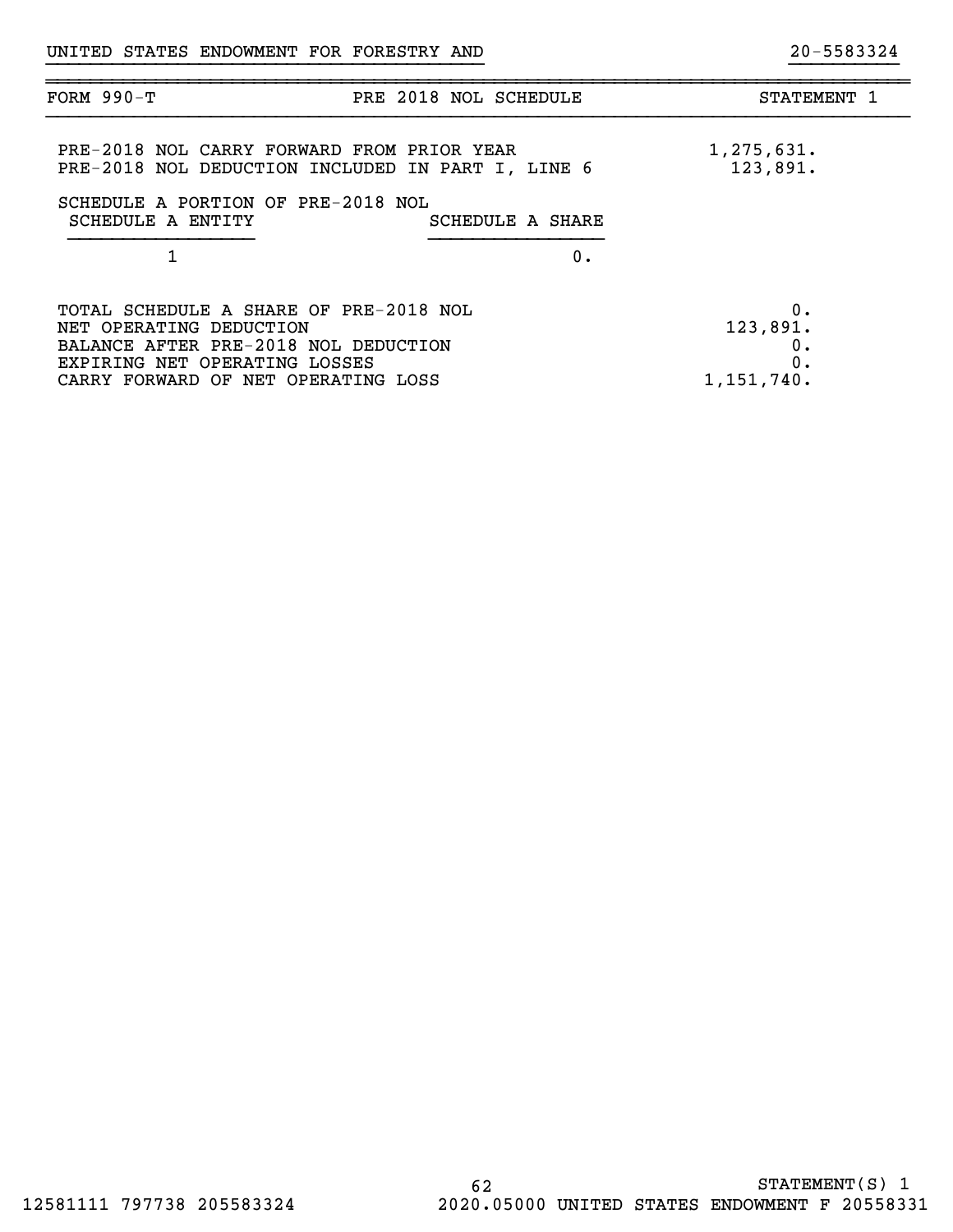UNITED STATES ENDOWMENT FOR FORESTRY AND 20-5583324

| FORM 990-T | PRE 2018 NOL SCHEDULE | STATEMENT 1 |
|---|---|---|

| | |
|---|---|
| PRE-2018 NOL CARRY FORWARD FROM PRIOR YEAR | 1,275,631. |
| PRE-2018 NOL DEDUCTION INCLUDED IN PART I, LINE 6 | 123,891. |

SCHEDULE A PORTION OF PRE-2018 NOL

| SCHEDULE A ENTITY | SCHEDULE A SHARE |
|---|---|
| 1 | 0. |

| | |
|---|---|
| TOTAL SCHEDULE A SHARE OF PRE-2018 NOL | 0. |
| NET OPERATING DEDUCTION | 123,891. |
| BALANCE AFTER PRE-2018 NOL DEDUCTION | 0. |
| EXPIRING NET OPERATING LOSSES | 0. |
| CARRY FORWARD OF NET OPERATING LOSS | 1,151,740. |

STATEMENT(S) 1

12581111 797738 205583324 2020.05000 UNITED STATES ENDOWMENT F 20558331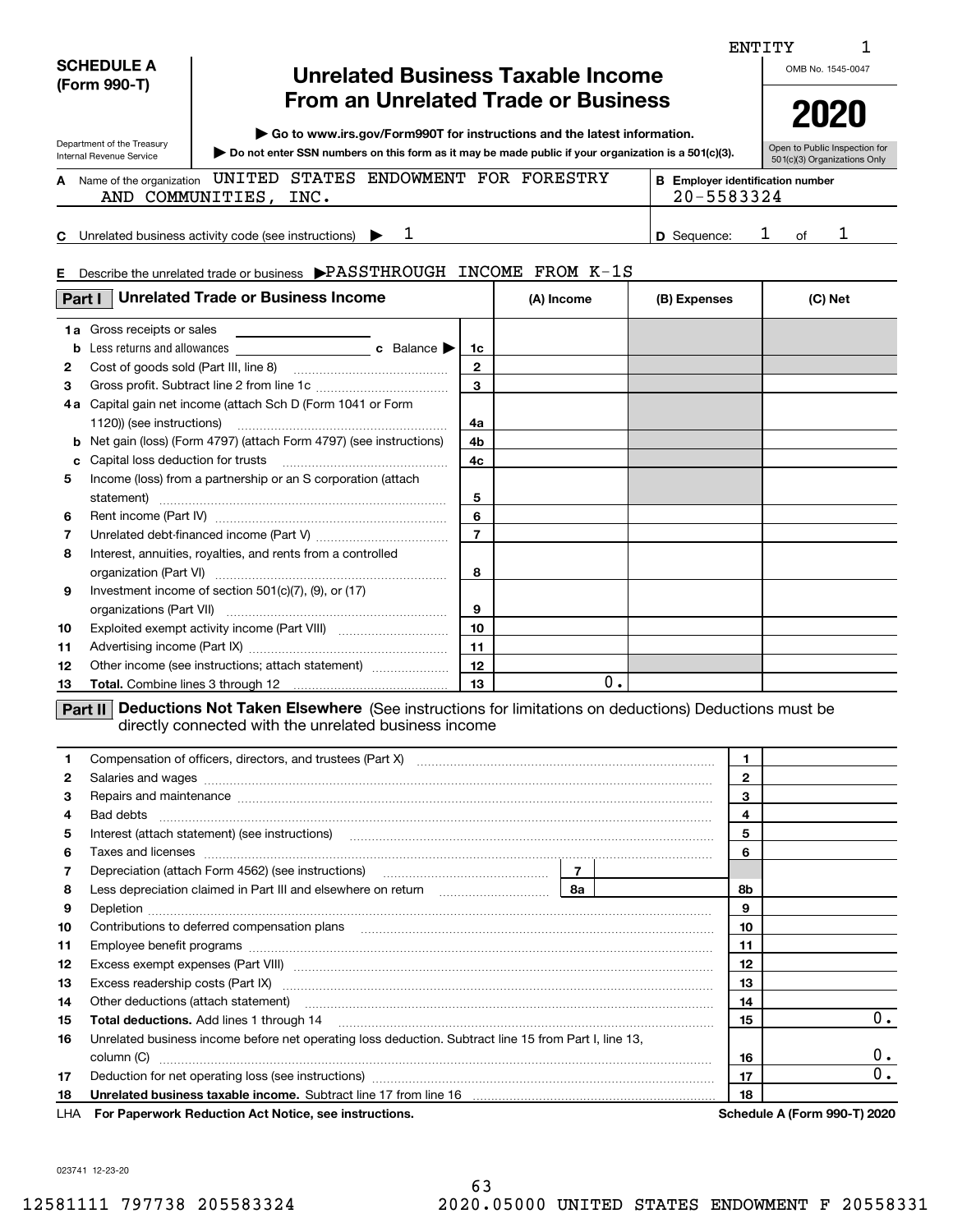ENTITY 1

**SCHEDULE A (Form 990-T)**

Department of the Treasury
Internal Revenue Service

# Unrelated Business Taxable Income From an Unrelated Trade or Business

▶ Go to www.irs.gov/Form990T for instructions and the latest information.
▶ Do not enter SSN numbers on this form as it may be made public if your organization is a 501(c)(3).

OMB No. 1545-0047

**2020**

Open to Public Inspection for 501(c)(3) Organizations Only

**A** Name of the organization UNITED STATES ENDOWMENT FOR FORESTRY AND COMMUNITIES, INC.

**B** Employer identification number 20-5583324

**C** Unrelated business activity code (see instructions) ▶ 1

**D** Sequence: 1 of 1

**E** Describe the unrelated trade or business ▶PASSTHROUGH INCOME FROM K-1S

| **Part I** Unrelated Trade or Business Income | | (A) Income | (B) Expenses | (C) Net |
|---|---|---|---|---|
| **1a** Gross receipts or sales | | | | |
| **b** Less returns and allowances ______ **c** Balance ▶ | 1c | | | |
| **2** Cost of goods sold (Part III, line 8) | 2 | | | |
| **3** Gross profit. Subtract line 2 from line 1c | 3 | | | |
| **4a** Capital gain net income (attach Sch D (Form 1041 or Form 1120)) (see instructions) | 4a | | | |
| **b** Net gain (loss) (Form 4797) (attach Form 4797) (see instructions) | 4b | | | |
| **c** Capital loss deduction for trusts | 4c | | | |
| **5** Income (loss) from a partnership or an S corporation (attach statement) | 5 | | | |
| **6** Rent income (Part IV) | 6 | | | |
| **7** Unrelated debt-financed income (Part V) | 7 | | | |
| **8** Interest, annuities, royalties, and rents from a controlled organization (Part VI) | 8 | | | |
| **9** Investment income of section 501(c)(7), (9), or (17) organizations (Part VII) | 9 | | | |
| **10** Exploited exempt activity income (Part VIII) | 10 | | | |
| **11** Advertising income (Part IX) | 11 | | | |
| **12** Other income (see instructions; attach statement) | 12 | | | |
| **13** **Total.** Combine lines 3 through 12 | 13 | 0. | | |

**Part II** **Deductions Not Taken Elsewhere** (See instructions for limitations on deductions) Deductions must be directly connected with the unrelated business income

| | | | |
|---|---|---|---|
| **1** | Compensation of officers, directors, and trustees (Part X) | 1 | |
| **2** | Salaries and wages | 2 | |
| **3** | Repairs and maintenance | 3 | |
| **4** | Bad debts | 4 | |
| **5** | Interest (attach statement) (see instructions) | 5 | |
| **6** | Taxes and licenses | 6 | |
| **7** | Depreciation (attach Form 4562) (see instructions) ..... 7 | | |
| **8** | Less depreciation claimed in Part III and elsewhere on return ..... 8a | 8b | |
| **9** | Depletion | 9 | |
| **10** | Contributions to deferred compensation plans | 10 | |
| **11** | Employee benefit programs | 11 | |
| **12** | Excess exempt expenses (Part VIII) | 12 | |
| **13** | Excess readership costs (Part IX) | 13 | |
| **14** | Other deductions (attach statement) | 14 | |
| **15** | **Total deductions.** Add lines 1 through 14 | 15 | 0. |
| **16** | Unrelated business income before net operating loss deduction. Subtract line 15 from Part I, line 13, column (C) | 16 | 0. |
| **17** | Deduction for net operating loss (see instructions) | 17 | 0. |
| **18** | **Unrelated business taxable income.** Subtract line 17 from line 16 | 18 | |

LHA **For Paperwork Reduction Act Notice, see instructions.** **Schedule A (Form 990-T) 2020**

023741 12-23-20

12581111 797738 205583324 2020.05000 UNITED STATES ENDOWMENT F 20558331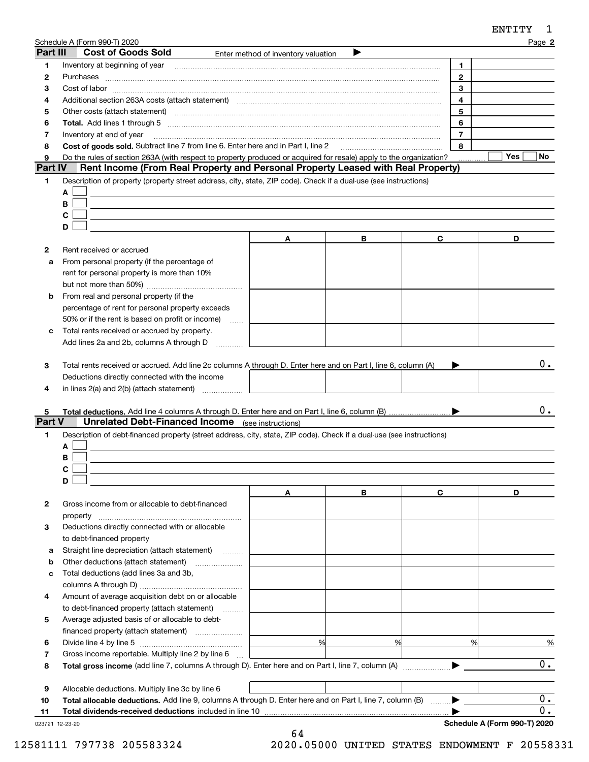Schedule A (Form 990-T) 2020 Page **2**

## Part III Cost of Goods Sold

Enter method of inventory valuation ▶

| | | | |
|---|---|---|---|
| 1 | Inventory at beginning of year | 1 | |
| 2 | Purchases | 2 | |
| 3 | Cost of labor | 3 | |
| 4 | Additional section 263A costs (attach statement) | 4 | |
| 5 | Other costs (attach statement) | 5 | |
| 6 | **Total.** Add lines 1 through 5 | 6 | |
| 7 | Inventory at end of year | 7 | |
| 8 | **Cost of goods sold.** Subtract line 7 from line 6. Enter here and in Part I, line 2 | 8 | |
| 9 | Do the rules of section 263A (with respect to property produced or acquired for resale) apply to the organization? | | Yes ☐ No ☐ |

## Part IV Rent Income (From Real Property and Personal Property Leased with Real Property)

1 Description of property (property street address, city, state, ZIP code). Check if a dual-use (see instructions)

A ☐

B ☐

C ☐

D ☐

| | | A | B | C | D |
|---|---|---|---|---|---|
| 2 | Rent received or accrued | | | | |
| a | From personal property (if the percentage of rent for personal property is more than 10% but not more than 50%) | | | | |
| b | From real and personal property (if the percentage of rent for personal property exceeds 50% or if the rent is based on profit or income) | | | | |
| c | Total rents received or accrued by property. Add lines 2a and 2b, columns A through D | | | | |
| 3 | Total rents received or accrued. Add line 2c columns A through D. Enter here and on Part I, line 6, column (A) ▶ | | | | 0. |
| 4 | Deductions directly connected with the income in lines 2(a) and 2(b) (attach statement) | | | | |
| 5 | **Total deductions.** Add line 4 columns A through D. Enter here and on Part I, line 6, column (B) ▶ | | | | 0. |

## Part V Unrelated Debt-Financed Income (see instructions)

1 Description of debt-financed property (street address, city, state, ZIP code). Check if a dual-use (see instructions)

A ☐

B ☐

C ☐

D ☐

| | | A | B | C | D |
|---|---|---|---|---|---|
| 2 | Gross income from or allocable to debt-financed property | | | | |
| 3 | Deductions directly connected with or allocable to debt-financed property | | | | |
| a | Straight line depreciation (attach statement) | | | | |
| b | Other deductions (attach statement) | | | | |
| c | Total deductions (add lines 3a and 3b, columns A through D) | | | | |
| 4 | Amount of average acquisition debt on or allocable to debt-financed property (attach statement) | | | | |
| 5 | Average adjusted basis of or allocable to debt-financed property (attach statement) | | | | |
| 6 | Divide line 4 by line 5 | % | % | % | % |
| 7 | Gross income reportable. Multiply line 2 by line 6 | | | | |
| 8 | **Total gross income** (add line 7, columns A through D). Enter here and on Part I, line 7, column (A) ▶ | | | | 0. |
| 9 | Allocable deductions. Multiply line 3c by line 6 | | | | |
| 10 | **Total allocable deductions.** Add line 9, columns A through D. Enter here and on Part I, line 7, column (B) ▶ | | | | 0. |
| 11 | **Total dividends-received deductions** included in line 10 ▶ | | | | 0. |

023721 12-23-20 **Schedule A (Form 990-T) 2020**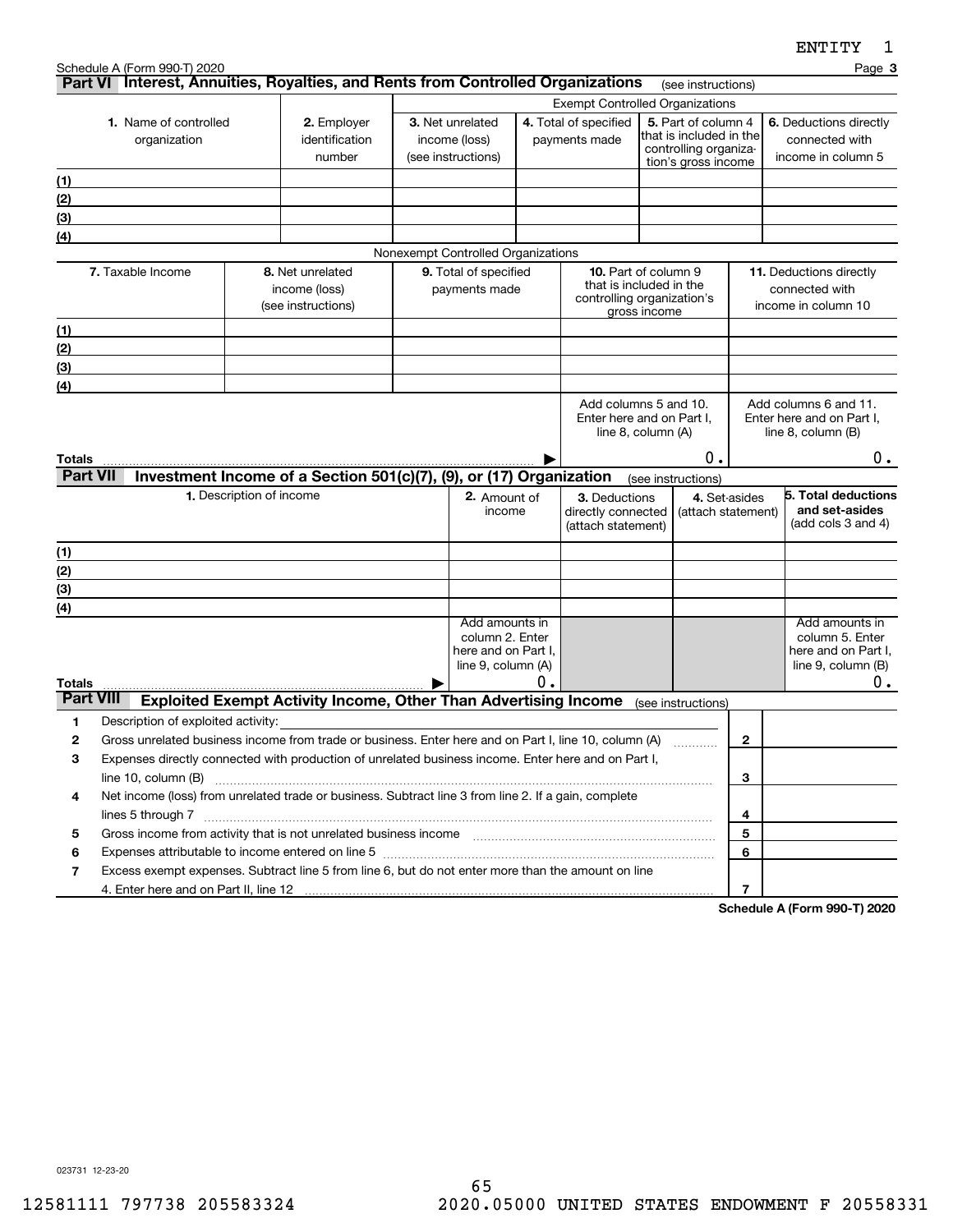Schedule A (Form 990-T) 2020

## Part VI Interest, Annuities, Royalties, and Rents from Controlled Organizations (see instructions)

| 1. Name of controlled organization | 2. Employer identification number | Exempt Controlled Organizations | | | |
|---|---|---|---|---|---|
| | | 3. Net unrelated income (loss) (see instructions) | 4. Total of specified payments made | 5. Part of column 4 that is included in the controlling organization's gross income | 6. Deductions directly connected with income in column 5 |
| (1) | | | | | |
| (2) | | | | | |
| (3) | | | | | |
| (4) | | | | | |

Nonexempt Controlled Organizations

| | 7. Taxable Income | 8. Net unrelated income (loss) (see instructions) | 9. Total of specified payments made | 10. Part of column 9 that is included in the controlling organization's gross income | 11. Deductions directly connected with income in column 10 |
|---|---|---|---|---|---|
| (1) | | | | | |
| (2) | | | | | |
| (3) | | | | | |
| (4) | | | | | |
| | | | | Add columns 5 and 10. Enter here and on Part I, line 8, column (A) | Add columns 6 and 11. Enter here and on Part I, line 8, column (B) |
| Totals ▶ | | | | 0. | 0. |

## Part VII Investment Income of a Section 501(c)(7), (9), or (17) Organization (see instructions)

| 1. Description of income | 2. Amount of income | 3. Deductions directly connected (attach statement) | 4. Set-asides (attach statement) | 5. Total deductions and set-asides (add cols 3 and 4) |
|---|---|---|---|---|
| (1) | | | | |
| (2) | | | | |
| (3) | | | | |
| (4) | | | | |
| | Add amounts in column 2. Enter here and on Part I, line 9, column (A) | | | Add amounts in column 5. Enter here and on Part I, line 9, column (B) |
| Totals ▶ | 0. | | | 0. |

## Part VIII Exploited Exempt Activity Income, Other Than Advertising Income (see instructions)

| | | | |
|---|---|---|---|
| 1 | Description of exploited activity: | | |
| 2 | Gross unrelated business income from trade or business. Enter here and on Part I, line 10, column (A) | 2 | |
| 3 | Expenses directly connected with production of unrelated business income. Enter here and on Part I, line 10, column (B) | 3 | |
| 4 | Net income (loss) from unrelated trade or business. Subtract line 3 from line 2. If a gain, complete lines 5 through 7 | 4 | |
| 5 | Gross income from activity that is not unrelated business income | 5 | |
| 6 | Expenses attributable to income entered on line 5 | 6 | |
| 7 | Excess exempt expenses. Subtract line 5 from line 6, but do not enter more than the amount on line 4. Enter here and on Part II, line 12 | 7 | |

Schedule A (Form 990-T) 2020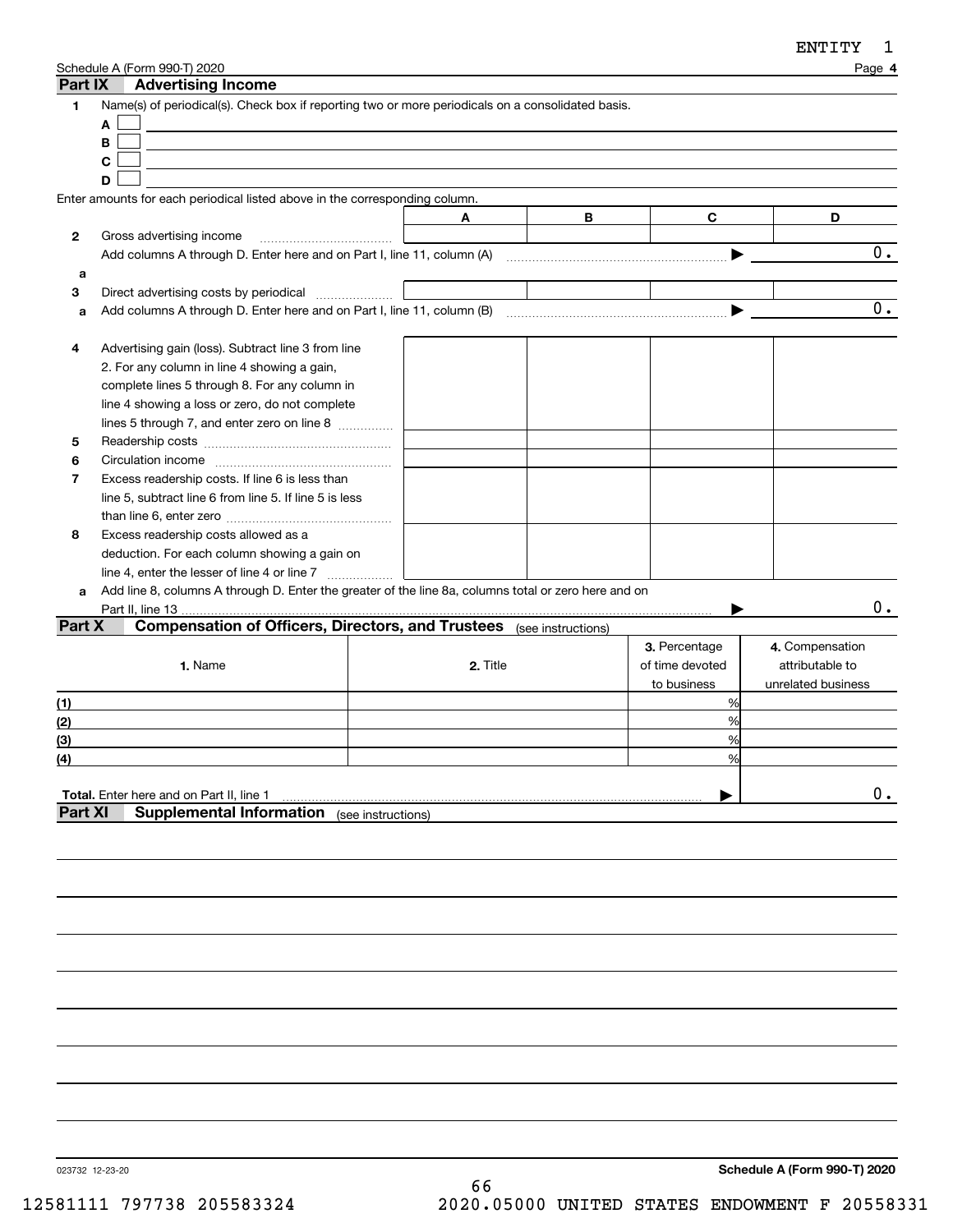ENTITY 1

Schedule A (Form 990-T) 2020

## Part IX Advertising Income

**1** Name(s) of periodical(s). Check box if reporting two or more periodicals on a consolidated basis.

A ☐

B ☐

C ☐

D ☐

Enter amounts for each periodical listed above in the corresponding column.

| | | A | B | C | D |
|---|---|---|---|---|---|
| **2** | Gross advertising income | | | | |
| | Add columns A through D. Enter here and on Part I, line 11, column (A) | | | | 0. |
| **a** | | | | | |
| **3** | Direct advertising costs by periodical | | | | |
| **a** | Add columns A through D. Enter here and on Part I, line 11, column (B) | | | | 0. |
| **4** | Advertising gain (loss). Subtract line 3 from line 2. For any column in line 4 showing a gain, complete lines 5 through 8. For any column in line 4 showing a loss or zero, do not complete lines 5 through 7, and enter zero on line 8 | | | | |
| **5** | Readership costs | | | | |
| **6** | Circulation income | | | | |
| **7** | Excess readership costs. If line 6 is less than line 5, subtract line 6 from line 5. If line 5 is less than line 6, enter zero | | | | |
| **8** | Excess readership costs allowed as a deduction. For each column showing a gain on line 4, enter the lesser of line 4 or line 7 | | | | |
| **a** | Add line 8, columns A through D. Enter the greater of the line 8a, columns total or zero here and on Part II, line 13 | | | | 0. |

## Part X Compensation of Officers, Directors, and Trustees (see instructions)

| | 1. Name | 2. Title | 3. Percentage of time devoted to business | 4. Compensation attributable to unrelated business |
|---|---|---|---|---|
| (1) | | | % | |
| (2) | | | % | |
| (3) | | | % | |
| (4) | | | % | |
| **Total.** Enter here and on Part II, line 1 | | | | 0. |

## Part XI Supplemental Information (see instructions)

023732 12-23-20

**Schedule A (Form 990-T) 2020**

12581111 797738 205583324 2020.05000 UNITED STATES ENDOWMENT F 20558331